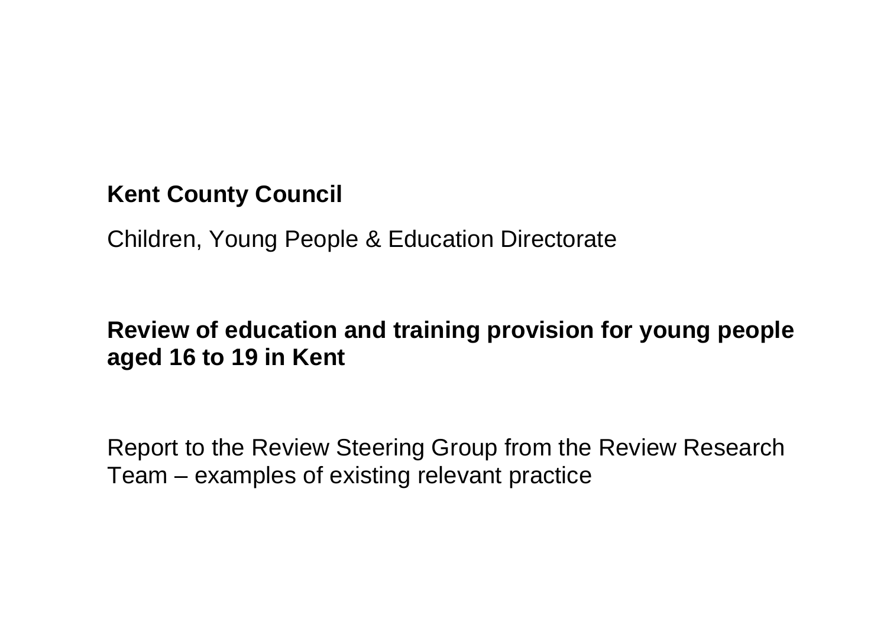**Kent County Council**

Children, Young People & Education Directorate

# Review of education and training provision for young people aged 16 to 19 in Kent

Report to the Review Steering Group from the Review Research Team – examples of existing relevant practice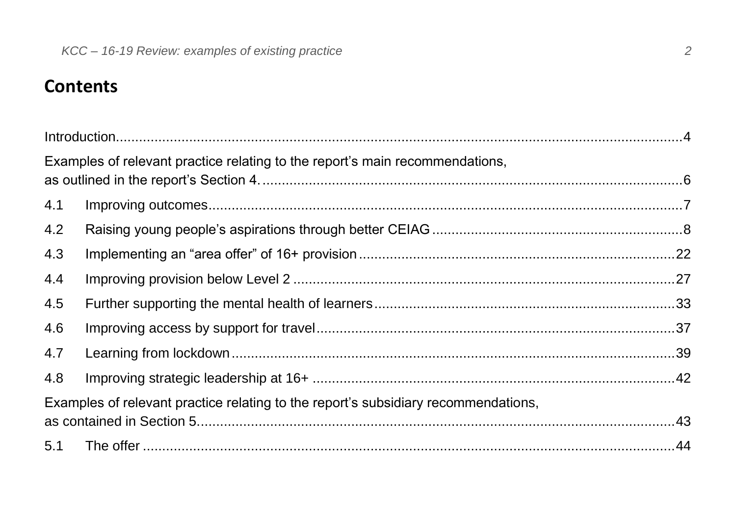## Contents

Introduction....4

Examples of relevant practice relating to the report's main recommendations, as outlined in the report's Section 4....6

4.1 Improving outcomes....7

4.2 Raising young people's aspirations through better CEIAG....8

4.3 Implementing an "area offer" of 16+ provision....22

4.4 Improving provision below Level 2....27

4.5 Further supporting the mental health of learners....33

4.6 Improving access by support for travel....37

4.7 Learning from lockdown....39

4.8 Improving strategic leadership at 16+....42

Examples of relevant practice relating to the report's subsidiary recommendations, as contained in Section 5....43

5.1 The offer....44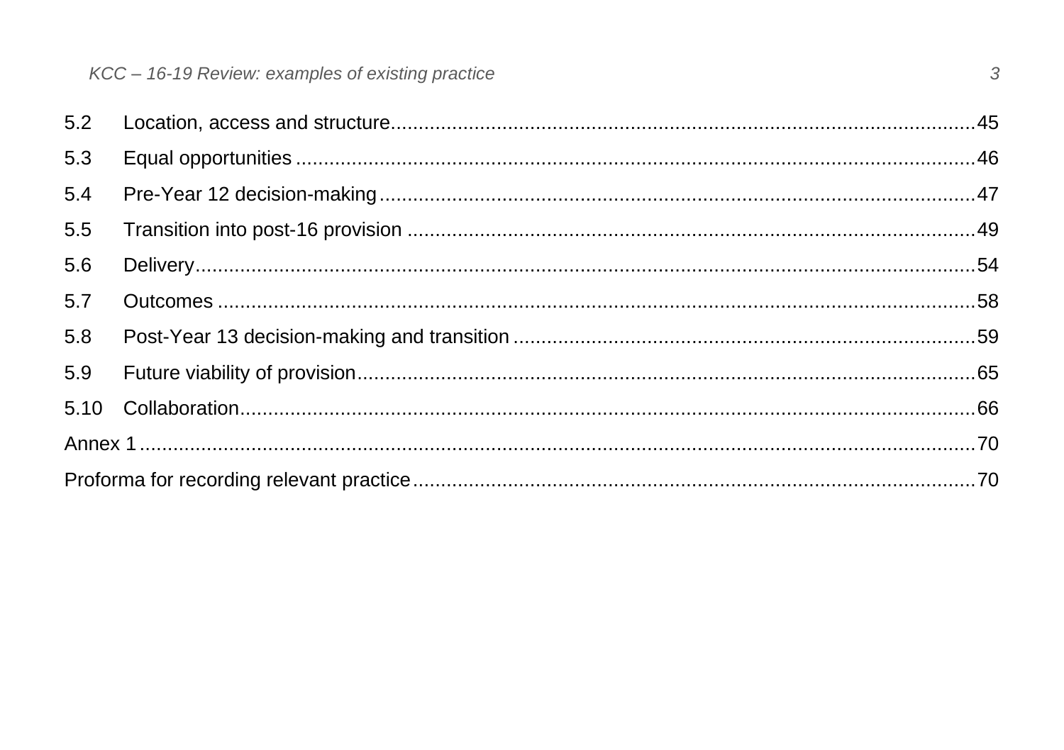5.2 Location, access and structure ........................................................................................................45

5.3 Equal opportunities ..............................................................................................................................46

5.4 Pre-Year 12 decision-making ..............................................................................................................47

5.5 Transition into post-16 provision .........................................................................................................49

5.6 Delivery .................................................................................................................................................54

5.7 Outcomes ..............................................................................................................................................58

5.8 Post-Year 13 decision-making and transition ....................................................................................59

5.9 Future viability of provision .................................................................................................................65

5.10 Collaboration ........................................................................................................................................66

Annex 1 ......................................................................................................................................................70

Proforma for recording relevant practice ....................................................................................................70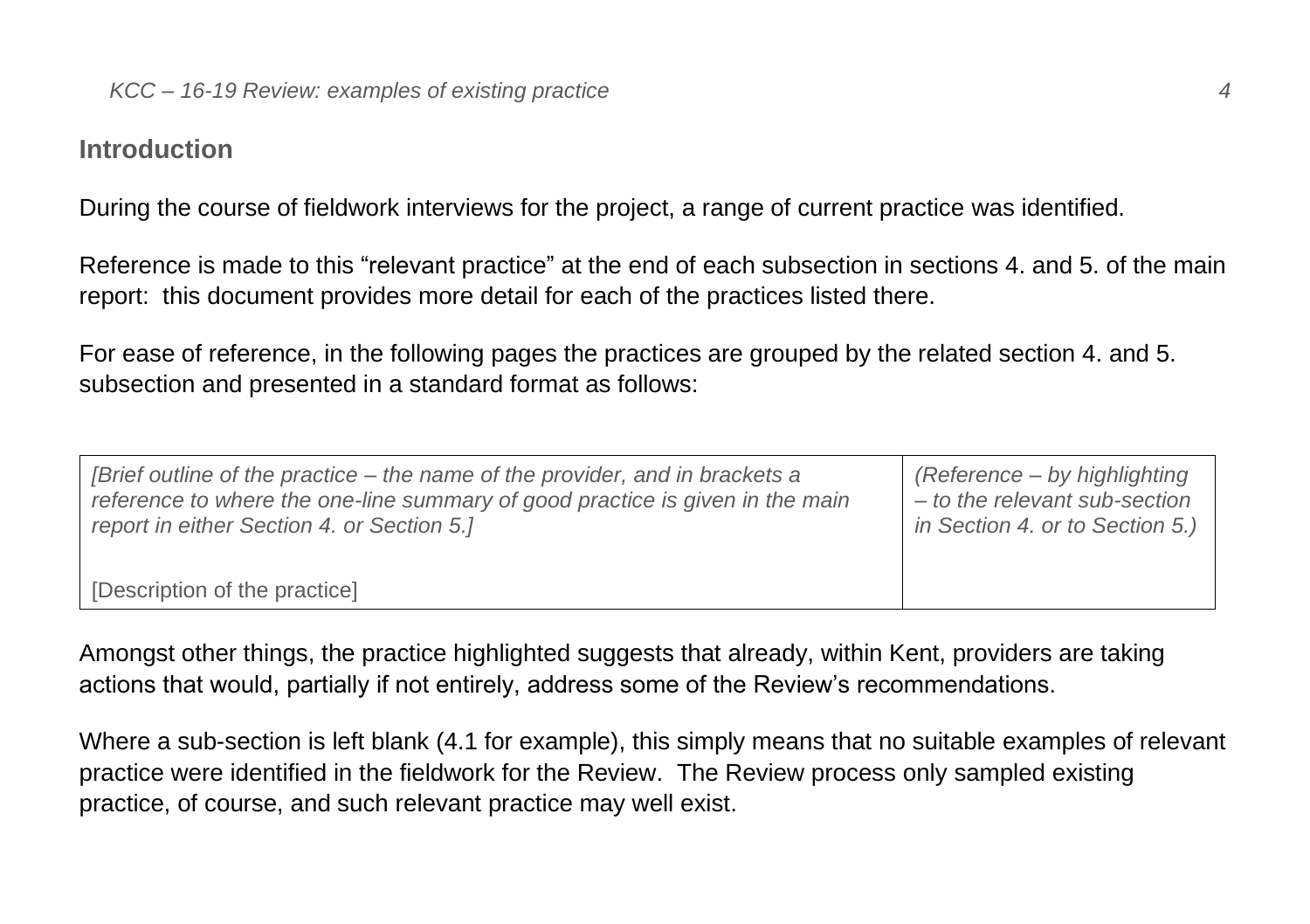## Introduction

During the course of fieldwork interviews for the project, a range of current practice was identified.

Reference is made to this "relevant practice" at the end of each subsection in sections 4. and 5. of the main report: this document provides more detail for each of the practices listed there.

For ease of reference, in the following pages the practices are grouped by the related section 4. and 5. subsection and presented in a standard format as follows:

| *[Brief outline of the practice – the name of the provider, and in brackets a reference to where the one-line summary of good practice is given in the main report in either Section 4. or Section 5.]*<br><br>[Description of the practice] | *(Reference – by highlighting – to the relevant sub-section in Section 4. or to Section 5.)* |
|---|---|

Amongst other things, the practice highlighted suggests that already, within Kent, providers are taking actions that would, partially if not entirely, address some of the Review's recommendations.

Where a sub-section is left blank (4.1 for example), this simply means that no suitable examples of relevant practice were identified in the fieldwork for the Review. The Review process only sampled existing practice, of course, and such relevant practice may well exist.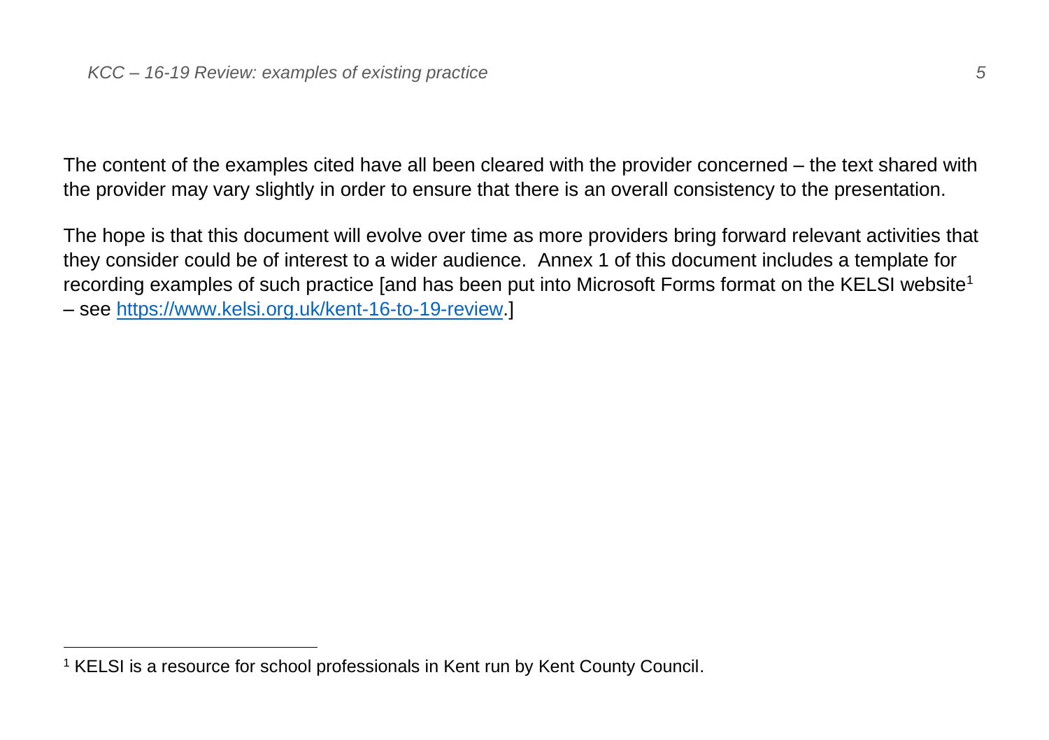The content of the examples cited have all been cleared with the provider concerned – the text shared with the provider may vary slightly in order to ensure that there is an overall consistency to the presentation.

The hope is that this document will evolve over time as more providers bring forward relevant activities that they consider could be of interest to a wider audience. Annex 1 of this document includes a template for recording examples of such practice [and has been put into Microsoft Forms format on the KELSI website[1] – see https://www.kelsi.org.uk/kent-16-to-19-review.]

[1] KELSI is a resource for school professionals in Kent run by Kent County Council.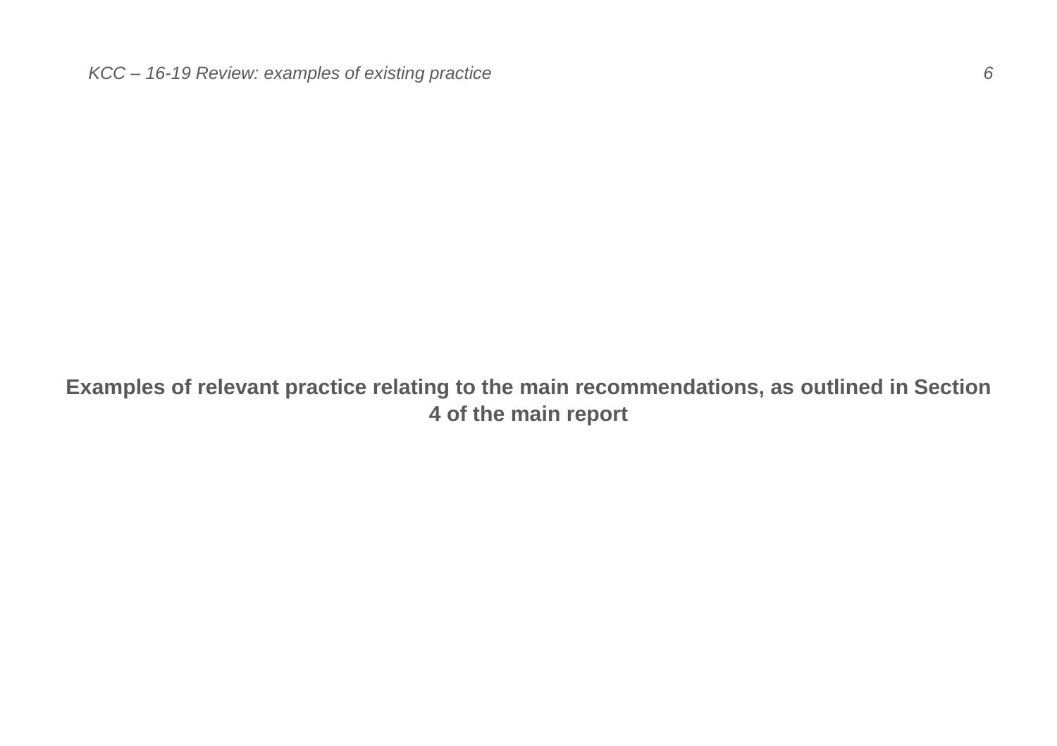**Examples of relevant practice relating to the main recommendations, as outlined in Section 4 of the main report**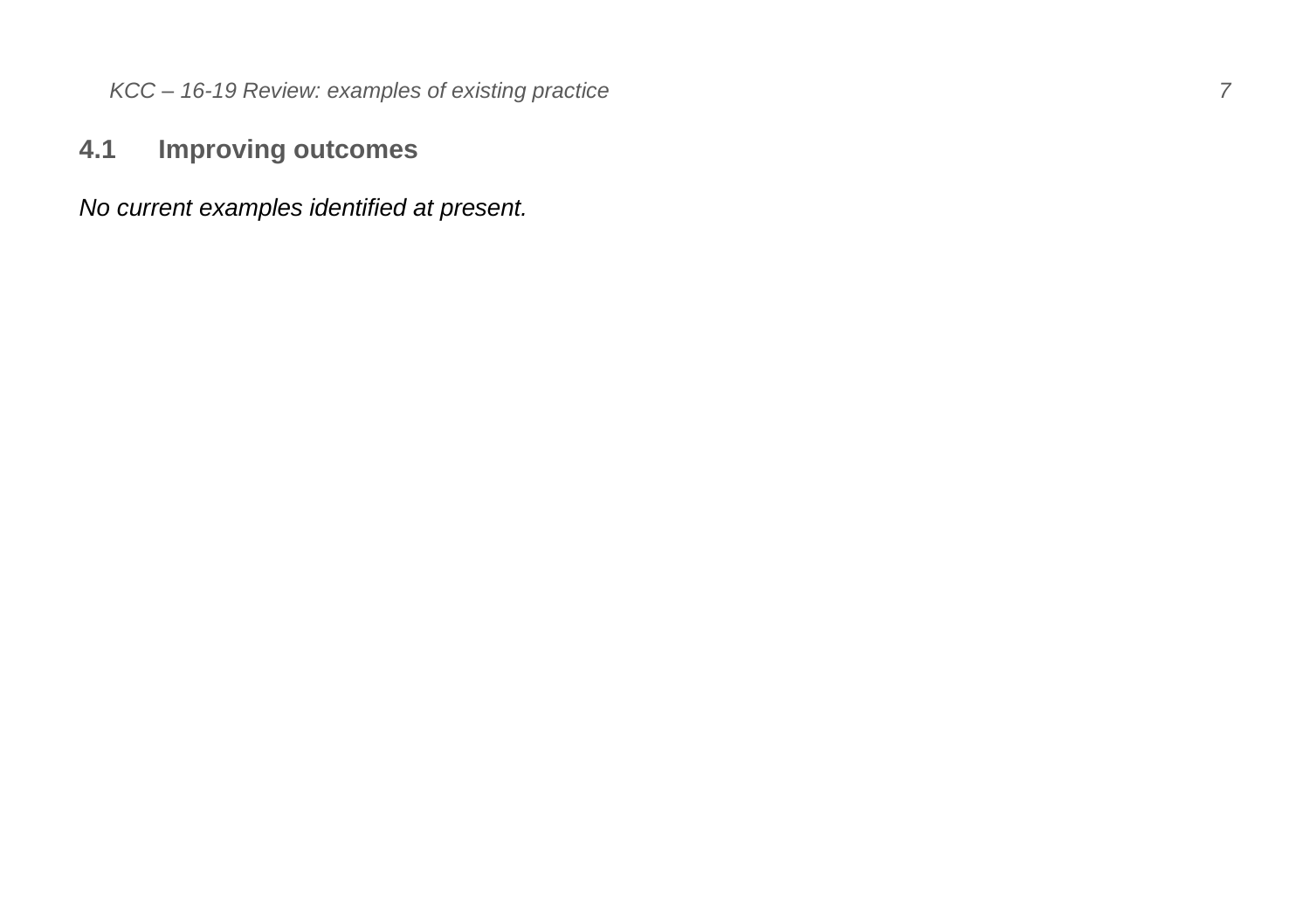## 4.1 Improving outcomes

*No current examples identified at present.*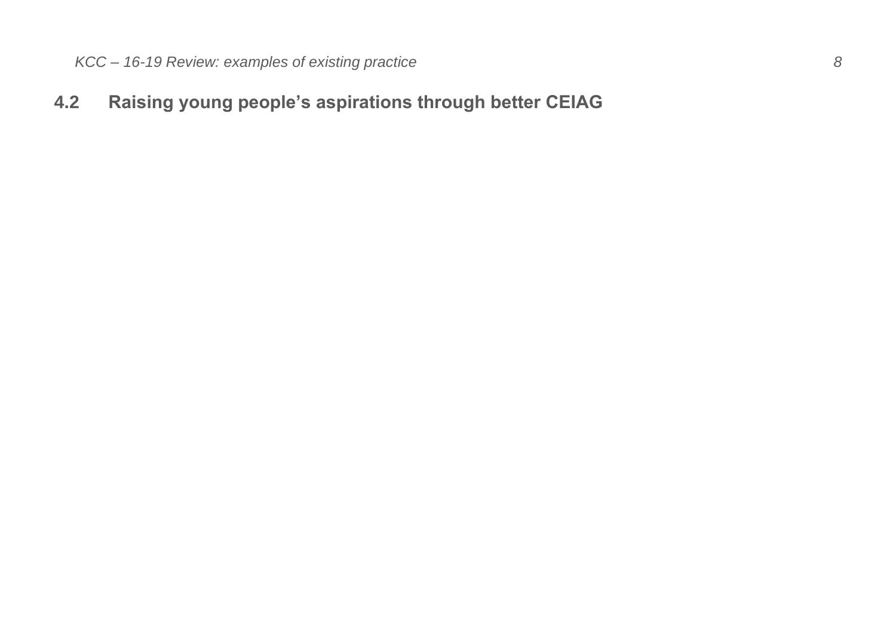## 4.2 Raising young people's aspirations through better CEIAG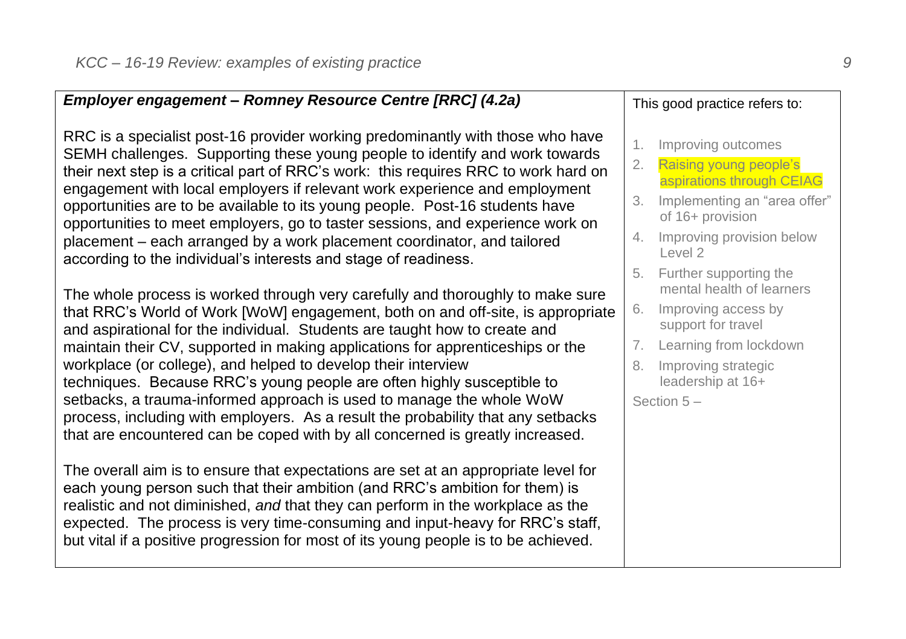| ***Employer engagement – Romney Resource Centre [RRC] (4.2a)*** | This good practice refers to: |
|---|---|
| RRC is a specialist post-16 provider working predominantly with those who have SEMH challenges. Supporting these young people to identify and work towards their next step is a critical part of RRC's work: this requires RRC to work hard on engagement with local employers if relevant work experience and employment opportunities are to be available to its young people. Post-16 students have opportunities to meet employers, go to taster sessions, and experience work on placement – each arranged by a work placement coordinator, and tailored according to the individual's interests and stage of readiness.<br><br>The whole process is worked through very carefully and thoroughly to make sure that RRC's World of Work [WoW] engagement, both on and off-site, is appropriate and aspirational for the individual. Students are taught how to create and maintain their CV, supported in making applications for apprenticeships or the workplace (or college), and helped to develop their interview techniques. Because RRC's young people are often highly susceptible to setbacks, a trauma-informed approach is used to manage the whole WoW process, including with employers. As a result the probability that any setbacks that are encountered can be coped with by all concerned is greatly increased.<br><br>The overall aim is to ensure that expectations are set at an appropriate level for each young person such that their ambition (and RRC's ambition for them) is realistic and not diminished, *and* that they can perform in the workplace as the expected. The process is very time-consuming and input-heavy for RRC's staff, but vital if a positive progression for most of its young people is to be achieved. | 1. Improving outcomes<br>2. Raising young people's aspirations through CEIAG<br>3. Implementing an "area offer" of 16+ provision<br>4. Improving provision below Level 2<br>5. Further supporting the mental health of learners<br>6. Improving access by support for travel<br>7. Learning from lockdown<br>8. Improving strategic leadership at 16+<br><br>Section 5 – |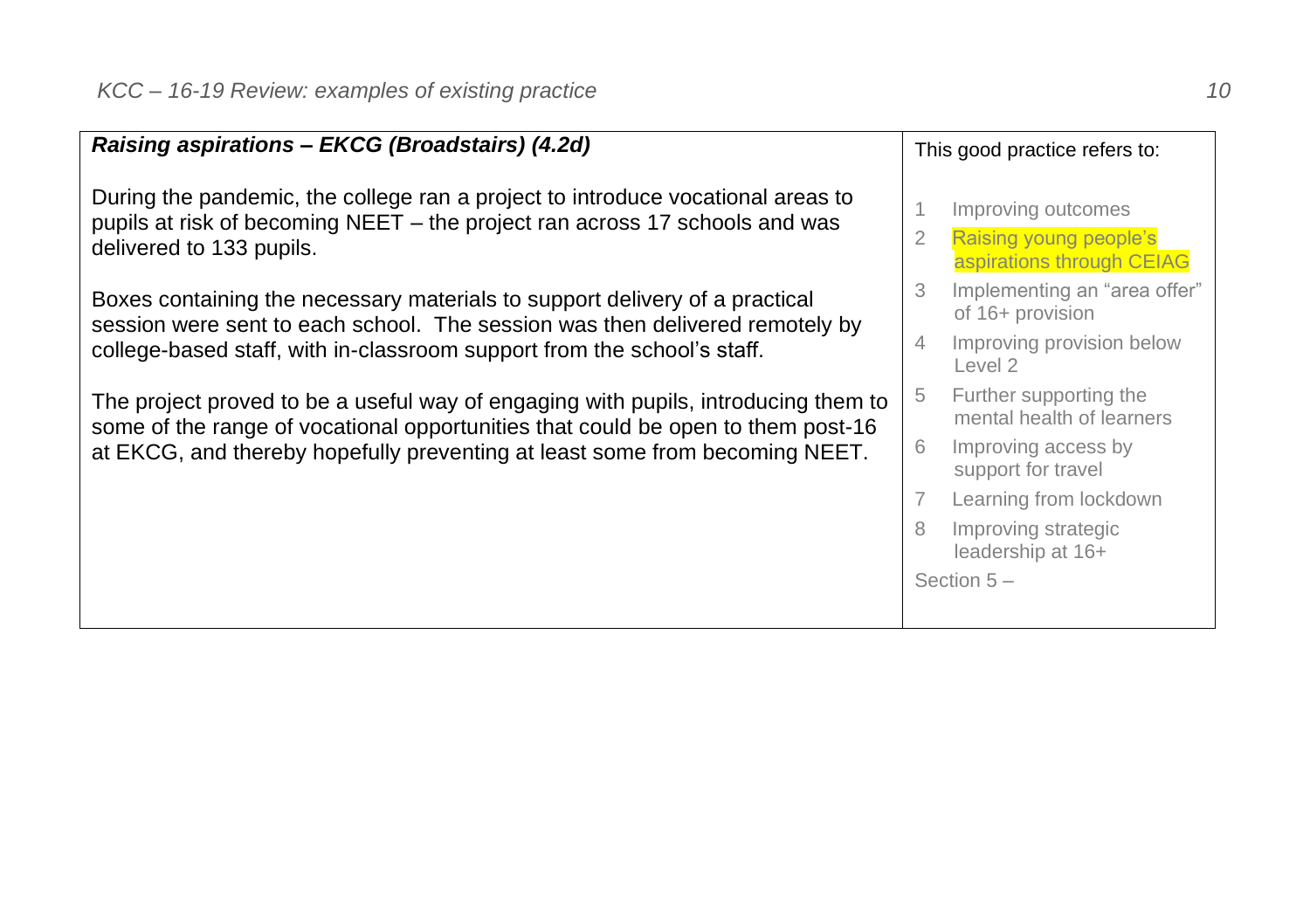### *Raising aspirations – EKCG (Broadstairs) (4.2d)*

During the pandemic, the college ran a project to introduce vocational areas to pupils at risk of becoming NEET – the project ran across 17 schools and was delivered to 133 pupils.

Boxes containing the necessary materials to support delivery of a practical session were sent to each school. The session was then delivered remotely by college-based staff, with in-classroom support from the school's staff.

The project proved to be a useful way of engaging with pupils, introducing them to some of the range of vocational opportunities that could be open to them post-16 at EKCG, and thereby hopefully preventing at least some from becoming NEET.

This good practice refers to:

1. Improving outcomes
2. Raising young people's aspirations through CEIAG
3. Implementing an "area offer" of 16+ provision
4. Improving provision below Level 2
5. Further supporting the mental health of learners
6. Improving access by support for travel
7. Learning from lockdown
8. Improving strategic leadership at 16+

Section 5 –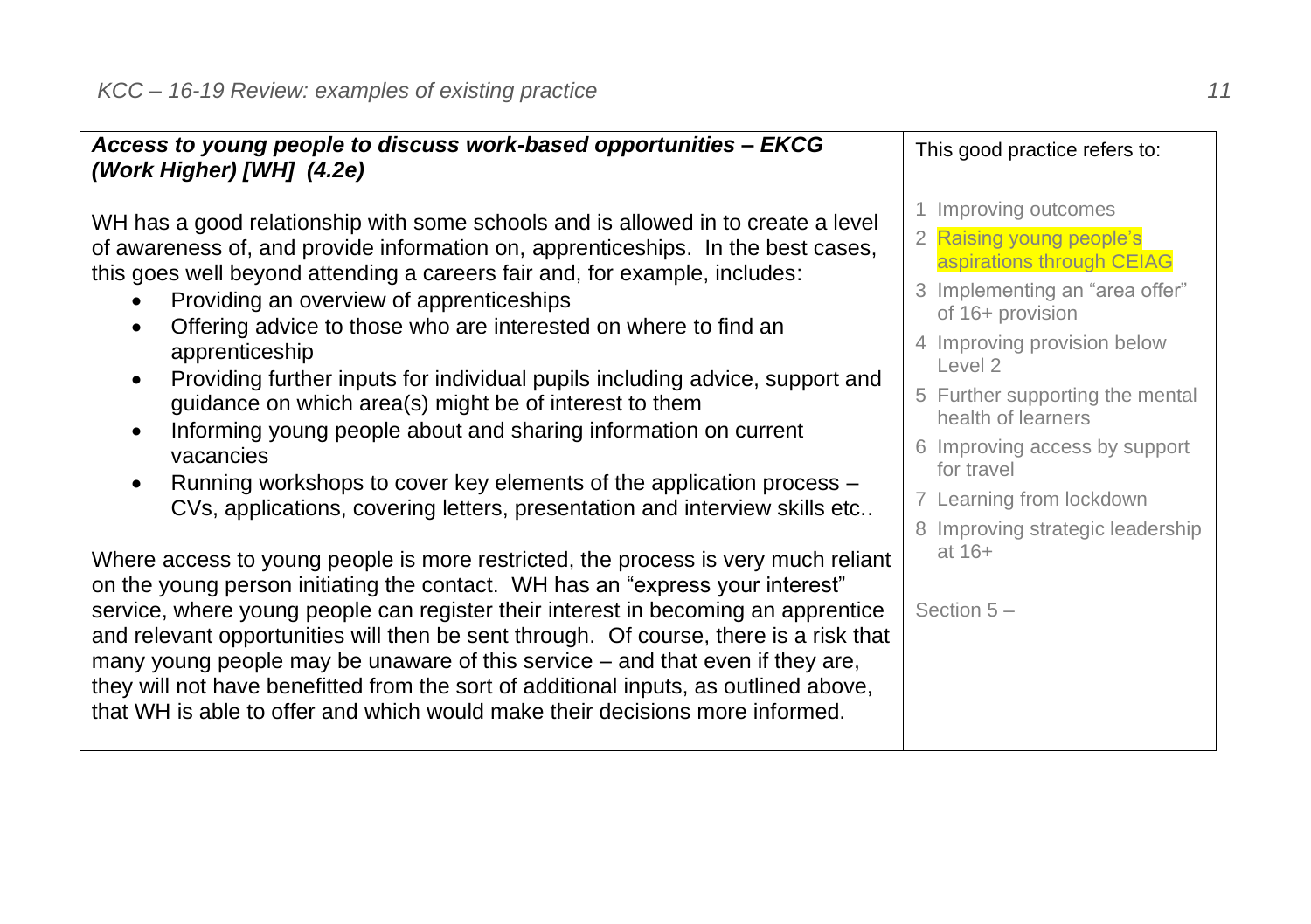| ***Access to young people to discuss work-based opportunities – EKCG (Work Higher) [WH] (4.2e)***<br><br>WH has a good relationship with some schools and is allowed in to create a level of awareness of, and provide information on, apprenticeships. In the best cases, this goes well beyond attending a careers fair and, for example, includes:<br>• Providing an overview of apprenticeships<br>• Offering advice to those who are interested on where to find an apprenticeship<br>• Providing further inputs for individual pupils including advice, support and guidance on which area(s) might be of interest to them<br>• Informing young people about and sharing information on current vacancies<br>• Running workshops to cover key elements of the application process – CVs, applications, covering letters, presentation and interview skills etc..<br><br>Where access to young people is more restricted, the process is very much reliant on the young person initiating the contact. WH has an "express your interest" service, where young people can register their interest in becoming an apprentice and relevant opportunities will then be sent through. Of course, there is a risk that many young people may be unaware of this service – and that even if they are, they will not have benefitted from the sort of additional inputs, as outlined above, that WH is able to offer and which would make their decisions more informed. | This good practice refers to:<br><br>1 Improving outcomes<br>2 Raising young people's aspirations through CEIAG<br>3 Implementing an "area offer" of 16+ provision<br>4 Improving provision below Level 2<br>5 Further supporting the mental health of learners<br>6 Improving access by support for travel<br>7 Learning from lockdown<br>8 Improving strategic leadership at 16+<br><br>Section 5 – |
|---|---|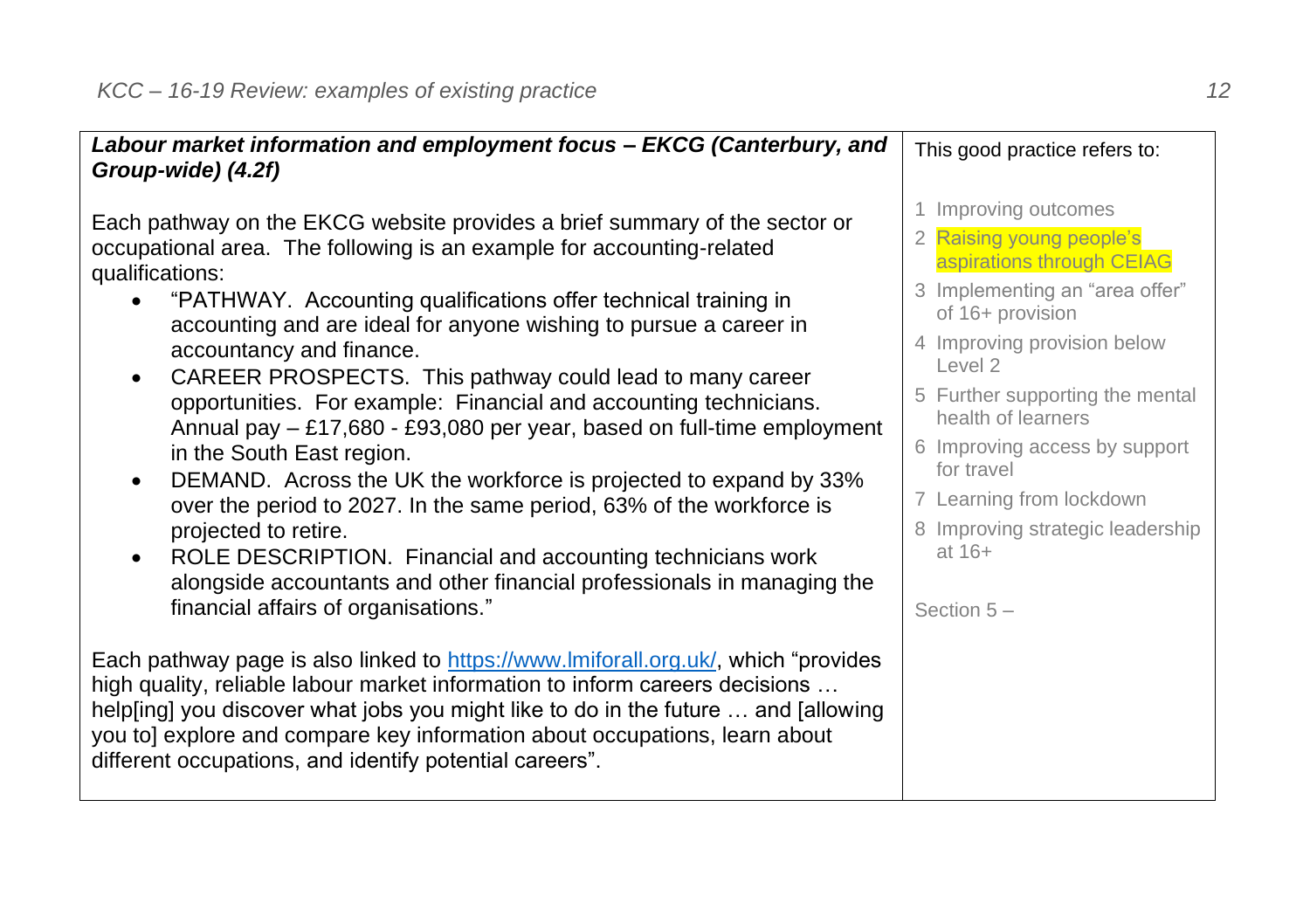| ***Labour market information and employment focus – EKCG (Canterbury, and Group-wide) (4.2f)*** | This good practice refers to: |
|---|---|
| Each pathway on the EKCG website provides a brief summary of the sector or occupational area. The following is an example for accounting-related qualifications:<br>• "PATHWAY. Accounting qualifications offer technical training in accounting and are ideal for anyone wishing to pursue a career in accountancy and finance.<br>• CAREER PROSPECTS. This pathway could lead to many career opportunities. For example: Financial and accounting technicians. Annual pay – £17,680 - £93,080 per year, based on full-time employment in the South East region.<br>• DEMAND. Across the UK the workforce is projected to expand by 33% over the period to 2027. In the same period, 63% of the workforce is projected to retire.<br>• ROLE DESCRIPTION. Financial and accounting technicians work alongside accountants and other financial professionals in managing the financial affairs of organisations."<br><br>Each pathway page is also linked to [https://www.lmiforall.org.uk/](https://www.lmiforall.org.uk/), which "provides high quality, reliable labour market information to inform careers decisions … help[ing] you discover what jobs you might like to do in the future … and [allowing you to] explore and compare key information about occupations, learn about different occupations, and identify potential careers". | 1 Improving outcomes<br>2 Raising young people's aspirations through CEIAG<br>3 Implementing an "area offer" of 16+ provision<br>4 Improving provision below Level 2<br>5 Further supporting the mental health of learners<br>6 Improving access by support for travel<br>7 Learning from lockdown<br>8 Improving strategic leadership at 16+<br><br>Section 5 – |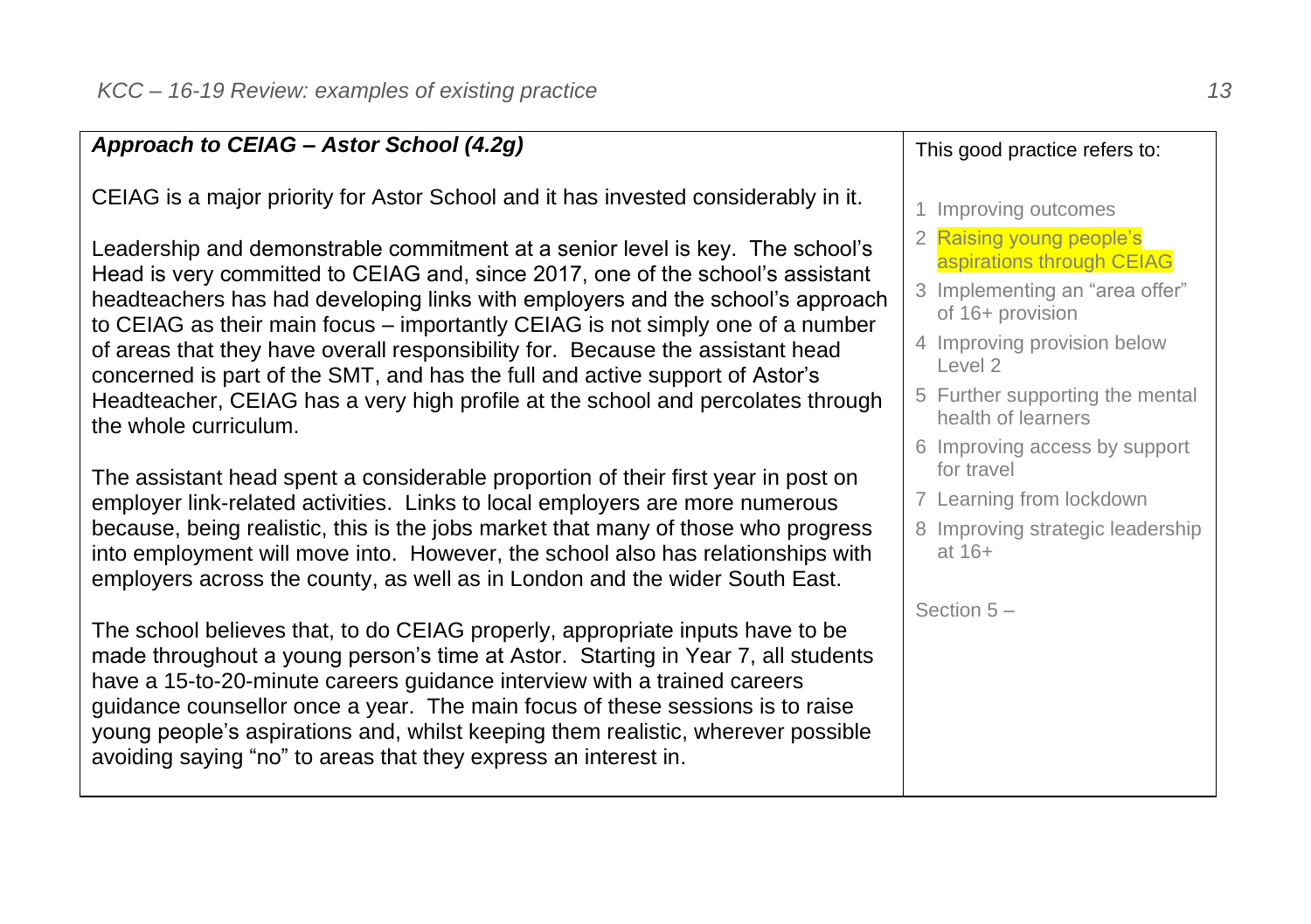| ***Approach to CEIAG – Astor School (4.2g)*** | This good practice refers to: |
|---|---|
| CEIAG is a major priority for Astor School and it has invested considerably in it.<br><br>Leadership and demonstrable commitment at a senior level is key. The school's Head is very committed to CEIAG and, since 2017, one of the school's assistant headteachers has had developing links with employers and the school's approach to CEIAG as their main focus – importantly CEIAG is not simply one of a number of areas that they have overall responsibility for. Because the assistant head concerned is part of the SMT, and has the full and active support of Astor's Headteacher, CEIAG has a very high profile at the school and percolates through the whole curriculum.<br><br>The assistant head spent a considerable proportion of their first year in post on employer link-related activities. Links to local employers are more numerous because, being realistic, this is the jobs market that many of those who progress into employment will move into. However, the school also has relationships with employers across the county, as well as in London and the wider South East.<br><br>The school believes that, to do CEIAG properly, appropriate inputs have to be made throughout a young person's time at Astor. Starting in Year 7, all students have a 15-to-20-minute careers guidance interview with a trained careers guidance counsellor once a year. The main focus of these sessions is to raise young people's aspirations and, whilst keeping them realistic, wherever possible avoiding saying "no" to areas that they express an interest in. | 1 Improving outcomes<br>2 Raising young people's aspirations through CEIAG<br>3 Implementing an "area offer" of 16+ provision<br>4 Improving provision below Level 2<br>5 Further supporting the mental health of learners<br>6 Improving access by support for travel<br>7 Learning from lockdown<br>8 Improving strategic leadership at 16+<br><br>Section 5 – |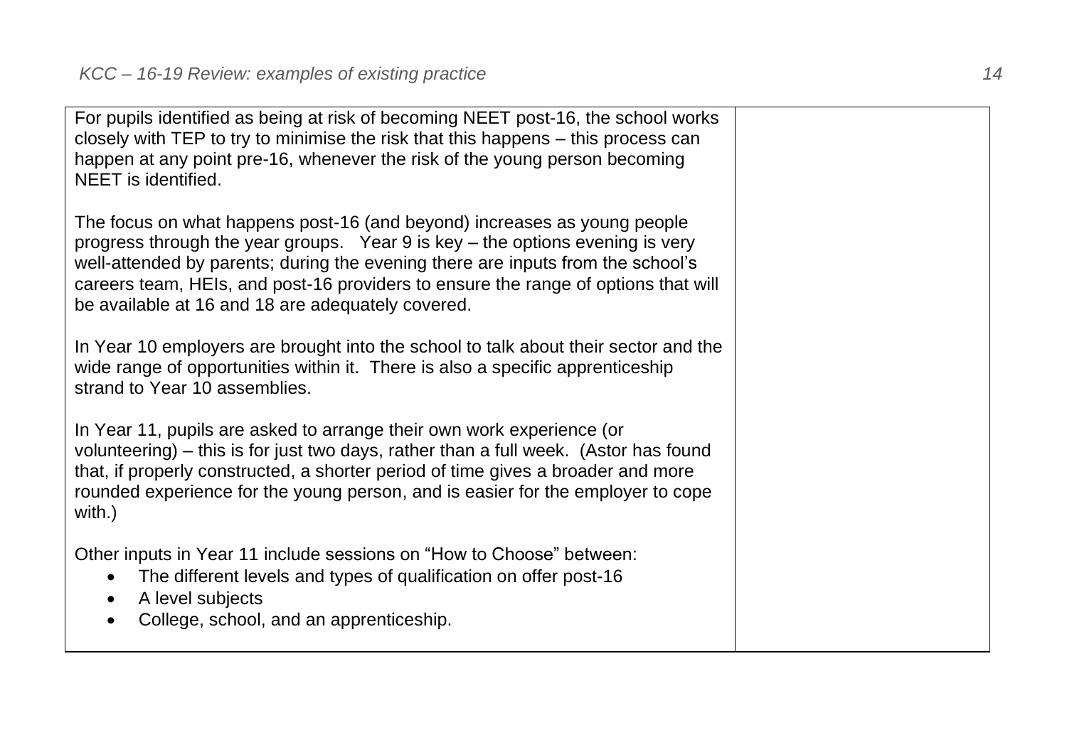| | |
|---|---|
| For pupils identified as being at risk of becoming NEET post-16, the school works closely with TEP to try to minimise the risk that this happens – this process can happen at any point pre-16, whenever the risk of the young person becoming NEET is identified.<br><br>The focus on what happens post-16 (and beyond) increases as young people progress through the year groups. Year 9 is key – the options evening is very well-attended by parents; during the evening there are inputs from the school's careers team, HEIs, and post-16 providers to ensure the range of options that will be available at 16 and 18 are adequately covered.<br><br>In Year 10 employers are brought into the school to talk about their sector and the wide range of opportunities within it. There is also a specific apprenticeship strand to Year 10 assemblies.<br><br>In Year 11, pupils are asked to arrange their own work experience (or volunteering) – this is for just two days, rather than a full week. (Astor has found that, if properly constructed, a shorter period of time gives a broader and more rounded experience for the young person, and is easier for the employer to cope with.)<br><br>Other inputs in Year 11 include sessions on "How to Choose" between:<br>• The different levels and types of qualification on offer post-16<br>• A level subjects<br>• College, school, and an apprenticeship. | |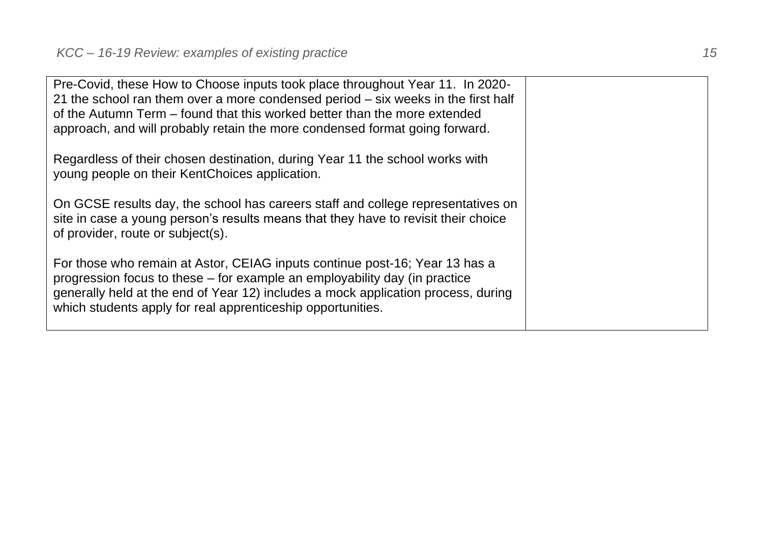| | |
|---|---|
| Pre-Covid, these How to Choose inputs took place throughout Year 11. In 2020-21 the school ran them over a more condensed period – six weeks in the first half of the Autumn Term – found that this worked better than the more extended approach, and will probably retain the more condensed format going forward.<br><br>Regardless of their chosen destination, during Year 11 the school works with young people on their KentChoices application.<br><br>On GCSE results day, the school has careers staff and college representatives on site in case a young person's results means that they have to revisit their choice of provider, route or subject(s).<br><br>For those who remain at Astor, CEIAG inputs continue post-16; Year 13 has a progression focus to these – for example an employability day (in practice generally held at the end of Year 12) includes a mock application process, during which students apply for real apprenticeship opportunities. | |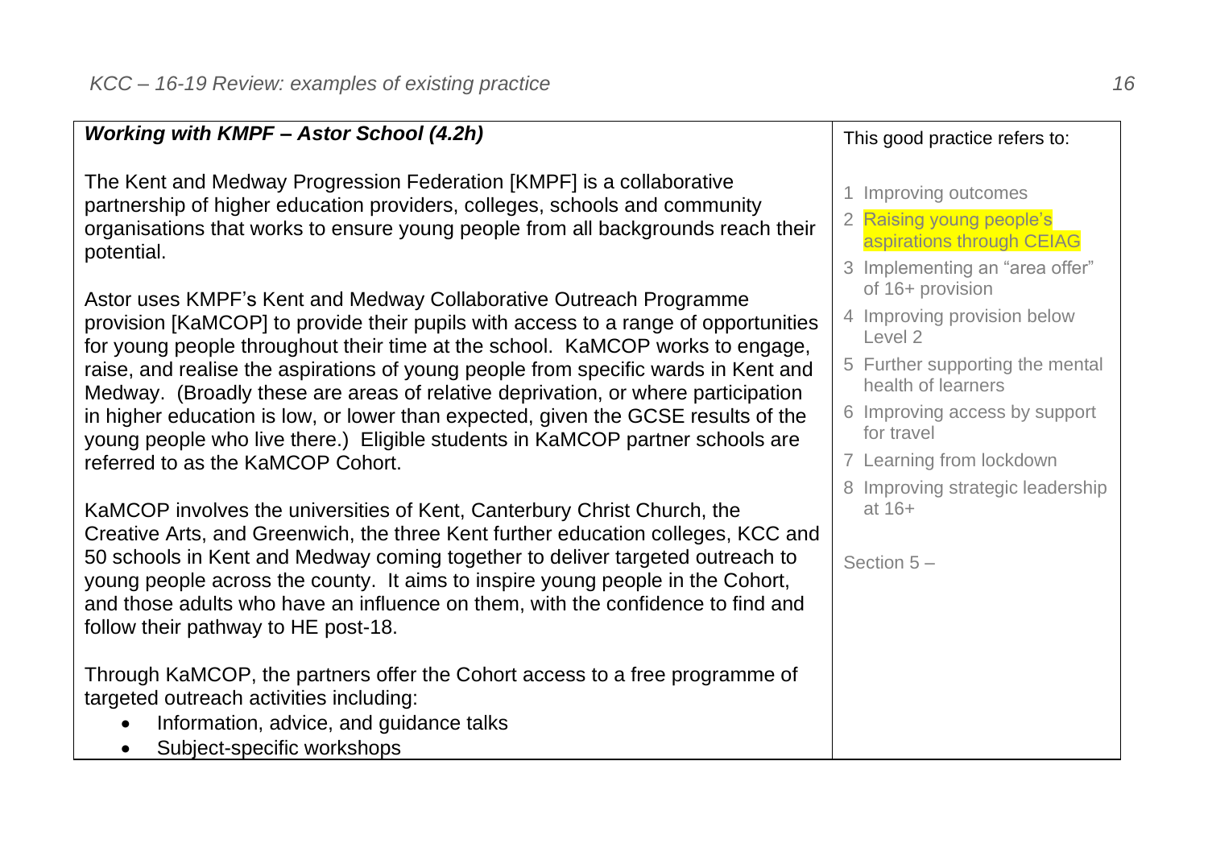| ***Working with KMPF – Astor School (4.2h)***<br><br>The Kent and Medway Progression Federation [KMPF] is a collaborative partnership of higher education providers, colleges, schools and community organisations that works to ensure young people from all backgrounds reach their potential.<br><br>Astor uses KMPF's Kent and Medway Collaborative Outreach Programme provision [KaMCOP] to provide their pupils with access to a range of opportunities for young people throughout their time at the school. KaMCOP works to engage, raise, and realise the aspirations of young people from specific wards in Kent and Medway. (Broadly these are areas of relative deprivation, or where participation in higher education is low, or lower than expected, given the GCSE results of the young people who live there.) Eligible students in KaMCOP partner schools are referred to as the KaMCOP Cohort.<br><br>KaMCOP involves the universities of Kent, Canterbury Christ Church, the Creative Arts, and Greenwich, the three Kent further education colleges, KCC and 50 schools in Kent and Medway coming together to deliver targeted outreach to young people across the county. It aims to inspire young people in the Cohort, and those adults who have an influence on them, with the confidence to find and follow their pathway to HE post-18.<br><br>Through KaMCOP, the partners offer the Cohort access to a free programme of targeted outreach activities including:<br>• Information, advice, and guidance talks<br>• Subject-specific workshops | This good practice refers to:<br><br>1 Improving outcomes<br>2 Raising young people's aspirations through CEIAG<br>3 Implementing an "area offer" of 16+ provision<br>4 Improving provision below Level 2<br>5 Further supporting the mental health of learners<br>6 Improving access by support for travel<br>7 Learning from lockdown<br>8 Improving strategic leadership at 16+<br><br>Section 5 – |
|---|---|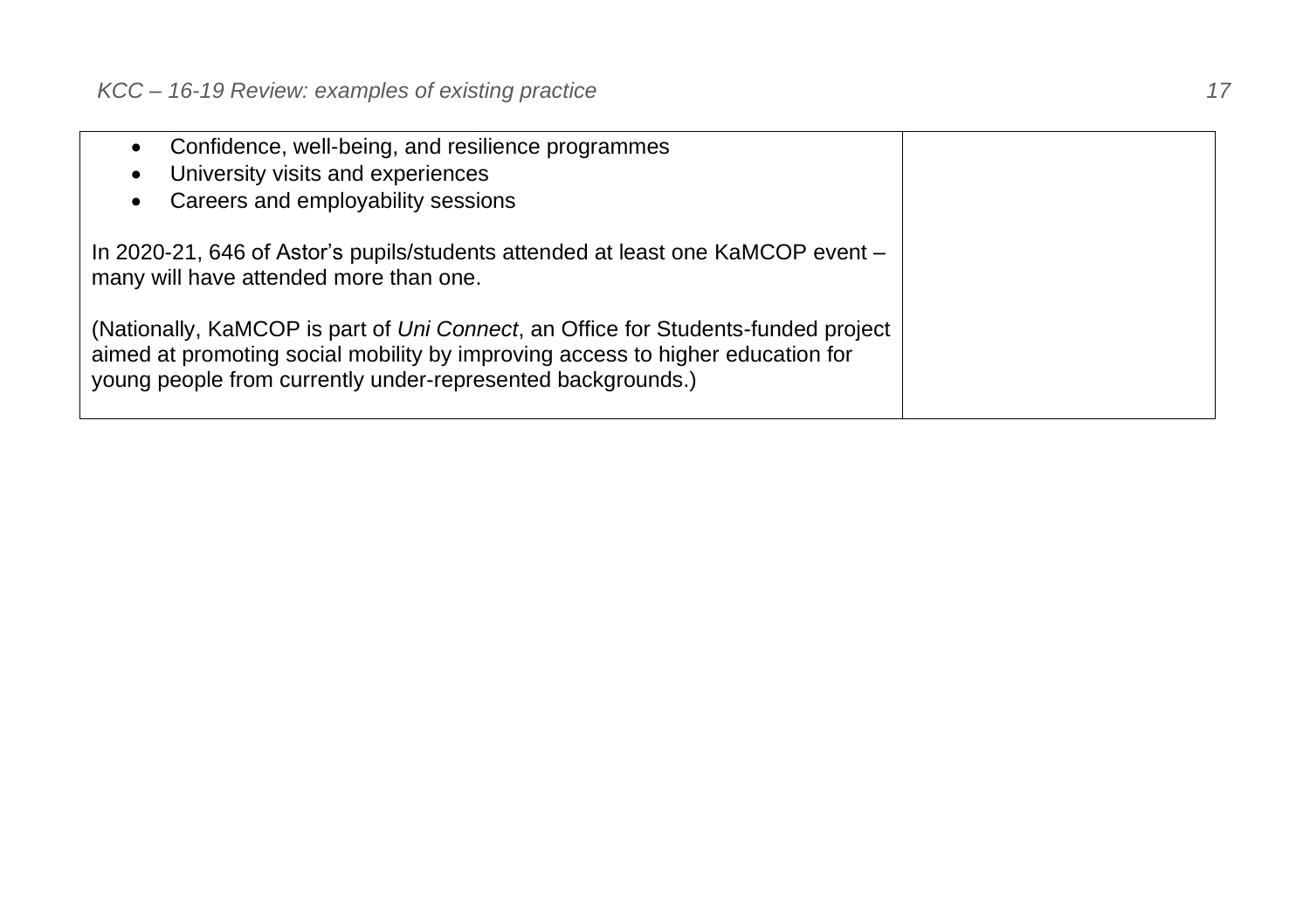| | |
|---|---|
| • Confidence, well-being, and resilience programmes<br>• University visits and experiences<br>• Careers and employability sessions<br><br>In 2020-21, 646 of Astor's pupils/students attended at least one KaMCOP event – many will have attended more than one.<br><br>(Nationally, KaMCOP is part of *Uni Connect*, an Office for Students-funded project aimed at promoting social mobility by improving access to higher education for young people from currently under-represented backgrounds.) | |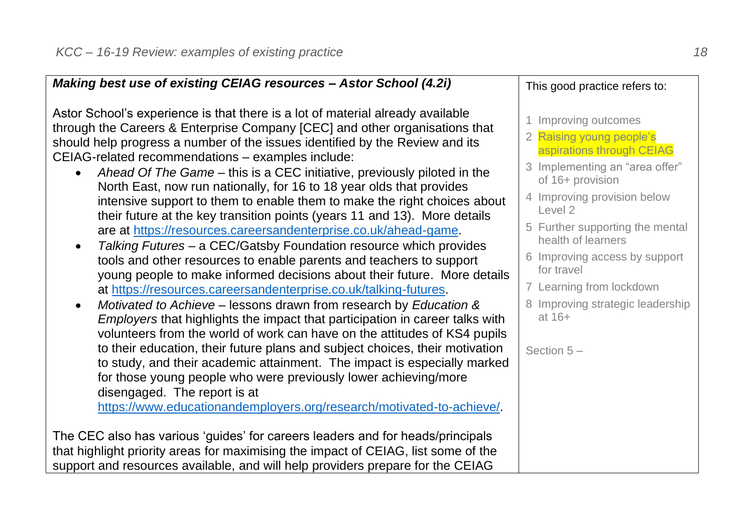| ***Making best use of existing CEIAG resources – Astor School (4.2i)*** | This good practice refers to: |
|---|---|
| Astor School's experience is that there is a lot of material already available through the Careers & Enterprise Company [CEC] and other organisations that should help progress a number of the issues identified by the Review and its CEIAG-related recommendations – examples include:<br>• *Ahead Of The Game* – this is a CEC initiative, previously piloted in the North East, now run nationally, for 16 to 18 year olds that provides intensive support to them to enable them to make the right choices about their future at the key transition points (years 11 and 13). More details are at https://resources.careersandenterprise.co.uk/ahead-game.<br>• *Talking Futures* – a CEC/Gatsby Foundation resource which provides tools and other resources to enable parents and teachers to support young people to make informed decisions about their future. More details at https://resources.careersandenterprise.co.uk/talking-futures.<br>• *Motivated to Achieve* – lessons drawn from research by *Education & Employers* that highlights the impact that participation in career talks with volunteers from the world of work can have on the attitudes of KS4 pupils to their education, their future plans and subject choices, their motivation to study, and their academic attainment. The impact is especially marked for those young people who were previously lower achieving/more disengaged. The report is at https://www.educationandemployers.org/research/motivated-to-achieve/.<br><br>The CEC also has various 'guides' for careers leaders and for heads/principals that highlight priority areas for maximising the impact of CEIAG, list some of the support and resources available, and will help providers prepare for the CEIAG | 1 Improving outcomes<br>2 **Raising young people's aspirations through CEIAG**<br>3 Implementing an "area offer" of 16+ provision<br>4 Improving provision below Level 2<br>5 Further supporting the mental health of learners<br>6 Improving access by support for travel<br>7 Learning from lockdown<br>8 Improving strategic leadership at 16+<br><br>Section 5 – |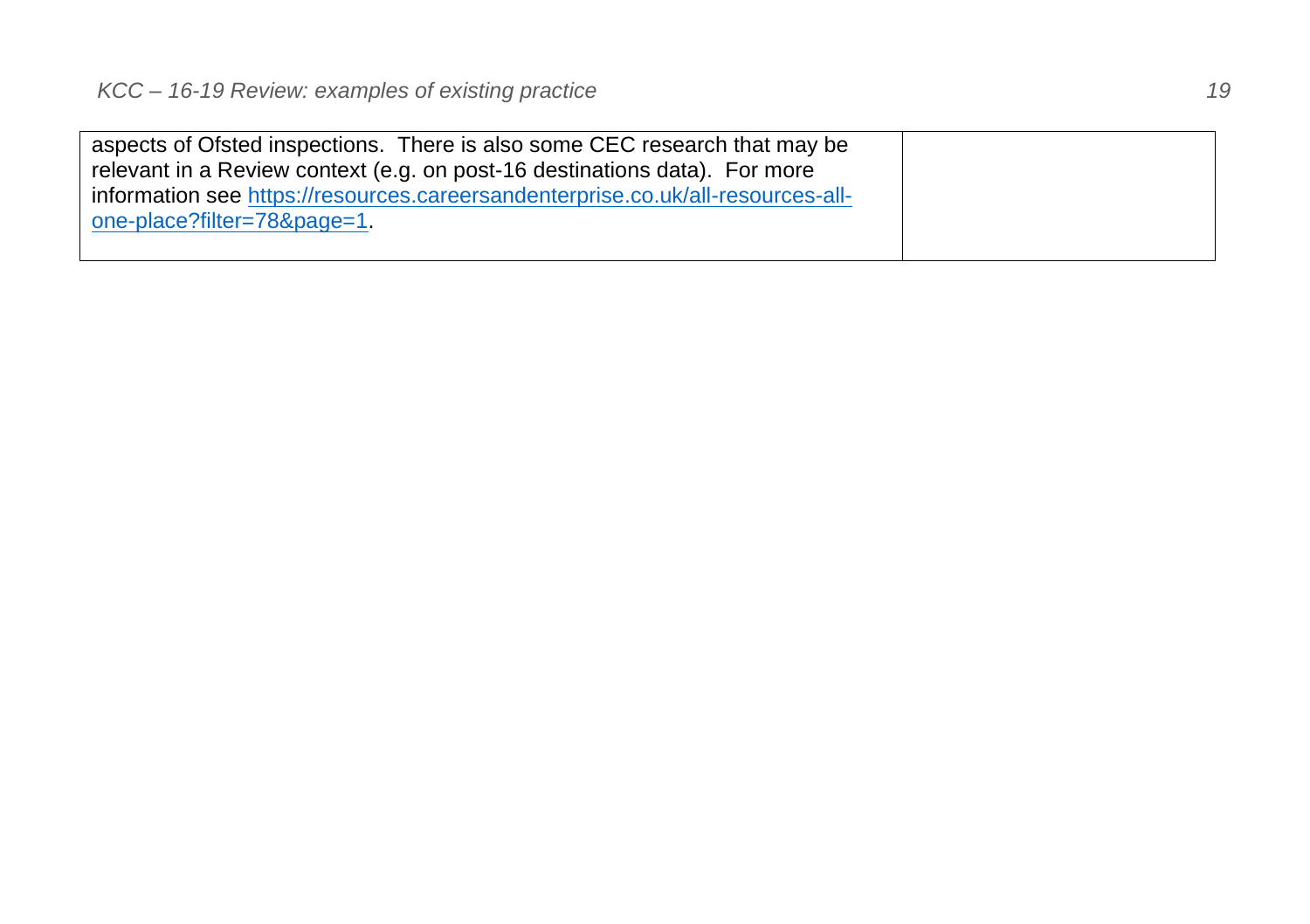| | |
|---|---|
| aspects of Ofsted inspections. There is also some CEC research that may be relevant in a Review context (e.g. on post-16 destinations data). For more information see [https://resources.careersandenterprise.co.uk/all-resources-all-one-place?filter=78&page=1](https://resources.careersandenterprise.co.uk/all-resources-all-one-place?filter=78&page=1). | |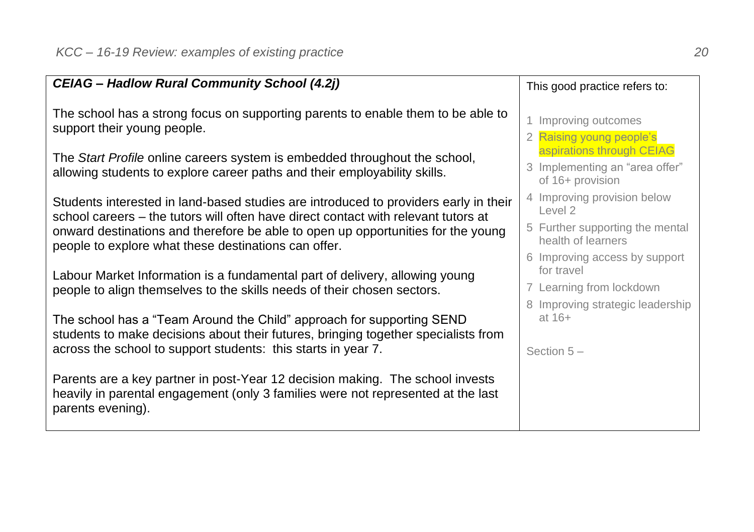| ***CEIAG – Hadlow Rural Community School (4.2j)*** | This good practice refers to: |
|---|---|
| The school has a strong focus on supporting parents to enable them to be able to support their young people.<br><br>The *Start Profile* online careers system is embedded throughout the school, allowing students to explore career paths and their employability skills.<br><br>Students interested in land-based studies are introduced to providers early in their school careers – the tutors will often have direct contact with relevant tutors at onward destinations and therefore be able to open up opportunities for the young people to explore what these destinations can offer.<br><br>Labour Market Information is a fundamental part of delivery, allowing young people to align themselves to the skills needs of their chosen sectors.<br><br>The school has a "Team Around the Child" approach for supporting SEND students to make decisions about their futures, bringing together specialists from across the school to support students: this starts in year 7.<br><br>Parents are a key partner in post-Year 12 decision making. The school invests heavily in parental engagement (only 3 families were not represented at the last parents evening). | 1 Improving outcomes<br>2 Raising young people's aspirations through CEIAG<br>3 Implementing an "area offer" of 16+ provision<br>4 Improving provision below Level 2<br>5 Further supporting the mental health of learners<br>6 Improving access by support for travel<br>7 Learning from lockdown<br>8 Improving strategic leadership at 16+<br><br>Section 5 – |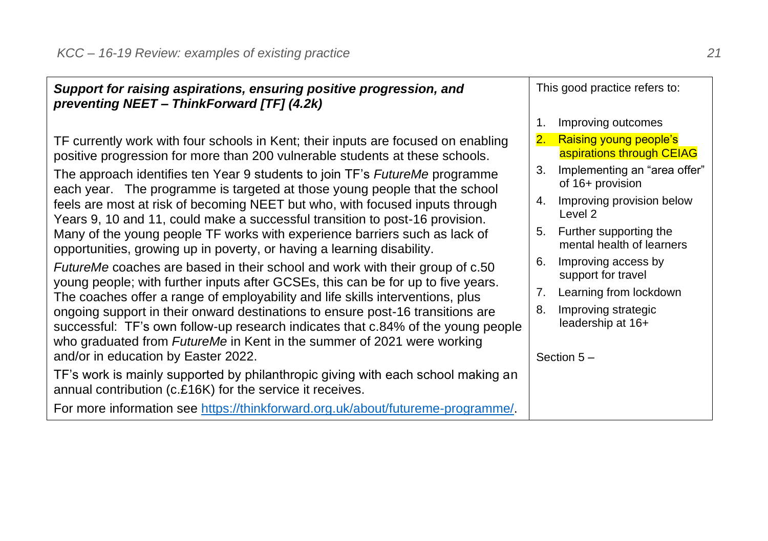| ***Support for raising aspirations, ensuring positive progression, and preventing NEET – ThinkForward [TF] (4.2k)*** | This good practice refers to: |
| --- | --- |
| TF currently work with four schools in Kent; their inputs are focused on enabling positive progression for more than 200 vulnerable students at these schools.<br><br>The approach identifies ten Year 9 students to join TF's *FutureMe* programme each year. The programme is targeted at those young people that the school feels are most at risk of becoming NEET but who, with focused inputs through Years 9, 10 and 11, could make a successful transition to post-16 provision. Many of the young people TF works with experience barriers such as lack of opportunities, growing up in poverty, or having a learning disability.<br><br>*FutureMe* coaches are based in their school and work with their group of c.50 young people; with further inputs after GCSEs, this can be for up to five years. The coaches offer a range of employability and life skills interventions, plus ongoing support in their onward destinations to ensure post-16 transitions are successful: TF's own follow-up research indicates that c.84% of the young people who graduated from *FutureMe* in Kent in the summer of 2021 were working and/or in education by Easter 2022.<br><br>TF's work is mainly supported by philanthropic giving with each school making an annual contribution (c.£16K) for the service it receives.<br><br>For more information see [https://thinkforward.org.uk/about/futureme-programme/](https://thinkforward.org.uk/about/futureme-programme/). | 1. Improving outcomes<br>2. Raising young people's aspirations through CEIAG<br>3. Implementing an "area offer" of 16+ provision<br>4. Improving provision below Level 2<br>5. Further supporting the mental health of learners<br>6. Improving access by support for travel<br>7. Learning from lockdown<br>8. Improving strategic leadership at 16+<br><br>Section 5 – |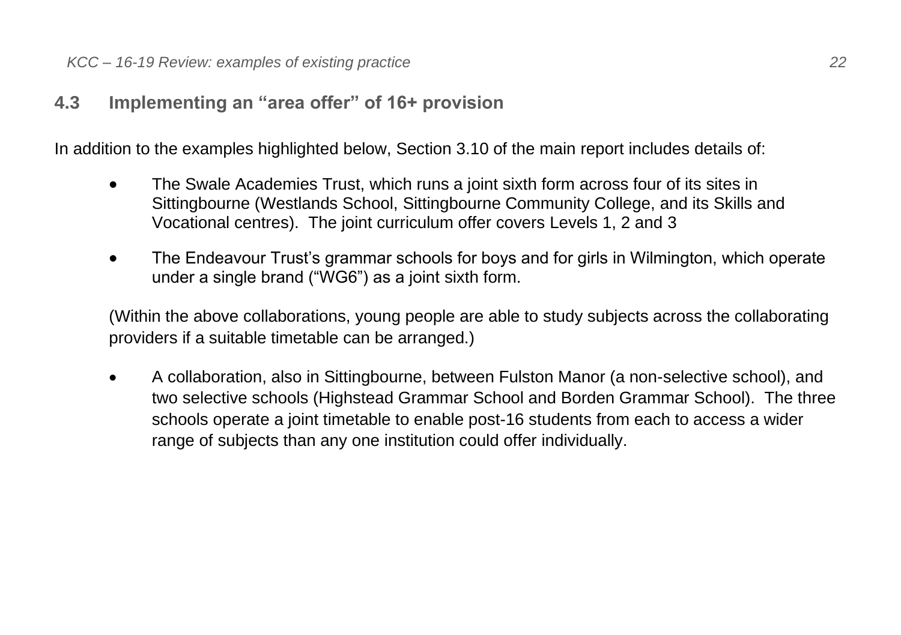## 4.3 Implementing an "area offer" of 16+ provision

In addition to the examples highlighted below, Section 3.10 of the main report includes details of:

- The Swale Academies Trust, which runs a joint sixth form across four of its sites in Sittingbourne (Westlands School, Sittingbourne Community College, and its Skills and Vocational centres). The joint curriculum offer covers Levels 1, 2 and 3
- The Endeavour Trust's grammar schools for boys and for girls in Wilmington, which operate under a single brand ("WG6") as a joint sixth form.

(Within the above collaborations, young people are able to study subjects across the collaborating providers if a suitable timetable can be arranged.)

- A collaboration, also in Sittingbourne, between Fulston Manor (a non-selective school), and two selective schools (Highstead Grammar School and Borden Grammar School). The three schools operate a joint timetable to enable post-16 students from each to access a wider range of subjects than any one institution could offer individually.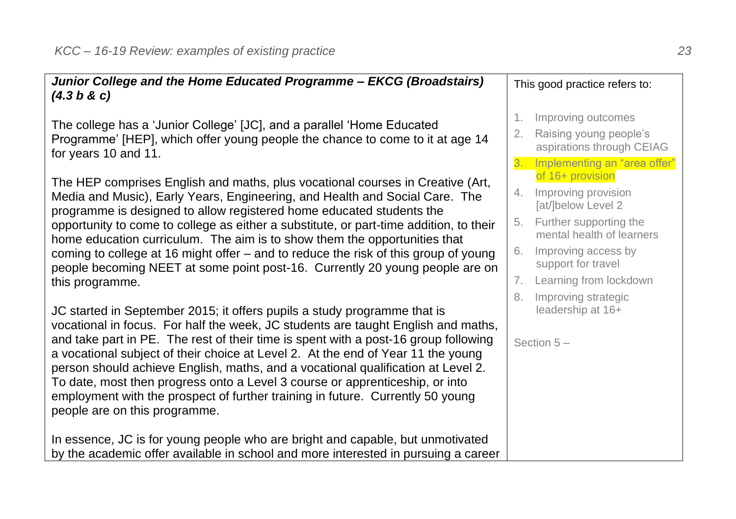| ***Junior College and the Home Educated Programme – EKCG (Broadstairs) (4.3 b & c)***<br><br>The college has a 'Junior College' [JC], and a parallel 'Home Educated Programme' [HEP], which offer young people the chance to come to it at age 14 for years 10 and 11.<br><br>The HEP comprises English and maths, plus vocational courses in Creative (Art, Media and Music), Early Years, Engineering, and Health and Social Care. The programme is designed to allow registered home educated students the opportunity to come to college as either a substitute, or part-time addition, to their home education curriculum. The aim is to show them the opportunities that coming to college at 16 might offer – and to reduce the risk of this group of young people becoming NEET at some point post-16. Currently 20 young people are on this programme.<br><br>JC started in September 2015; it offers pupils a study programme that is vocational in focus. For half the week, JC students are taught English and maths, and take part in PE. The rest of their time is spent with a post-16 group following a vocational subject of their choice at Level 2. At the end of Year 11 the young person should achieve English, maths, and a vocational qualification at Level 2. To date, most then progress onto a Level 3 course or apprenticeship, or into employment with the prospect of further training in future. Currently 50 young people are on this programme.<br><br>In essence, JC is for young people who are bright and capable, but unmotivated by the academic offer available in school and more interested in pursuing a career | This good practice refers to:<br><br>1. Improving outcomes<br>2. Raising young people's aspirations through CEIAG<br>3. Implementing an "area offer" of 16+ provision<br>4. Improving provision [at/]below Level 2<br>5. Further supporting the mental health of learners<br>6. Improving access by support for travel<br>7. Learning from lockdown<br>8. Improving strategic leadership at 16+<br><br>Section 5 – |
|---|---|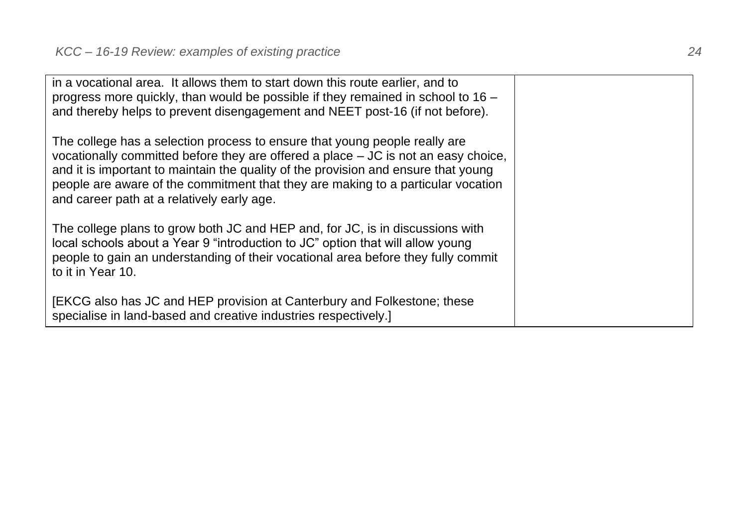| | |
|---|---|
| in a vocational area. It allows them to start down this route earlier, and to progress more quickly, than would be possible if they remained in school to 16 – and thereby helps to prevent disengagement and NEET post-16 (if not before).<br><br>The college has a selection process to ensure that young people really are vocationally committed before they are offered a place – JC is not an easy choice, and it is important to maintain the quality of the provision and ensure that young people are aware of the commitment that they are making to a particular vocation and career path at a relatively early age.<br><br>The college plans to grow both JC and HEP and, for JC, is in discussions with local schools about a Year 9 "introduction to JC" option that will allow young people to gain an understanding of their vocational area before they fully commit to it in Year 10.<br><br>[EKCG also has JC and HEP provision at Canterbury and Folkestone; these specialise in land-based and creative industries respectively.] | |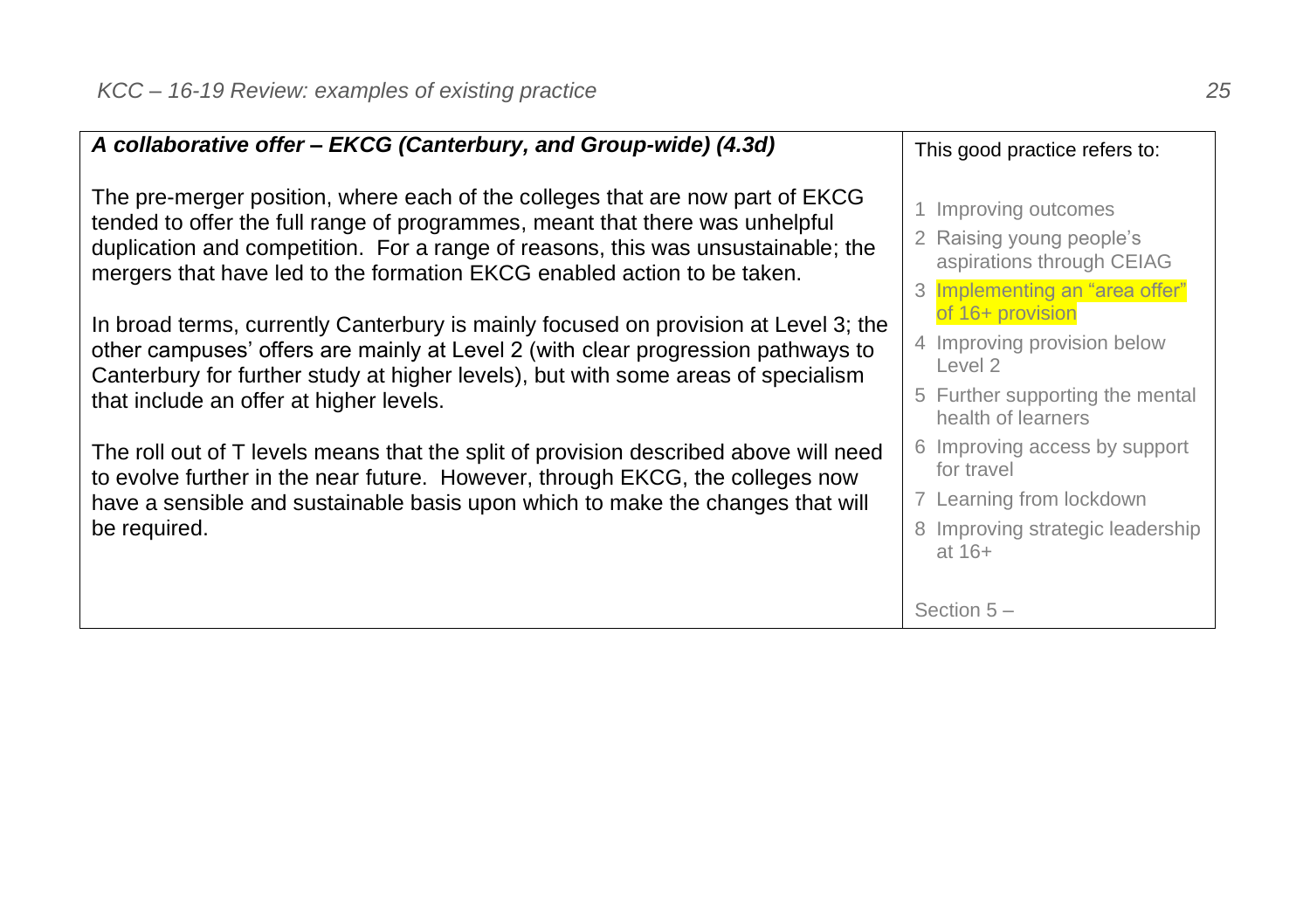| ***A collaborative offer – EKCG (Canterbury, and Group-wide) (4.3d)*** | This good practice refers to: |
|---|---|
| The pre-merger position, where each of the colleges that are now part of EKCG tended to offer the full range of programmes, meant that there was unhelpful duplication and competition. For a range of reasons, this was unsustainable; the mergers that have led to the formation EKCG enabled action to be taken.<br><br>In broad terms, currently Canterbury is mainly focused on provision at Level 3; the other campuses' offers are mainly at Level 2 (with clear progression pathways to Canterbury for further study at higher levels), but with some areas of specialism that include an offer at higher levels.<br><br>The roll out of T levels means that the split of provision described above will need to evolve further in the near future. However, through EKCG, the colleges now have a sensible and sustainable basis upon which to make the changes that will be required. | 1 Improving outcomes<br>2 Raising young people's aspirations through CEIAG<br>3 Implementing an "area offer" of 16+ provision<br>4 Improving provision below Level 2<br>5 Further supporting the mental health of learners<br>6 Improving access by support for travel<br>7 Learning from lockdown<br>8 Improving strategic leadership at 16+<br><br>Section 5 – |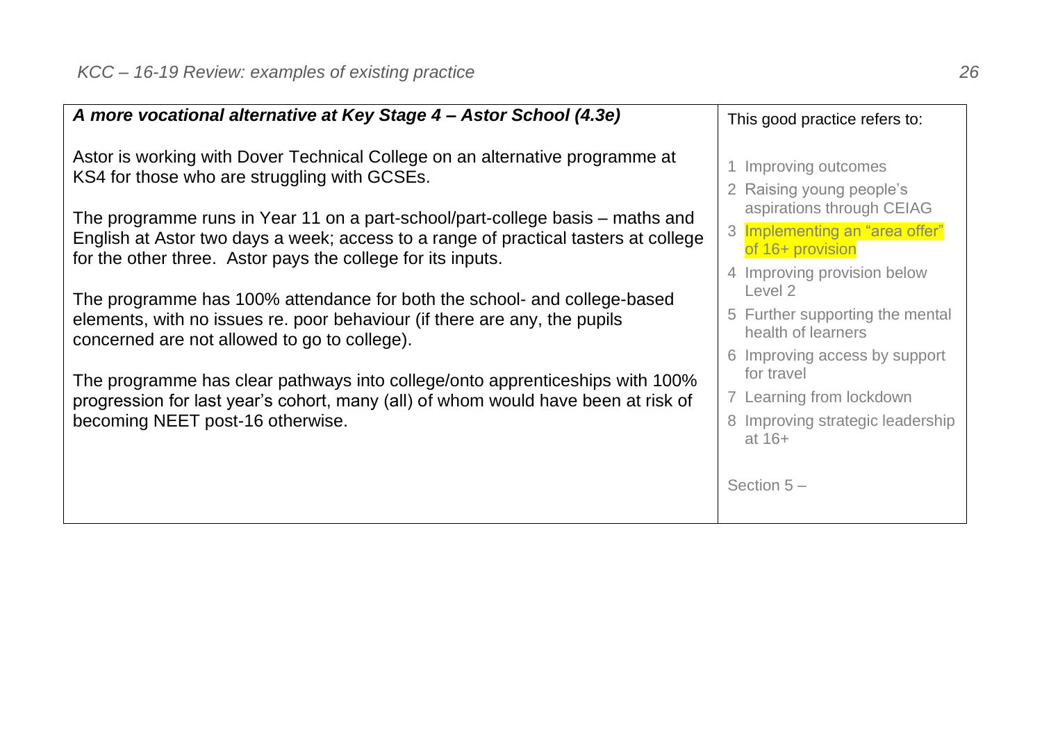| ***A more vocational alternative at Key Stage 4 – Astor School (4.3e)*** | This good practice refers to: |
|---|---|
| Astor is working with Dover Technical College on an alternative programme at KS4 for those who are struggling with GCSEs.<br><br>The programme runs in Year 11 on a part-school/part-college basis – maths and English at Astor two days a week; access to a range of practical tasters at college for the other three. Astor pays the college for its inputs.<br><br>The programme has 100% attendance for both the school- and college-based elements, with no issues re. poor behaviour (if there are any, the pupils concerned are not allowed to go to college).<br><br>The programme has clear pathways into college/onto apprenticeships with 100% progression for last year's cohort, many (all) of whom would have been at risk of becoming NEET post-16 otherwise. | 1 Improving outcomes<br>2 Raising young people's aspirations through CEIAG<br>3 Implementing an "area offer" of 16+ provision<br>4 Improving provision below Level 2<br>5 Further supporting the mental health of learners<br>6 Improving access by support for travel<br>7 Learning from lockdown<br>8 Improving strategic leadership at 16+<br><br>Section 5 – |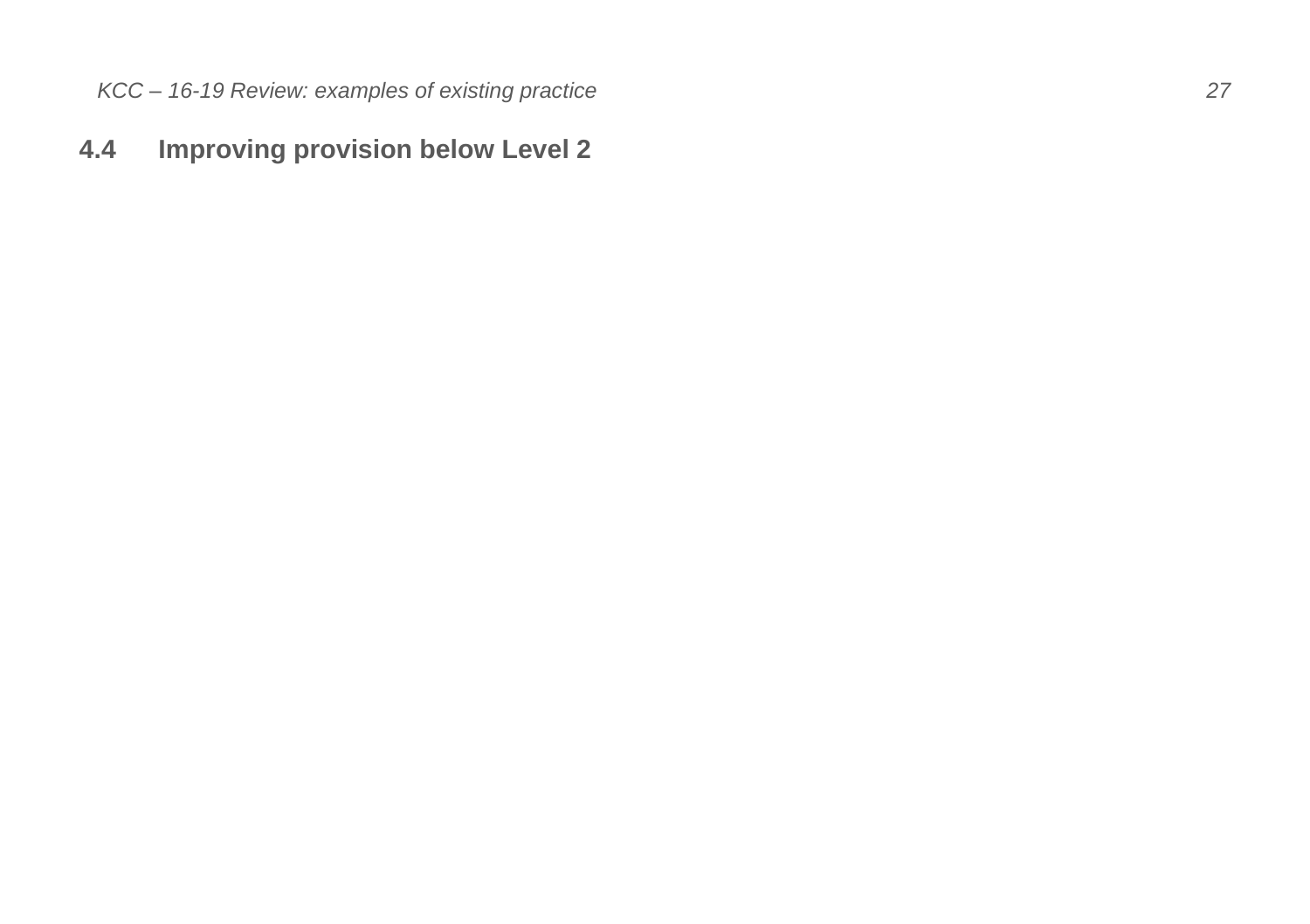## 4.4 Improving provision below Level 2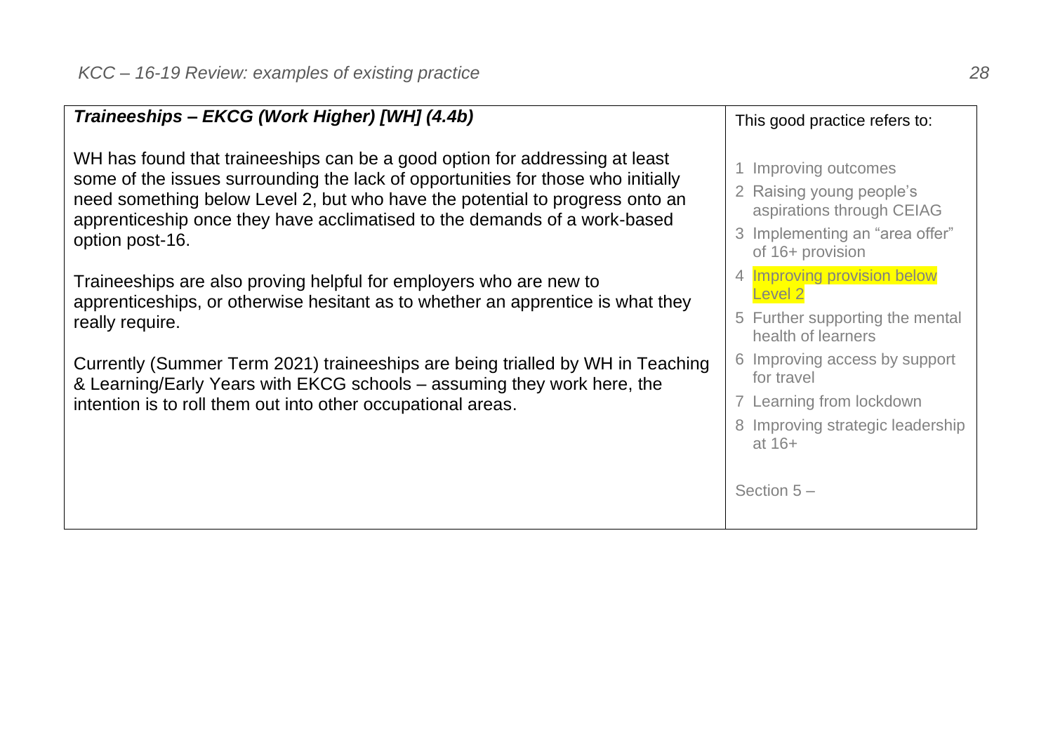| ***Traineeships – EKCG (Work Higher) [WH] (4.4b)*** | This good practice refers to: |
|---|---|
| WH has found that traineeships can be a good option for addressing at least some of the issues surrounding the lack of opportunities for those who initially need something below Level 2, but who have the potential to progress onto an apprenticeship once they have acclimatised to the demands of a work-based option post-16.<br><br>Traineeships are also proving helpful for employers who are new to apprenticeships, or otherwise hesitant as to whether an apprentice is what they really require.<br><br>Currently (Summer Term 2021) traineeships are being trialled by WH in Teaching & Learning/Early Years with EKCG schools – assuming they work here, the intention is to roll them out into other occupational areas. | 1 Improving outcomes<br>2 Raising young people's aspirations through CEIAG<br>3 Implementing an "area offer" of 16+ provision<br>4 Improving provision below Level 2<br>5 Further supporting the mental health of learners<br>6 Improving access by support for travel<br>7 Learning from lockdown<br>8 Improving strategic leadership at 16+<br><br>Section 5 – |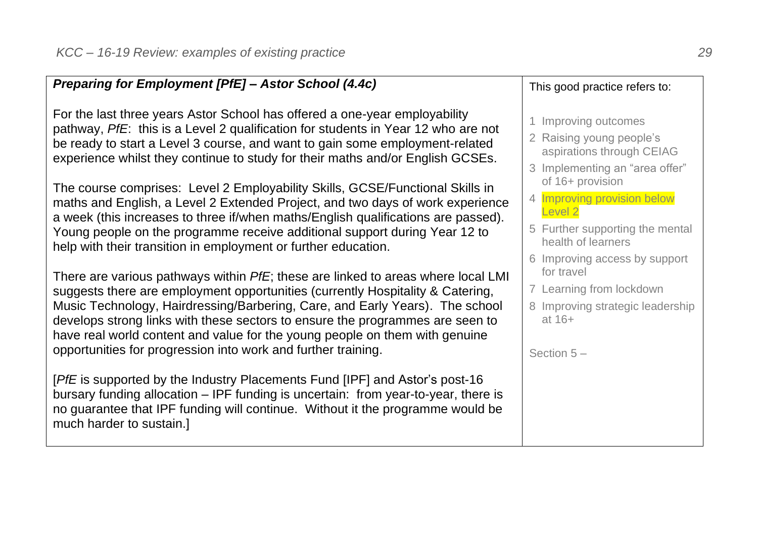### *Preparing for Employment [PfE] – Astor School (4.4c)*

For the last three years Astor School has offered a one-year employability pathway, *PfE*: this is a Level 2 qualification for students in Year 12 who are not be ready to start a Level 3 course, and want to gain some employment-related experience whilst they continue to study for their maths and/or English GCSEs.

The course comprises: Level 2 Employability Skills, GCSE/Functional Skills in maths and English, a Level 2 Extended Project, and two days of work experience a week (this increases to three if/when maths/English qualifications are passed). Young people on the programme receive additional support during Year 12 to help with their transition in employment or further education.

There are various pathways within *PfE*; these are linked to areas where local LMI suggests there are employment opportunities (currently Hospitality & Catering, Music Technology, Hairdressing/Barbering, Care, and Early Years). The school develops strong links with these sectors to ensure the programmes are seen to have real world content and value for the young people on them with genuine opportunities for progression into work and further training.

[*PfE* is supported by the Industry Placements Fund [IPF] and Astor's post-16 bursary funding allocation – IPF funding is uncertain: from year-to-year, there is no guarantee that IPF funding will continue. Without it the programme would be much harder to sustain.]

This good practice refers to:

1. Improving outcomes
2. Raising young people's aspirations through CEIAG
3. Implementing an "area offer" of 16+ provision
4. **Improving provision below Level 2**
5. Further supporting the mental health of learners
6. Improving access by support for travel
7. Learning from lockdown
8. Improving strategic leadership at 16+

Section 5 –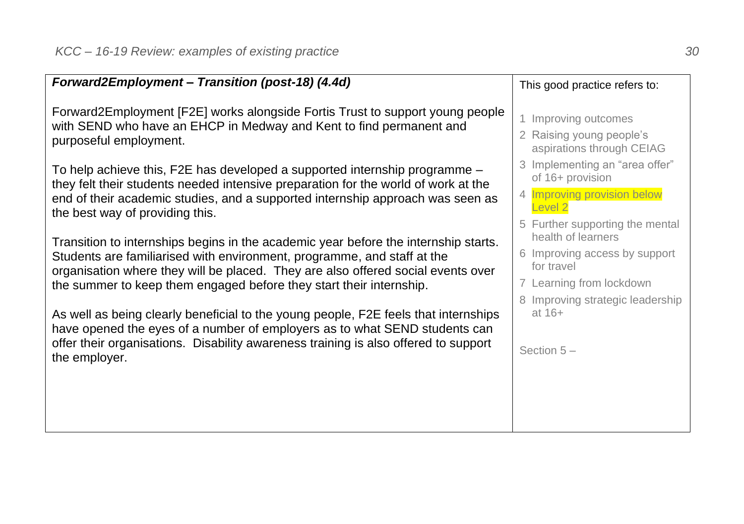| ***Forward2Employment – Transition (post-18) (4.4d)*** | This good practice refers to: |
|---|---|
| Forward2Employment [F2E] works alongside Fortis Trust to support young people with SEND who have an EHCP in Medway and Kent to find permanent and purposeful employment.<br><br>To help achieve this, F2E has developed a supported internship programme – they felt their students needed intensive preparation for the world of work at the end of their academic studies, and a supported internship approach was seen as the best way of providing this.<br><br>Transition to internships begins in the academic year before the internship starts. Students are familiarised with environment, programme, and staff at the organisation where they will be placed. They are also offered social events over the summer to keep them engaged before they start their internship.<br><br>As well as being clearly beneficial to the young people, F2E feels that internships have opened the eyes of a number of employers as to what SEND students can offer their organisations. Disability awareness training is also offered to support the employer. | 1 Improving outcomes<br>2 Raising young people's aspirations through CEIAG<br>3 Implementing an "area offer" of 16+ provision<br>4 Improving provision below Level 2<br>5 Further supporting the mental health of learners<br>6 Improving access by support for travel<br>7 Learning from lockdown<br>8 Improving strategic leadership at 16+<br><br>Section 5 – |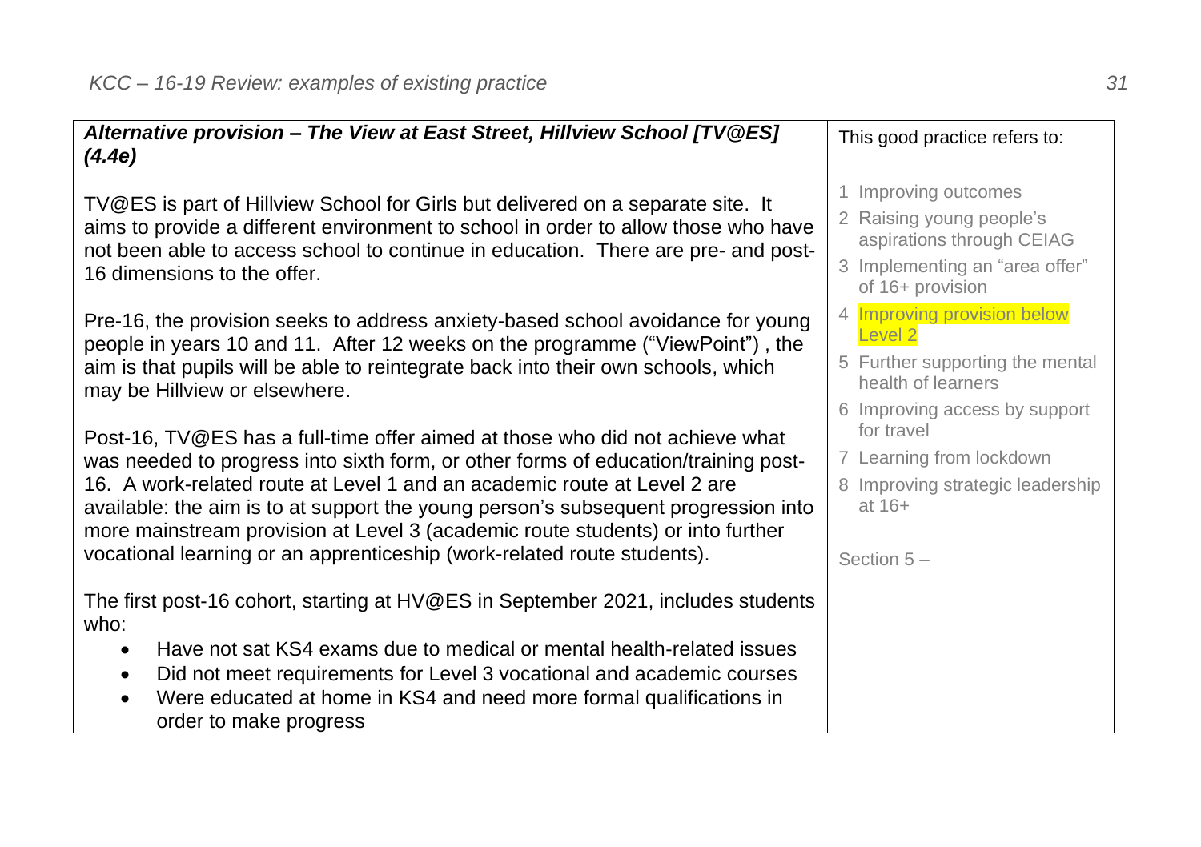| ***Alternative provision – The View at East Street, Hillview School [TV@ES] (4.4e)*** | This good practice refers to: |
|---|---|
| TV@ES is part of Hillview School for Girls but delivered on a separate site. It aims to provide a different environment to school in order to allow those who have not been able to access school to continue in education. There are pre- and post-16 dimensions to the offer.<br><br>Pre-16, the provision seeks to address anxiety-based school avoidance for young people in years 10 and 11. After 12 weeks on the programme ("ViewPoint") , the aim is that pupils will be able to reintegrate back into their own schools, which may be Hillview or elsewhere.<br><br>Post-16, TV@ES has a full-time offer aimed at those who did not achieve what was needed to progress into sixth form, or other forms of education/training post-16. A work-related route at Level 1 and an academic route at Level 2 are available: the aim is to at support the young person's subsequent progression into more mainstream provision at Level 3 (academic route students) or into further vocational learning or an apprenticeship (work-related route students).<br><br>The first post-16 cohort, starting at HV@ES in September 2021, includes students who:<br>• Have not sat KS4 exams due to medical or mental health-related issues<br>• Did not meet requirements for Level 3 vocational and academic courses<br>• Were educated at home in KS4 and need more formal qualifications in order to make progress | 1 Improving outcomes<br>2 Raising young people's aspirations through CEIAG<br>3 Implementing an "area offer" of 16+ provision<br>4 Improving provision below Level 2<br>5 Further supporting the mental health of learners<br>6 Improving access by support for travel<br>7 Learning from lockdown<br>8 Improving strategic leadership at 16+<br><br>Section 5 – |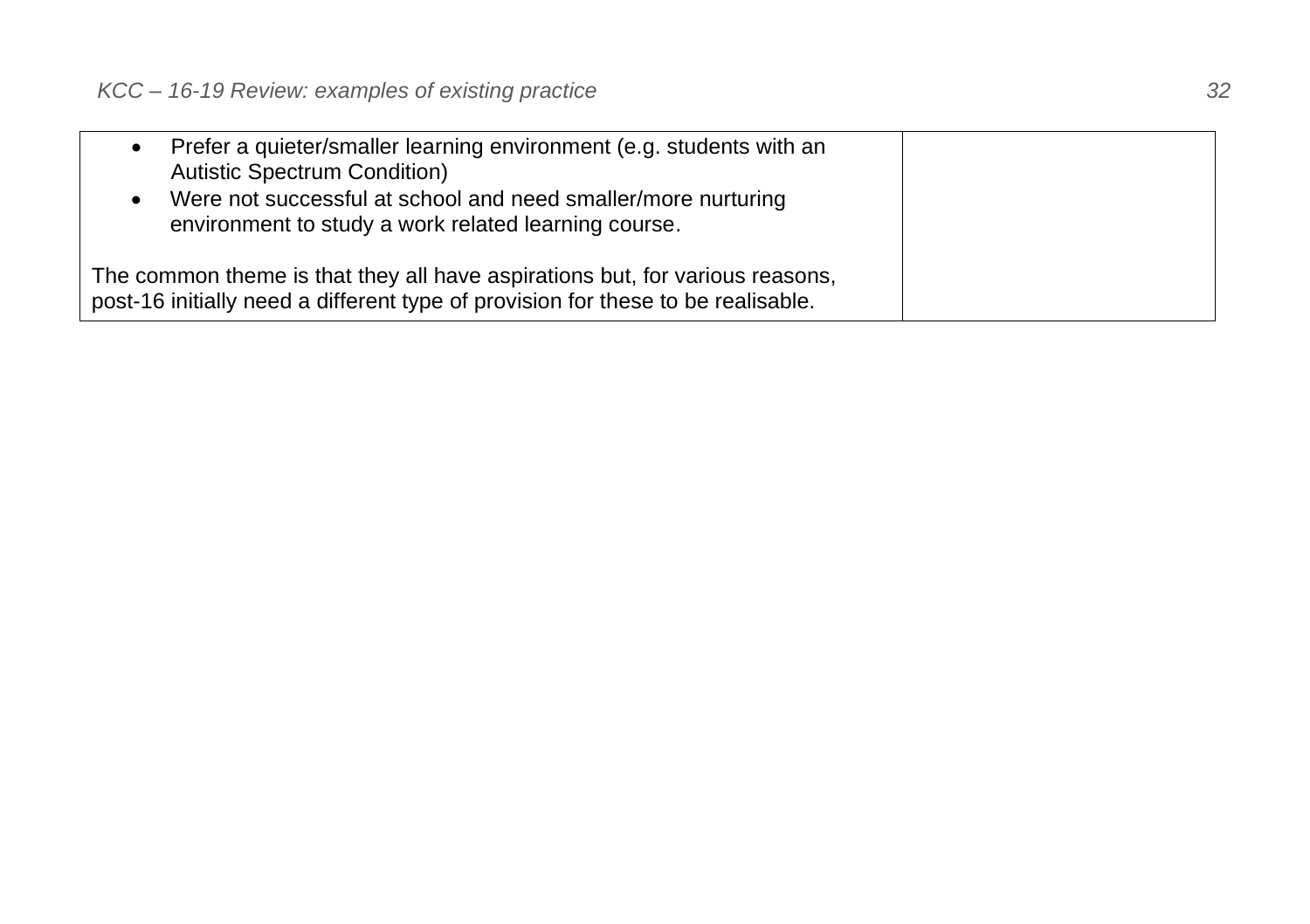| | |
|---|---|
| <ul><li>Prefer a quieter/smaller learning environment (e.g. students with an Autistic Spectrum Condition)</li><li>Were not successful at school and need smaller/more nurturing environment to study a work related learning course.</li></ul>The common theme is that they all have aspirations but, for various reasons, post-16 initially need a different type of provision for these to be realisable. | |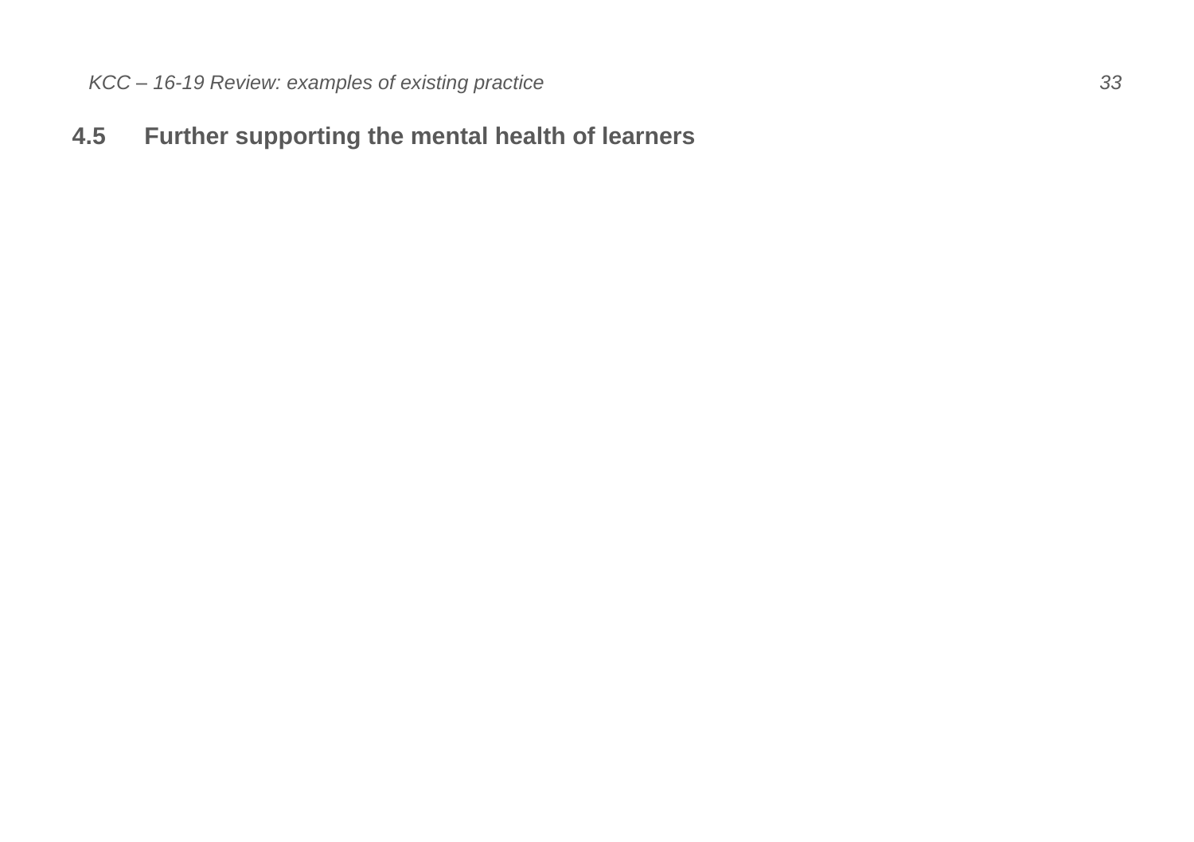## 4.5 Further supporting the mental health of learners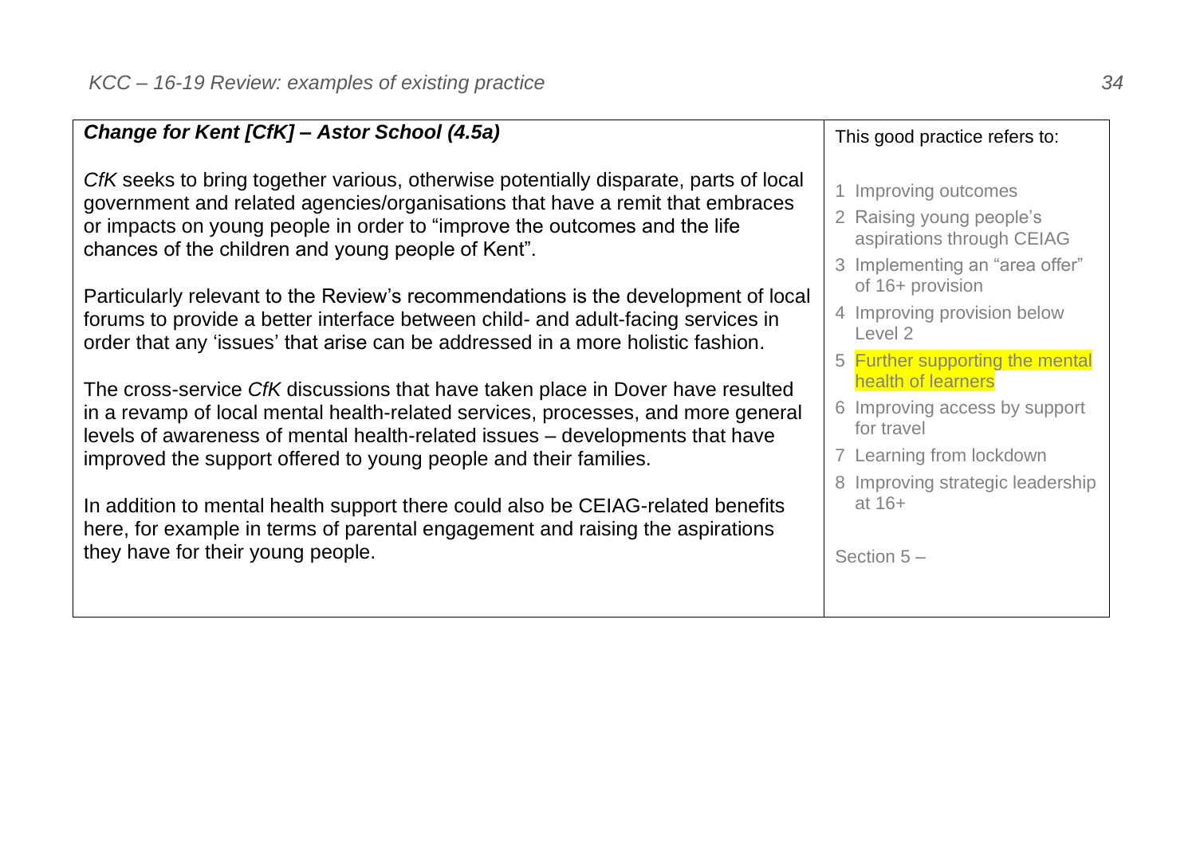| ***Change for Kent [CfK] – Astor School (4.5a)*** | This good practice refers to: |
| --- | --- |
| *CfK* seeks to bring together various, otherwise potentially disparate, parts of local government and related agencies/organisations that have a remit that embraces or impacts on young people in order to "improve the outcomes and the life chances of the children and young people of Kent".<br><br>Particularly relevant to the Review's recommendations is the development of local forums to provide a better interface between child- and adult-facing services in order that any 'issues' that arise can be addressed in a more holistic fashion.<br><br>The cross-service *CfK* discussions that have taken place in Dover have resulted in a revamp of local mental health-related services, processes, and more general levels of awareness of mental health-related issues – developments that have improved the support offered to young people and their families.<br><br>In addition to mental health support there could also be CEIAG-related benefits here, for example in terms of parental engagement and raising the aspirations they have for their young people. | 1 Improving outcomes<br>2 Raising young people's aspirations through CEIAG<br>3 Implementing an "area offer" of 16+ provision<br>4 Improving provision below Level 2<br>5 Further supporting the mental health of learners<br>6 Improving access by support for travel<br>7 Learning from lockdown<br>8 Improving strategic leadership at 16+<br><br>Section 5 – |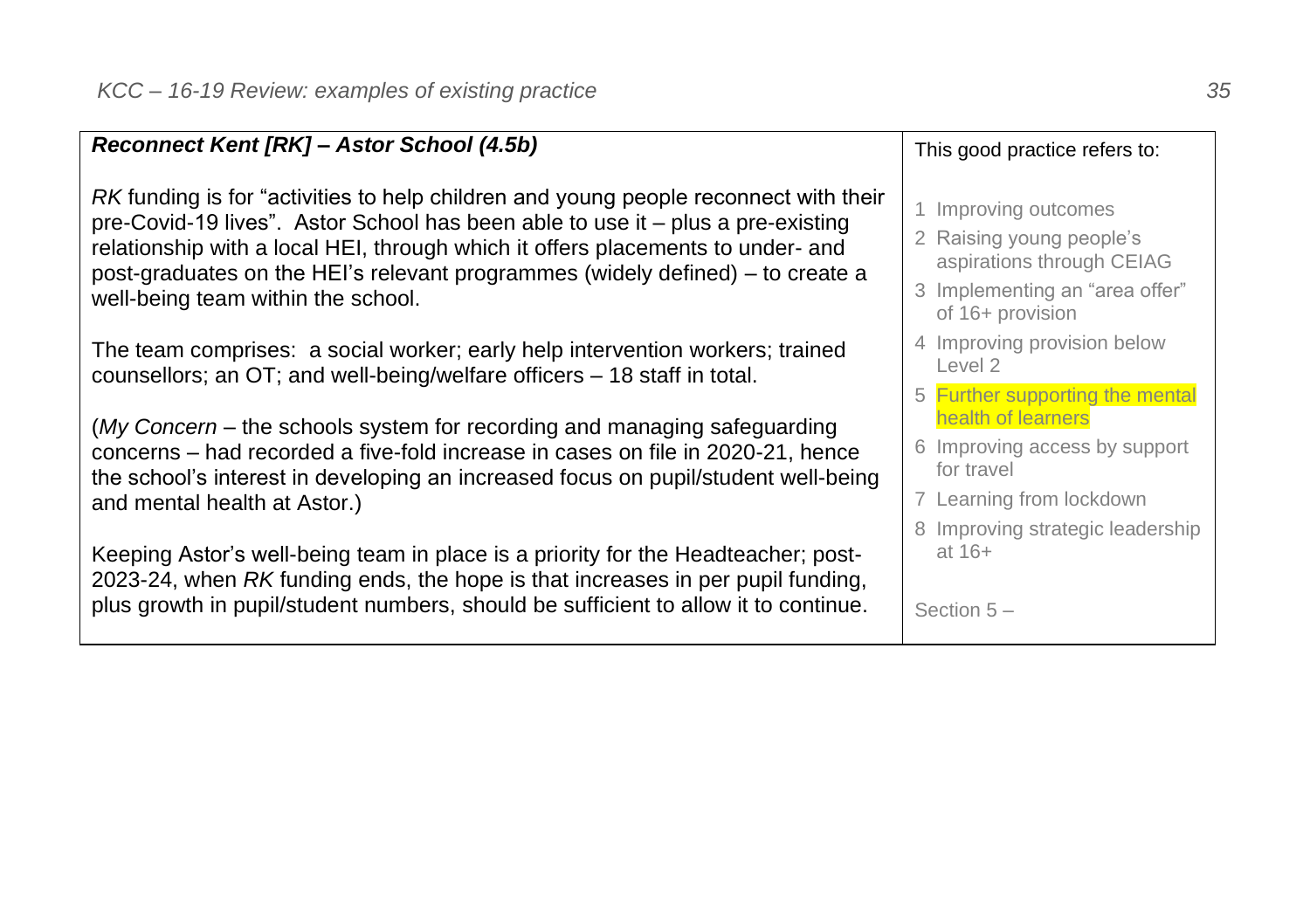| ***Reconnect Kent [RK] – Astor School (4.5b)*** | This good practice refers to: |
|---|---|
| *RK* funding is for "activities to help children and young people reconnect with their pre-Covid-19 lives". Astor School has been able to use it – plus a pre-existing relationship with a local HEI, through which it offers placements to under- and post-graduates on the HEI's relevant programmes (widely defined) – to create a well-being team within the school.<br><br>The team comprises: a social worker; early help intervention workers; trained counsellors; an OT; and well-being/welfare officers – 18 staff in total.<br><br>(*My Concern* – the schools system for recording and managing safeguarding concerns – had recorded a five-fold increase in cases on file in 2020-21, hence the school's interest in developing an increased focus on pupil/student well-being and mental health at Astor.)<br><br>Keeping Astor's well-being team in place is a priority for the Headteacher; post-2023-24, when *RK* funding ends, the hope is that increases in per pupil funding, plus growth in pupil/student numbers, should be sufficient to allow it to continue. | 1 Improving outcomes<br>2 Raising young people's aspirations through CEIAG<br>3 Implementing an "area offer" of 16+ provision<br>4 Improving provision below Level 2<br>5 Further supporting the mental health of learners<br>6 Improving access by support for travel<br>7 Learning from lockdown<br>8 Improving strategic leadership at 16+<br><br>Section 5 – |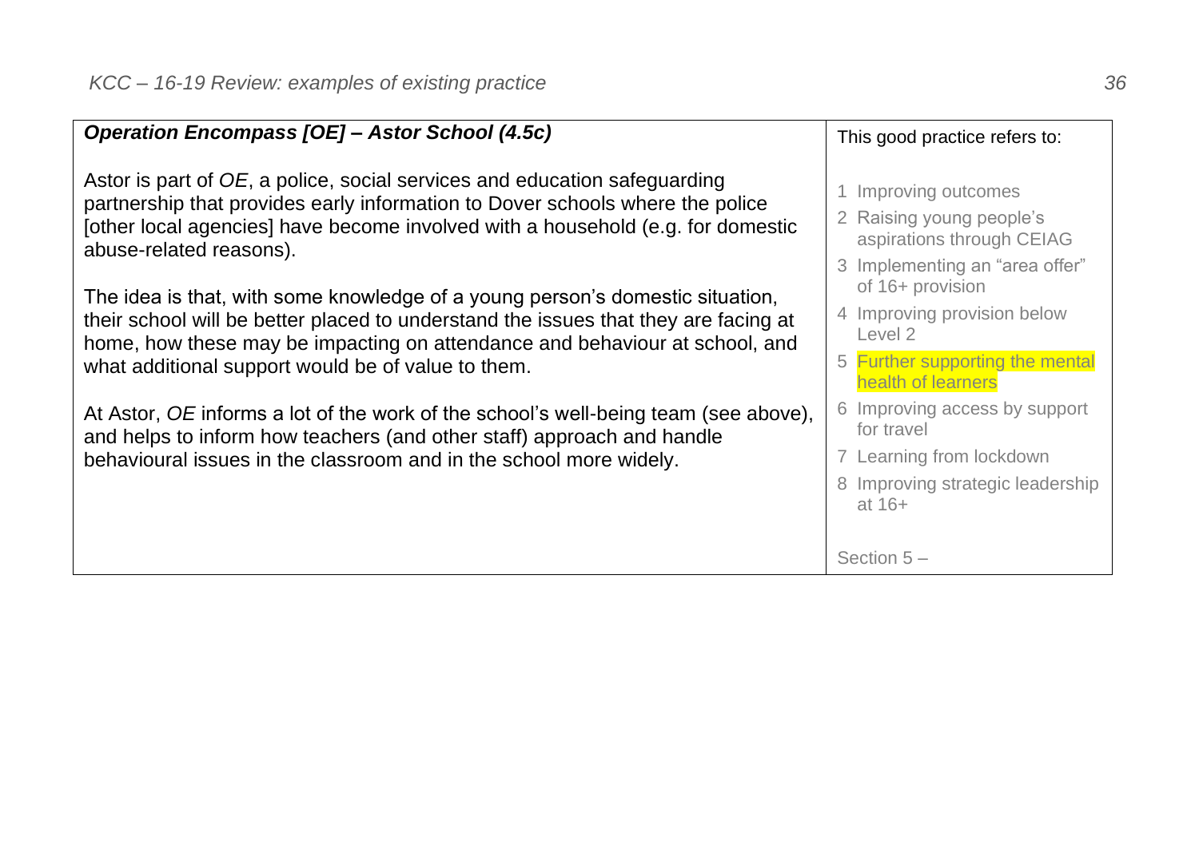| ***Operation Encompass [OE] – Astor School (4.5c)*** | This good practice refers to: |
|---|---|
| Astor is part of *OE*, a police, social services and education safeguarding partnership that provides early information to Dover schools where the police [other local agencies] have become involved with a household (e.g. for domestic abuse-related reasons).<br><br>The idea is that, with some knowledge of a young person's domestic situation, their school will be better placed to understand the issues that they are facing at home, how these may be impacting on attendance and behaviour at school, and what additional support would be of value to them.<br><br>At Astor, *OE* informs a lot of the work of the school's well-being team (see above), and helps to inform how teachers (and other staff) approach and handle behavioural issues in the classroom and in the school more widely. | 1 Improving outcomes<br>2 Raising young people's aspirations through CEIAG<br>3 Implementing an "area offer" of 16+ provision<br>4 Improving provision below Level 2<br>5 Further supporting the mental health of learners<br>6 Improving access by support for travel<br>7 Learning from lockdown<br>8 Improving strategic leadership at 16+<br><br>Section 5 – |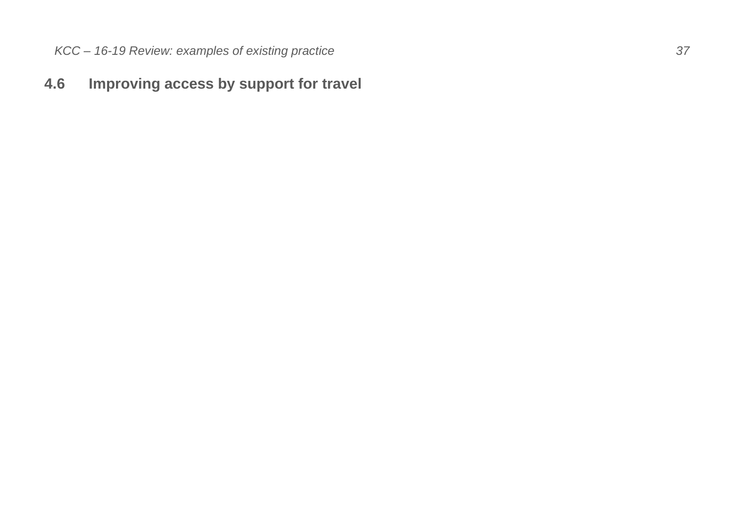## 4.6 Improving access by support for travel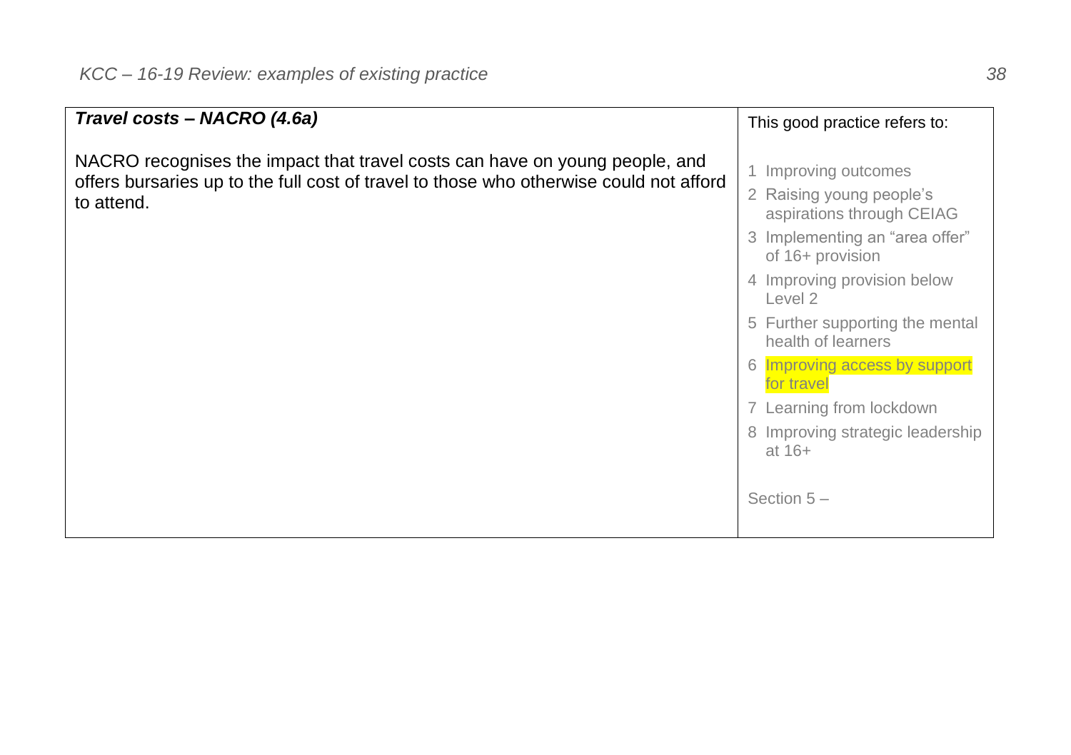| ***Travel costs – NACRO (4.6a)***<br><br>NACRO recognises the impact that travel costs can have on young people, and offers bursaries up to the full cost of travel to those who otherwise could not afford to attend. | This good practice refers to:<br><br>1 Improving outcomes<br>2 Raising young people's aspirations through CEIAG<br>3 Implementing an "area offer" of 16+ provision<br>4 Improving provision below Level 2<br>5 Further supporting the mental health of learners<br>6 Improving access by support for travel<br>7 Learning from lockdown<br>8 Improving strategic leadership at 16+<br><br>Section 5 – |
|---|---|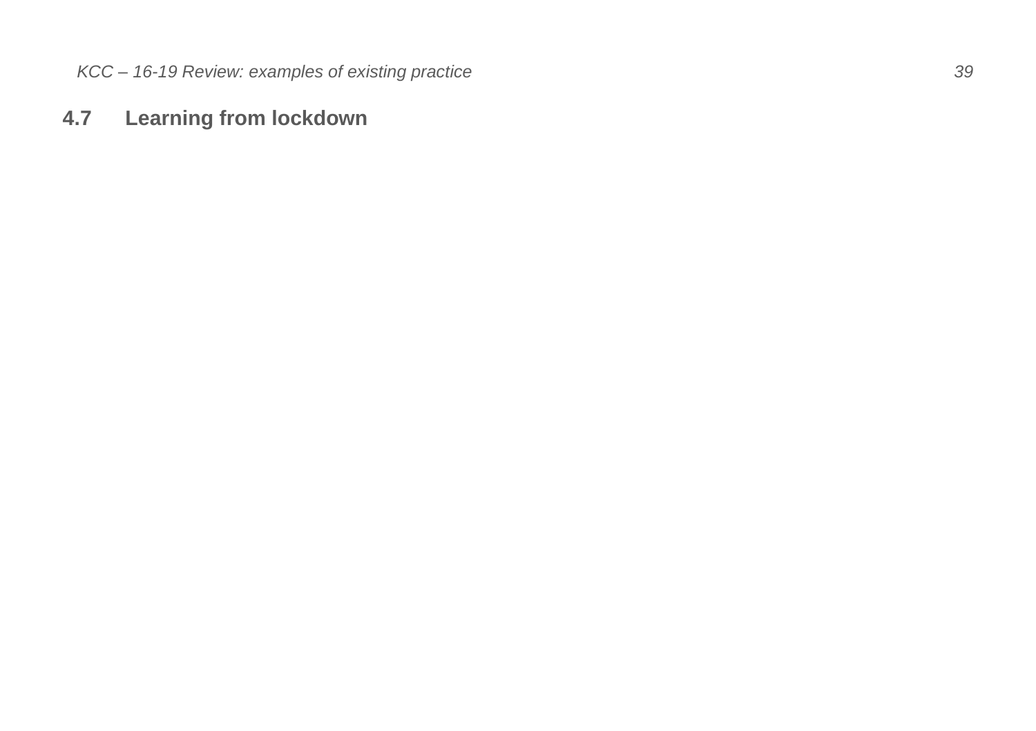## 4.7 Learning from lockdown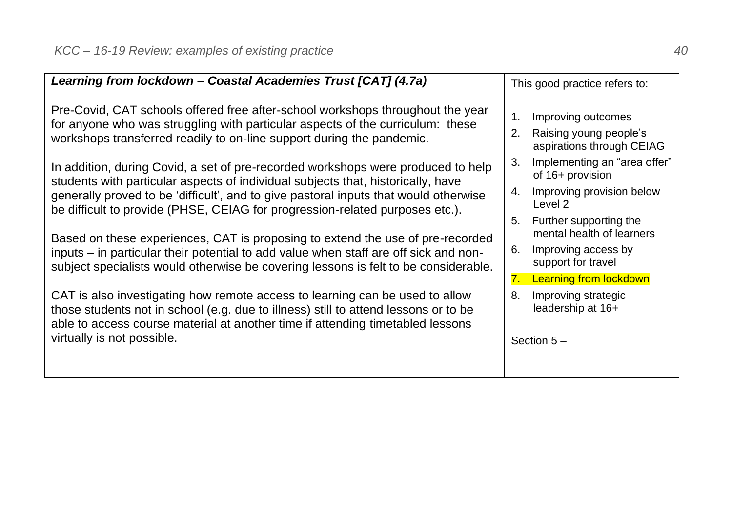### *Learning from lockdown – Coastal Academies Trust [CAT] (4.7a)*

Pre-Covid, CAT schools offered free after-school workshops throughout the year for anyone who was struggling with particular aspects of the curriculum: these workshops transferred readily to on-line support during the pandemic.

In addition, during Covid, a set of pre-recorded workshops were produced to help students with particular aspects of individual subjects that, historically, have generally proved to be 'difficult', and to give pastoral inputs that would otherwise be difficult to provide (PHSE, CEIAG for progression-related purposes etc.).

Based on these experiences, CAT is proposing to extend the use of pre-recorded inputs – in particular their potential to add value when staff are off sick and non-subject specialists would otherwise be covering lessons is felt to be considerable.

CAT is also investigating how remote access to learning can be used to allow those students not in school (e.g. due to illness) still to attend lessons or to be able to access course material at another time if attending timetabled lessons virtually is not possible.

This good practice refers to:

1. Improving outcomes
2. Raising young people's aspirations through CEIAG
3. Implementing an "area offer" of 16+ provision
4. Improving provision below Level 2
5. Further supporting the mental health of learners
6. Improving access by support for travel
7. **Learning from lockdown**
8. Improving strategic leadership at 16+

Section 5 –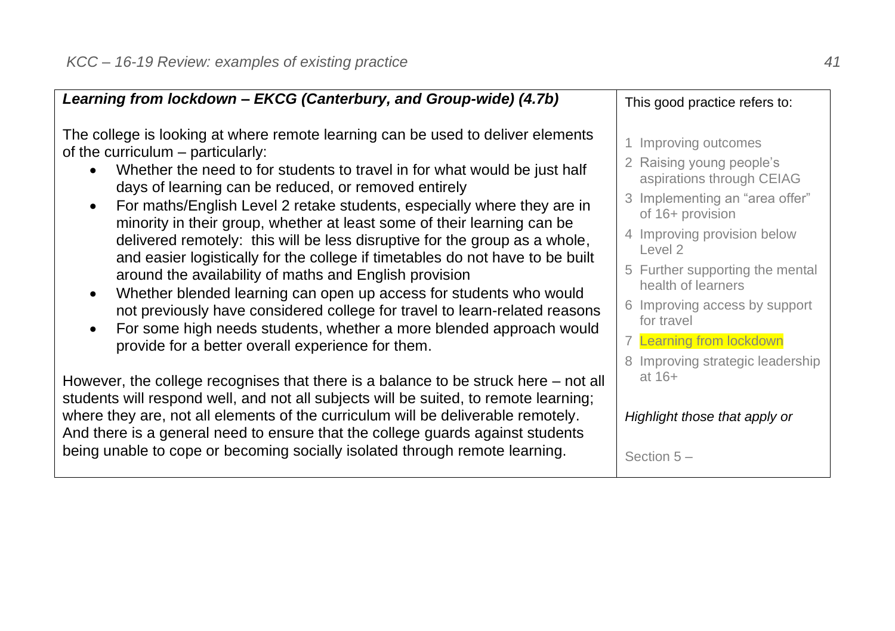| ***Learning from lockdown – EKCG (Canterbury, and Group-wide) (4.7b)*** | This good practice refers to: |
|---|---|
| The college is looking at where remote learning can be used to deliver elements of the curriculum – particularly:<br>• Whether the need to for students to travel in for what would be just half days of learning can be reduced, or removed entirely<br>• For maths/English Level 2 retake students, especially where they are in minority in their group, whether at least some of their learning can be delivered remotely: this will be less disruptive for the group as a whole, and easier logistically for the college if timetables do not have to be built around the availability of maths and English provision<br>• Whether blended learning can open up access for students who would not previously have considered college for travel to learn-related reasons<br>• For some high needs students, whether a more blended approach would provide for a better overall experience for them.<br><br>However, the college recognises that there is a balance to be struck here – not all students will respond well, and not all subjects will be suited, to remote learning; where they are, not all elements of the curriculum will be deliverable remotely. And there is a general need to ensure that the college guards against students being unable to cope or becoming socially isolated through remote learning. | 1 Improving outcomes<br>2 Raising young people's aspirations through CEIAG<br>3 Implementing an "area offer" of 16+ provision<br>4 Improving provision below Level 2<br>5 Further supporting the mental health of learners<br>6 Improving access by support for travel<br>7 Learning from lockdown<br>8 Improving strategic leadership at 16+<br><br>*Highlight those that apply or*<br><br>Section 5 – |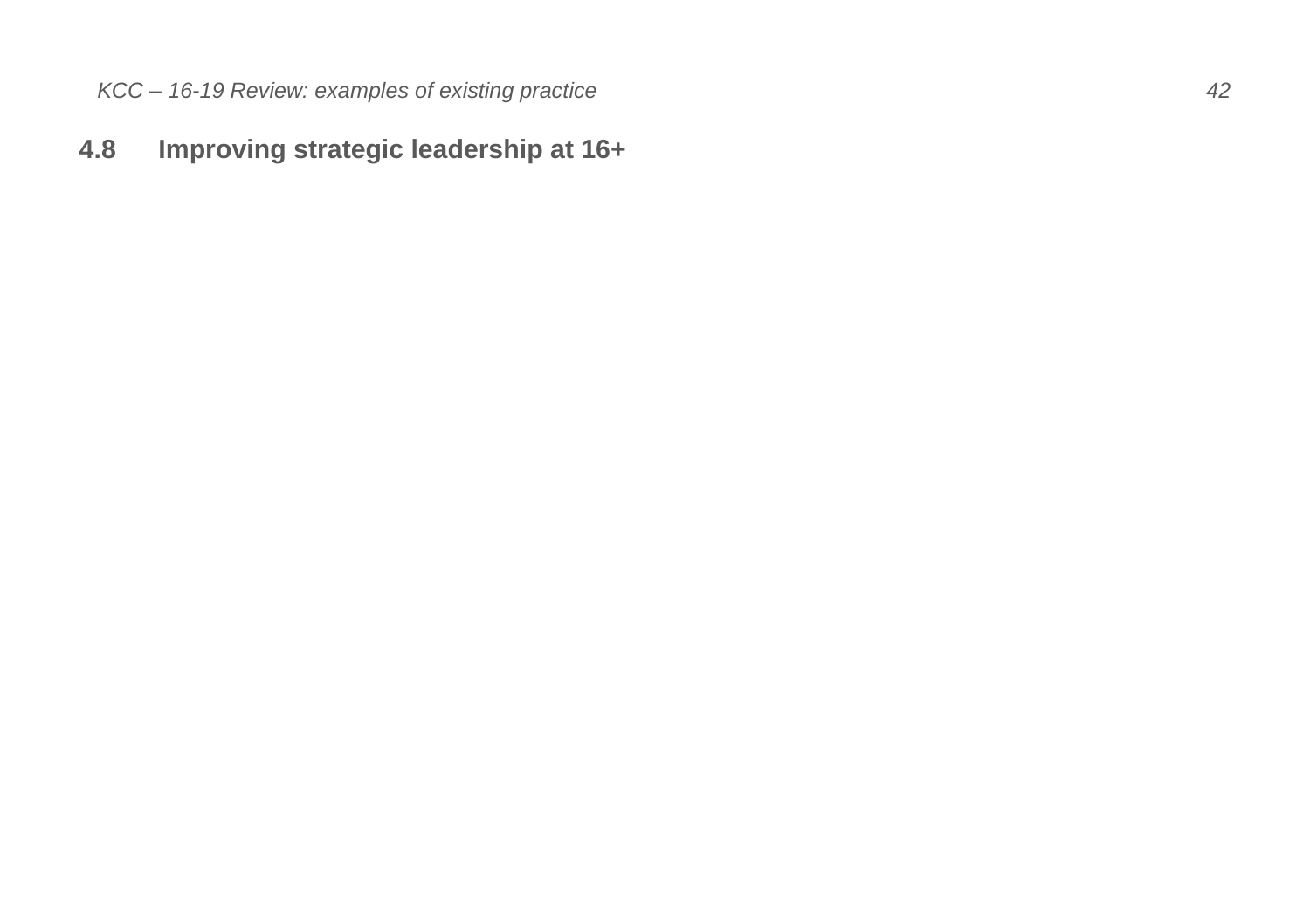## 4.8 Improving strategic leadership at 16+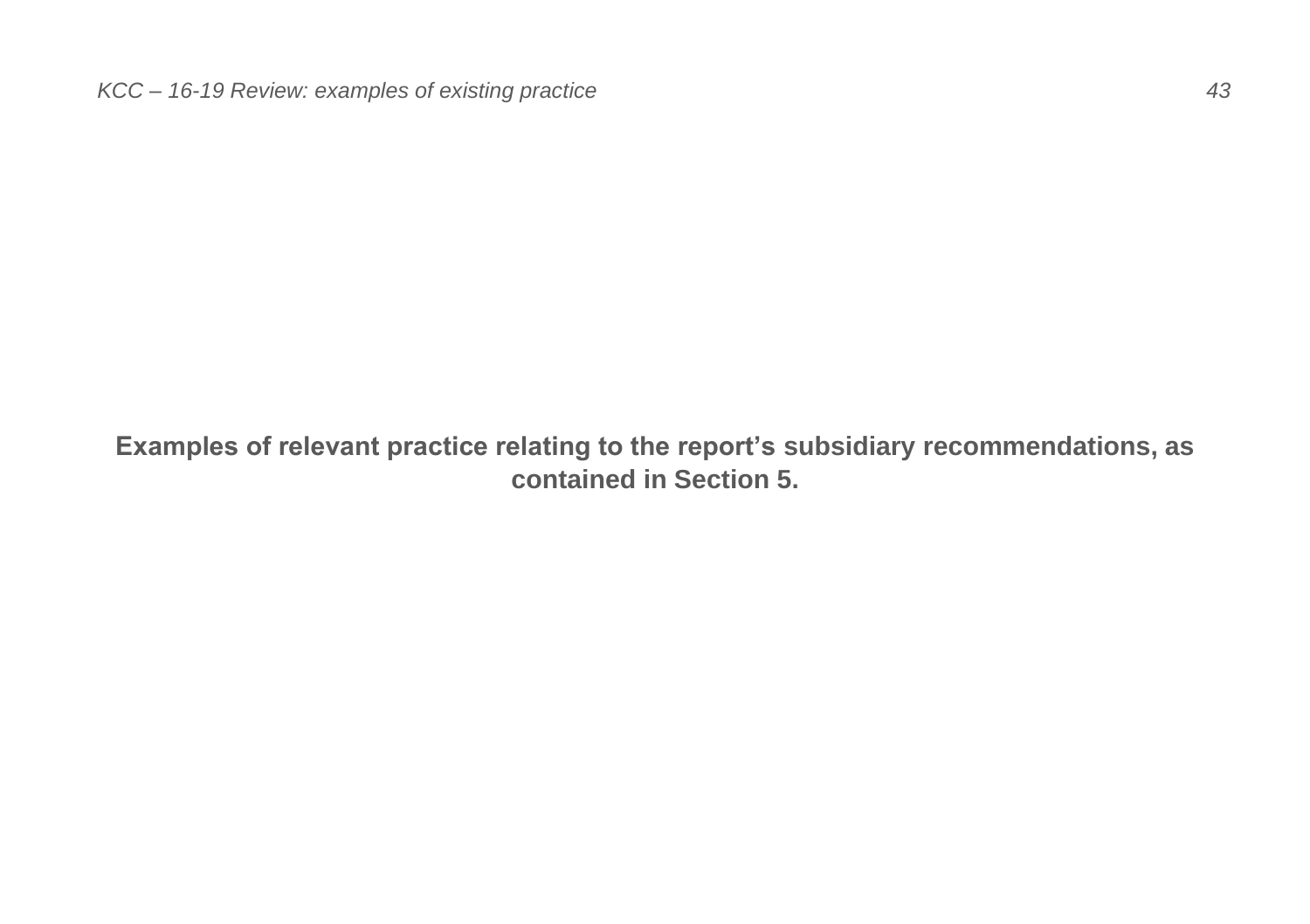**Examples of relevant practice relating to the report's subsidiary recommendations, as contained in Section 5.**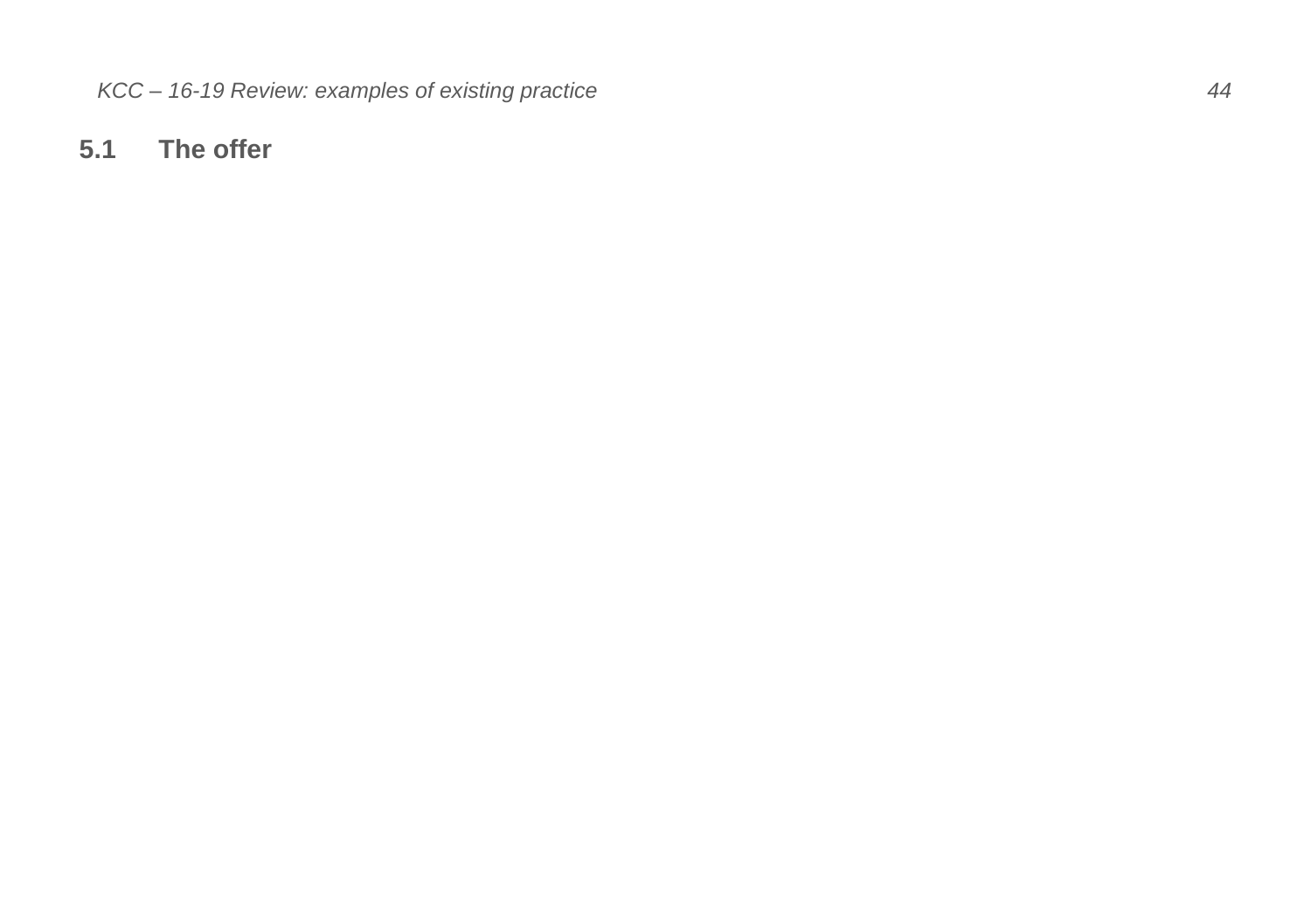## 5.1 The offer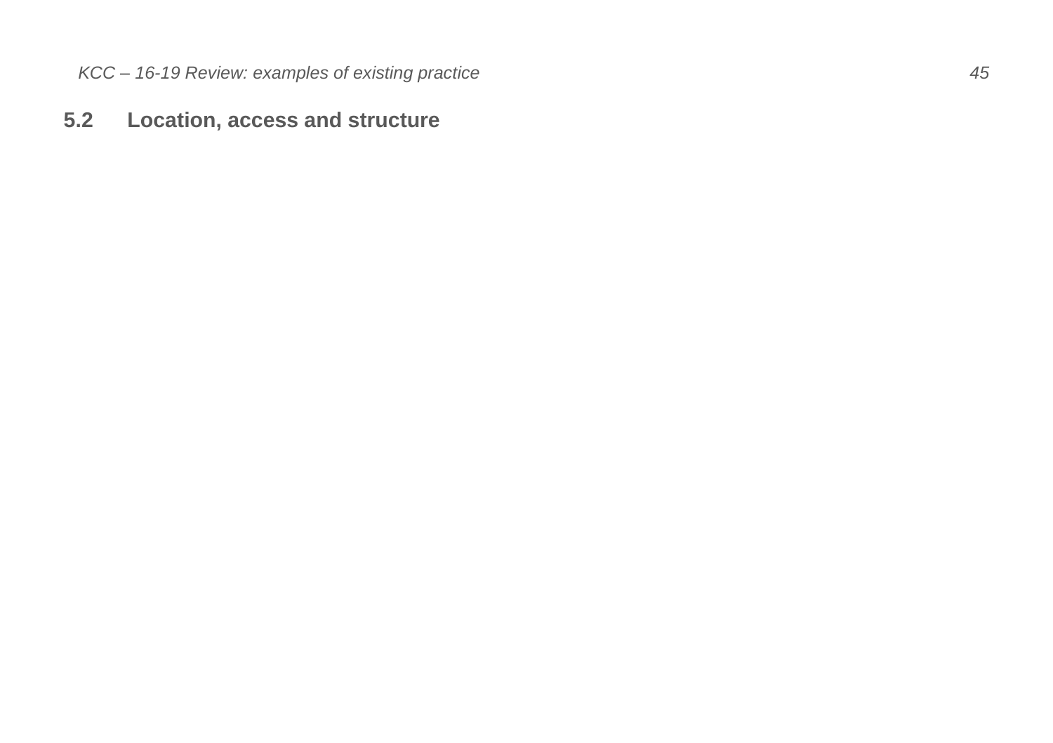## 5.2 Location, access and structure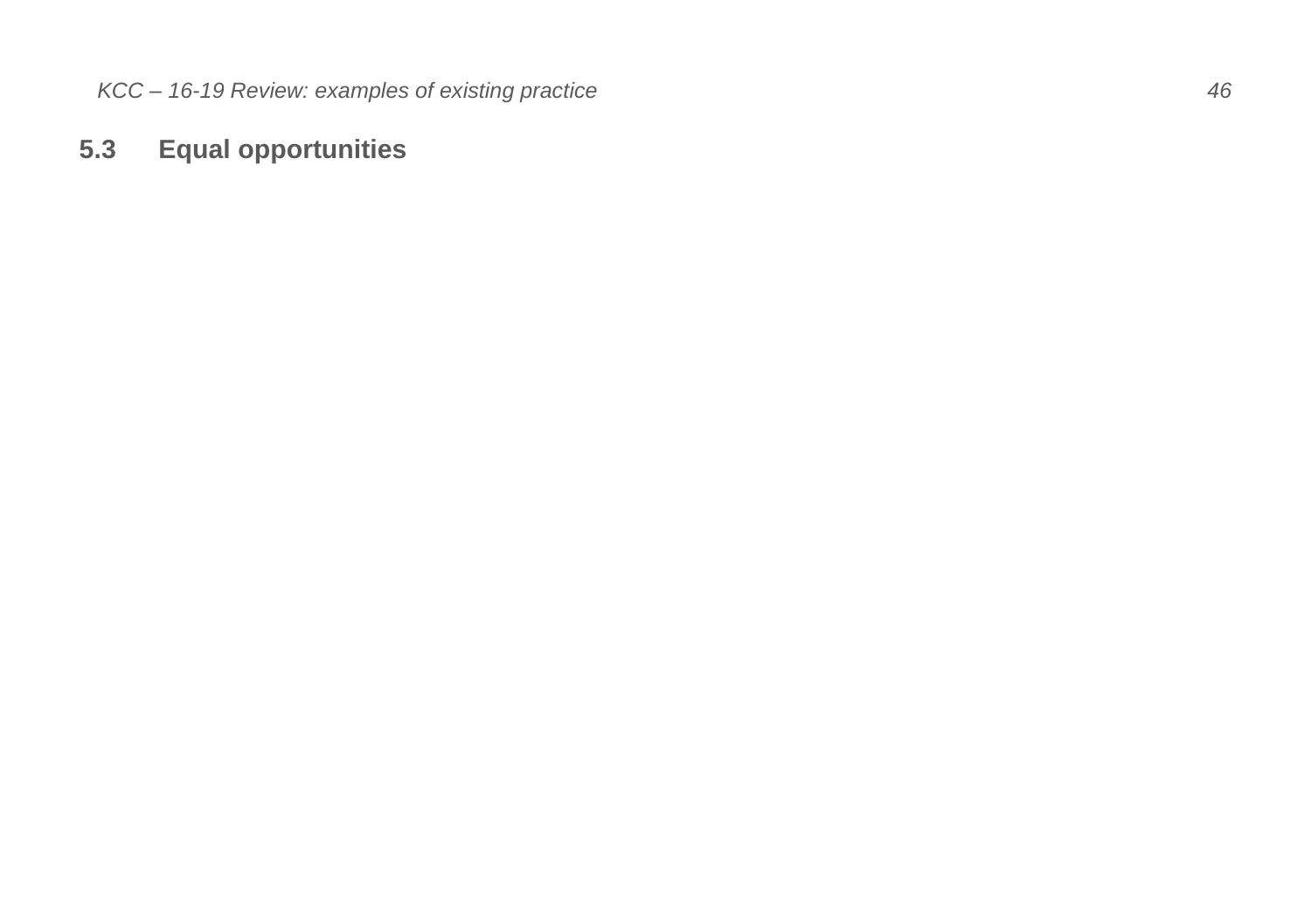## 5.3 Equal opportunities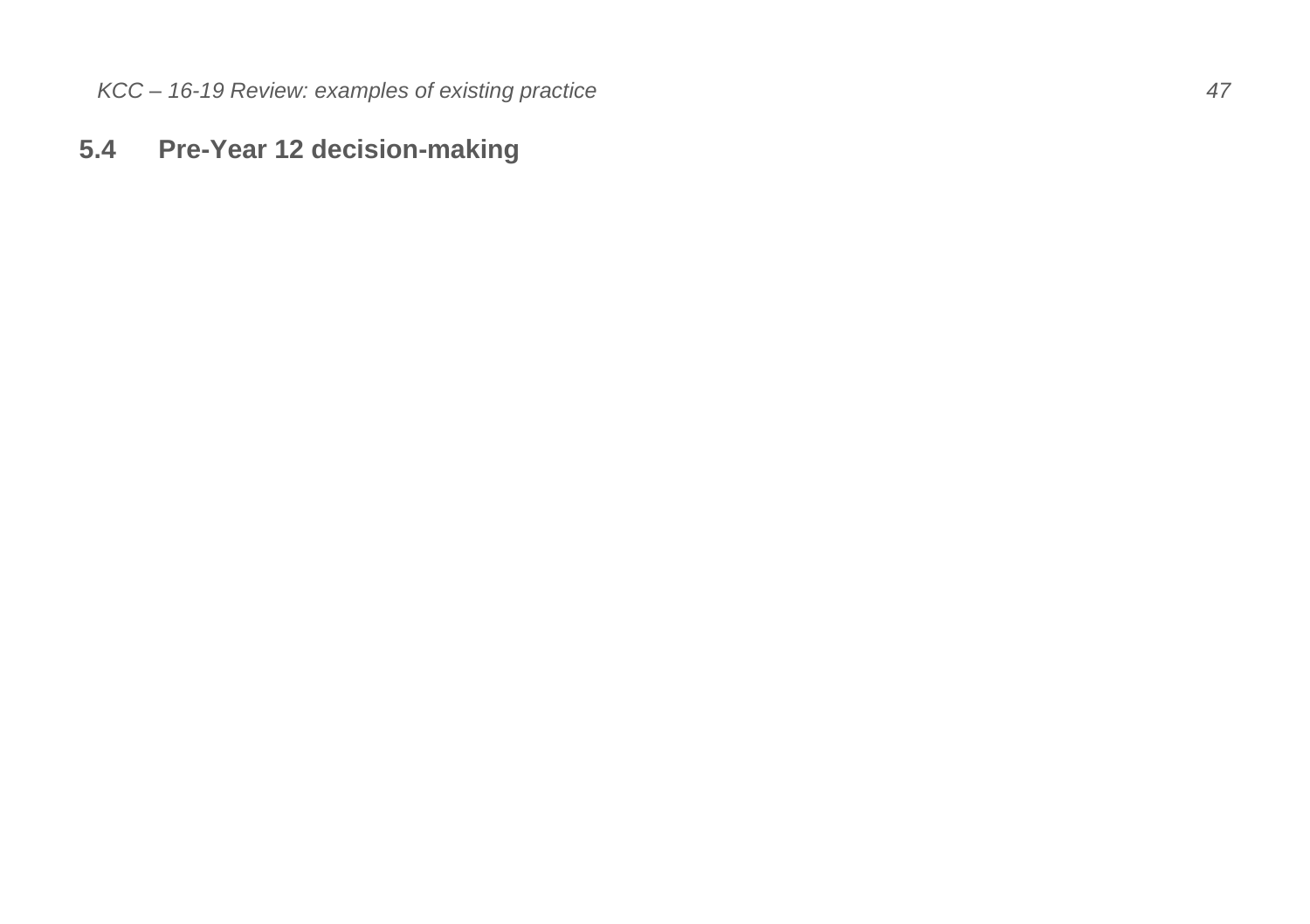## 5.4 Pre-Year 12 decision-making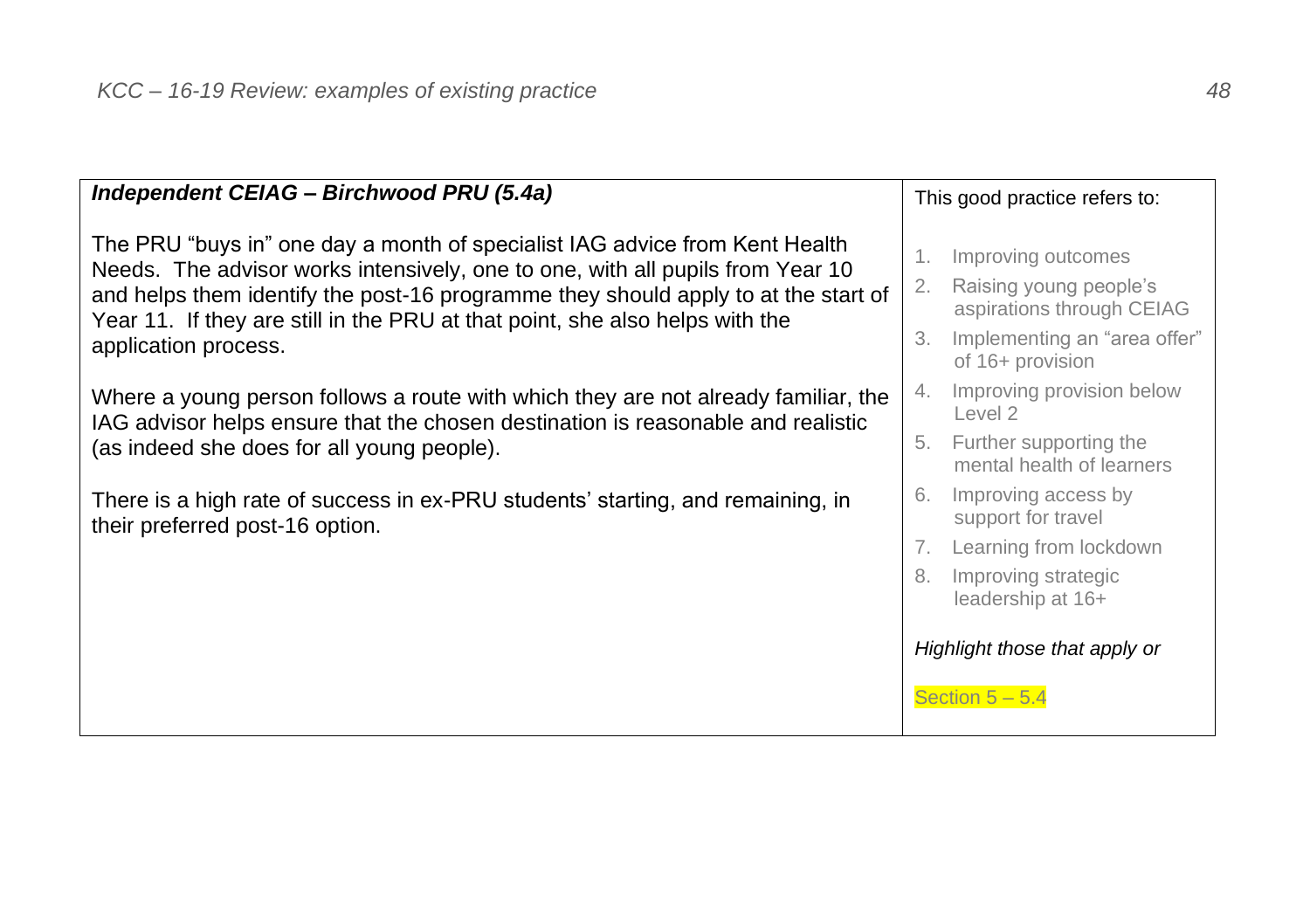| ***Independent CEIAG – Birchwood PRU (5.4a)*** | This good practice refers to: |
|---|---|
| The PRU "buys in" one day a month of specialist IAG advice from Kent Health Needs. The advisor works intensively, one to one, with all pupils from Year 10 and helps them identify the post-16 programme they should apply to at the start of Year 11. If they are still in the PRU at that point, she also helps with the application process.<br><br>Where a young person follows a route with which they are not already familiar, the IAG advisor helps ensure that the chosen destination is reasonable and realistic (as indeed she does for all young people).<br><br>There is a high rate of success in ex-PRU students' starting, and remaining, in their preferred post-16 option. | 1. Improving outcomes<br>2. Raising young people's aspirations through CEIAG<br>3. Implementing an "area offer" of 16+ provision<br>4. Improving provision below Level 2<br>5. Further supporting the mental health of learners<br>6. Improving access by support for travel<br>7. Learning from lockdown<br>8. Improving strategic leadership at 16+<br><br>*Highlight those that apply or*<br><br>Section 5 – 5.4 |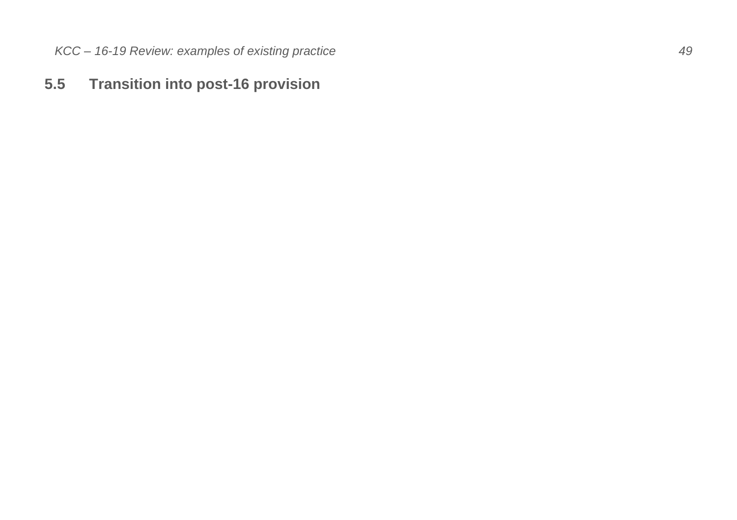## 5.5 Transition into post-16 provision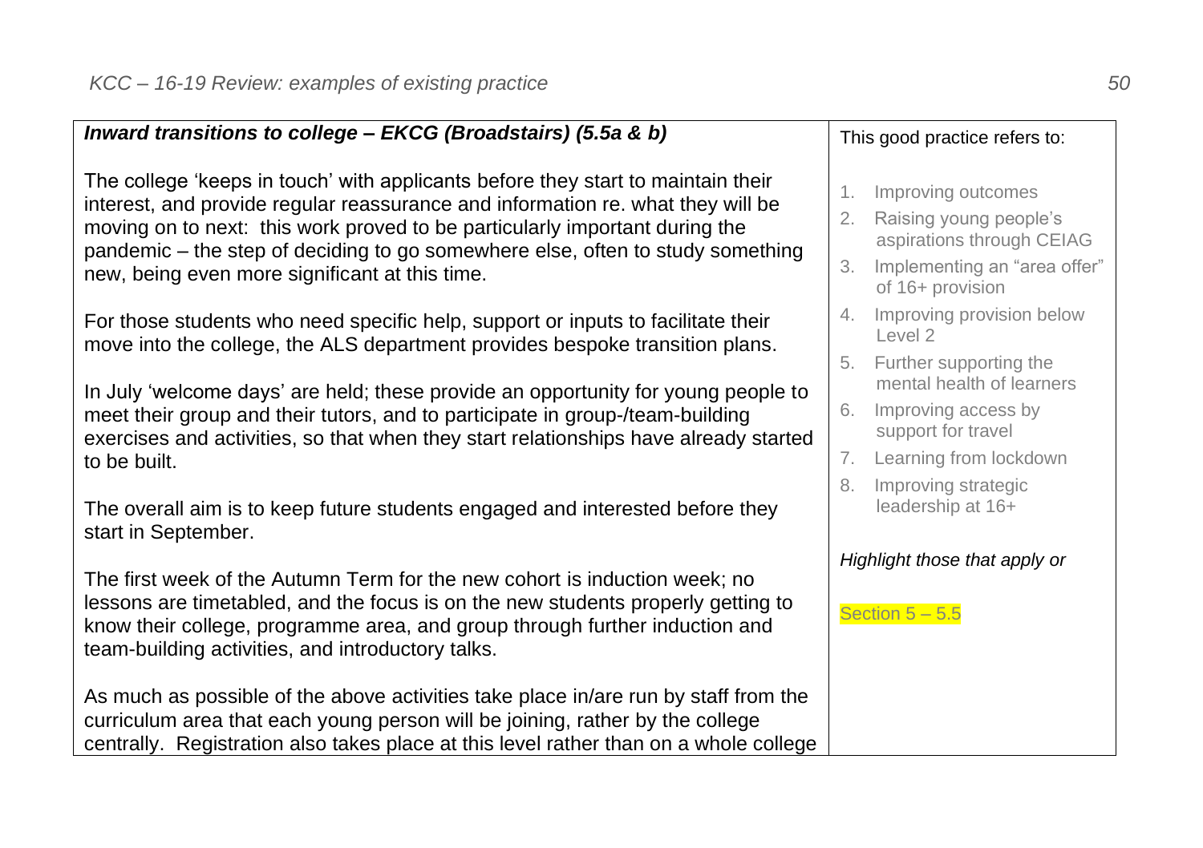### *Inward transitions to college – EKCG (Broadstairs) (5.5a & b)*

The college 'keeps in touch' with applicants before they start to maintain their interest, and provide regular reassurance and information re. what they will be moving on to next: this work proved to be particularly important during the pandemic – the step of deciding to go somewhere else, often to study something new, being even more significant at this time.

For those students who need specific help, support or inputs to facilitate their move into the college, the ALS department provides bespoke transition plans.

In July 'welcome days' are held; these provide an opportunity for young people to meet their group and their tutors, and to participate in group-/team-building exercises and activities, so that when they start relationships have already started to be built.

The overall aim is to keep future students engaged and interested before they start in September.

The first week of the Autumn Term for the new cohort is induction week; no lessons are timetabled, and the focus is on the new students properly getting to know their college, programme area, and group through further induction and team-building activities, and introductory talks.

As much as possible of the above activities take place in/are run by staff from the curriculum area that each young person will be joining, rather by the college centrally. Registration also takes place at this level rather than on a whole college

This good practice refers to:

1. Improving outcomes
2. Raising young people's aspirations through CEIAG
3. Implementing an "area offer" of 16+ provision
4. Improving provision below Level 2
5. Further supporting the mental health of learners
6. Improving access by support for travel
7. Learning from lockdown
8. Improving strategic leadership at 16+

*Highlight those that apply or*

Section 5 – 5.5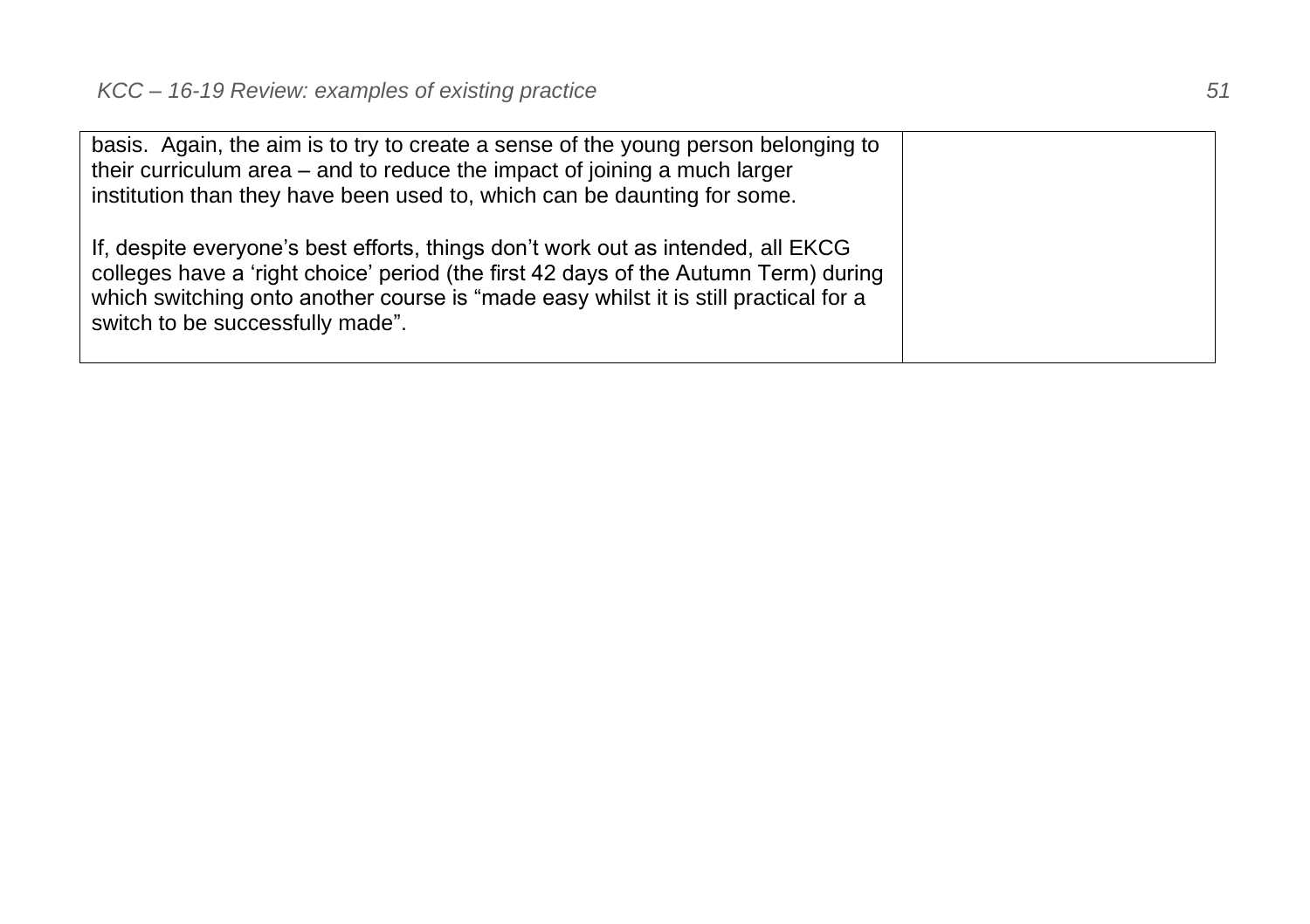| | |
|---|---|
| basis. Again, the aim is to try to create a sense of the young person belonging to their curriculum area – and to reduce the impact of joining a much larger institution than they have been used to, which can be daunting for some.<br><br>If, despite everyone's best efforts, things don't work out as intended, all EKCG colleges have a 'right choice' period (the first 42 days of the Autumn Term) during which switching onto another course is "made easy whilst it is still practical for a switch to be successfully made". | |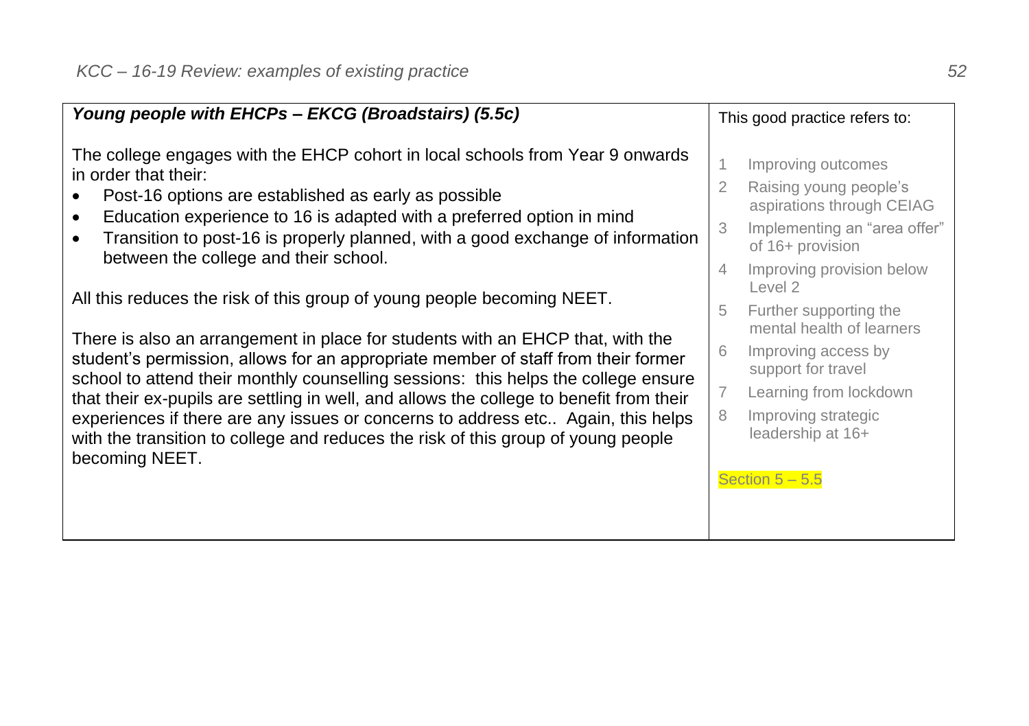| ***Young people with EHCPs – EKCG (Broadstairs) (5.5c)***<br><br>The college engages with the EHCP cohort in local schools from Year 9 onwards in order that their:<br>• Post-16 options are established as early as possible<br>• Education experience to 16 is adapted with a preferred option in mind<br>• Transition to post-16 is properly planned, with a good exchange of information between the college and their school.<br><br>All this reduces the risk of this group of young people becoming NEET.<br><br>There is also an arrangement in place for students with an EHCP that, with the student's permission, allows for an appropriate member of staff from their former school to attend their monthly counselling sessions: this helps the college ensure that their ex-pupils are settling in well, and allows the college to benefit from their experiences if there are any issues or concerns to address etc.. Again, this helps with the transition to college and reduces the risk of this group of young people becoming NEET. | This good practice refers to:<br><br>1 Improving outcomes<br>2 Raising young people's aspirations through CEIAG<br>3 Implementing an "area offer" of 16+ provision<br>4 Improving provision below Level 2<br>5 Further supporting the mental health of learners<br>6 Improving access by support for travel<br>7 Learning from lockdown<br>8 Improving strategic leadership at 16+<br><br>Section 5 – 5.5 |
|---|---|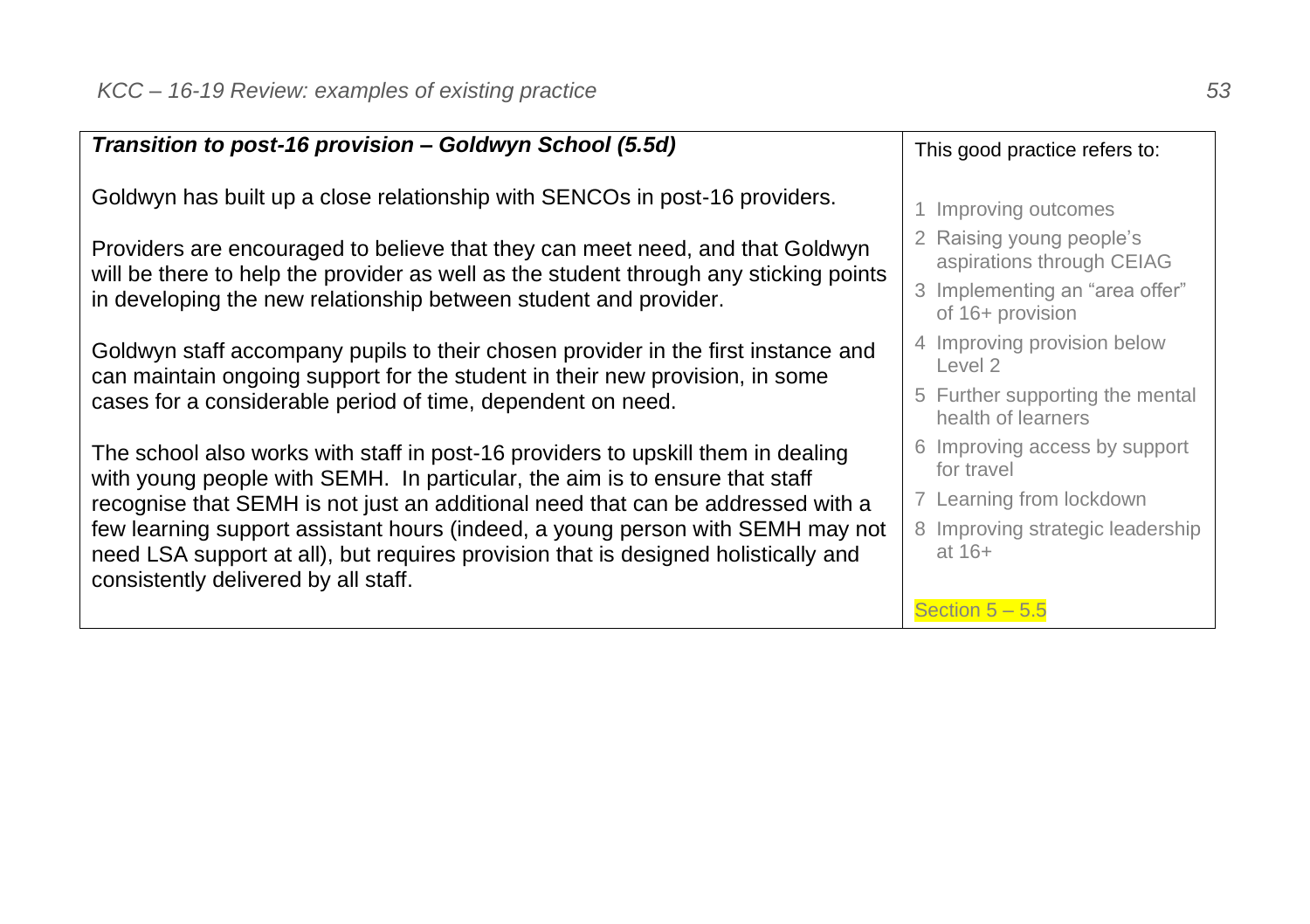| ***Transition to post-16 provision – Goldwyn School (5.5d)*** | This good practice refers to: |
|---|---|
| Goldwyn has built up a close relationship with SENCOs in post-16 providers.<br><br>Providers are encouraged to believe that they can meet need, and that Goldwyn will be there to help the provider as well as the student through any sticking points in developing the new relationship between student and provider.<br><br>Goldwyn staff accompany pupils to their chosen provider in the first instance and can maintain ongoing support for the student in their new provision, in some cases for a considerable period of time, dependent on need.<br><br>The school also works with staff in post-16 providers to upskill them in dealing with young people with SEMH. In particular, the aim is to ensure that staff recognise that SEMH is not just an additional need that can be addressed with a few learning support assistant hours (indeed, a young person with SEMH may not need LSA support at all), but requires provision that is designed holistically and consistently delivered by all staff. | 1 Improving outcomes<br>2 Raising young people's aspirations through CEIAG<br>3 Implementing an "area offer" of 16+ provision<br>4 Improving provision below Level 2<br>5 Further supporting the mental health of learners<br>6 Improving access by support for travel<br>7 Learning from lockdown<br>8 Improving strategic leadership at 16+<br><br>Section 5 – 5.5 |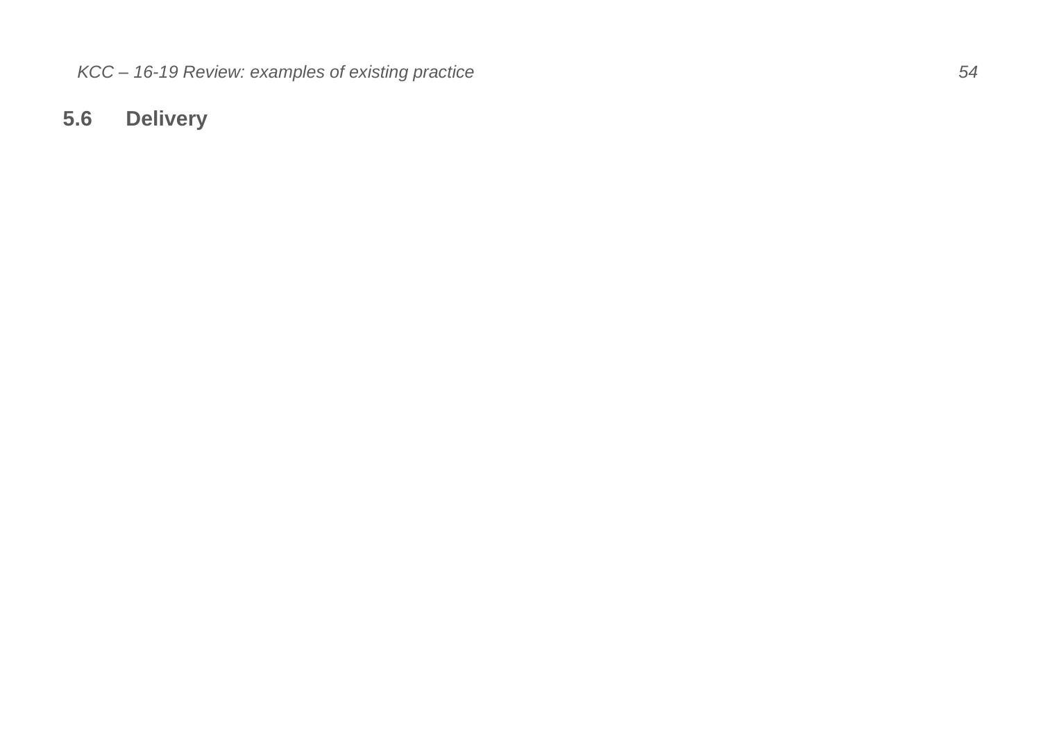## 5.6 Delivery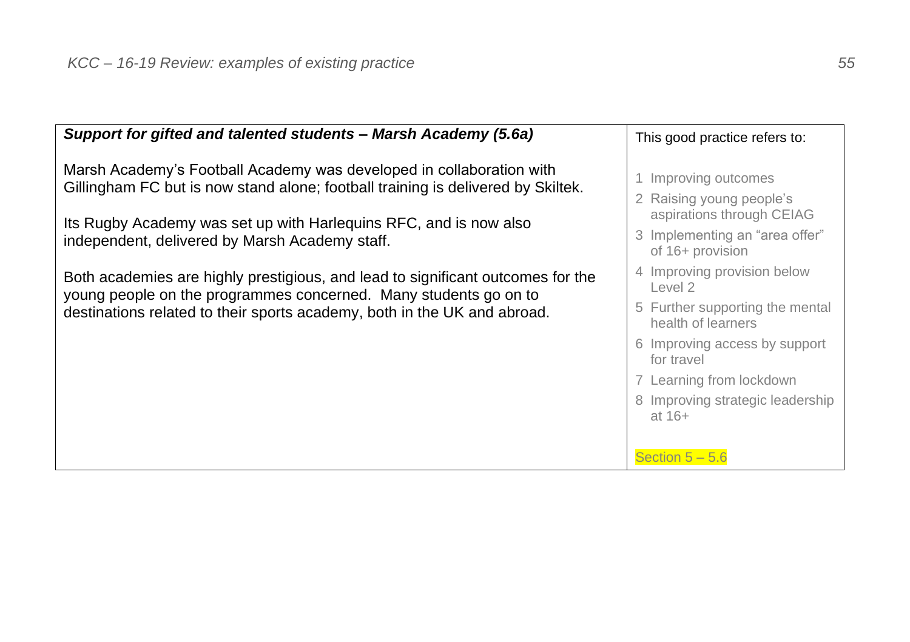| ***Support for gifted and talented students – Marsh Academy (5.6a)*** | This good practice refers to: |
|---|---|
| Marsh Academy's Football Academy was developed in collaboration with Gillingham FC but is now stand alone; football training is delivered by Skiltek.<br><br>Its Rugby Academy was set up with Harlequins RFC, and is now also independent, delivered by Marsh Academy staff.<br><br>Both academies are highly prestigious, and lead to significant outcomes for the young people on the programmes concerned. Many students go on to destinations related to their sports academy, both in the UK and abroad. | 1 Improving outcomes<br>2 Raising young people's aspirations through CEIAG<br>3 Implementing an "area offer" of 16+ provision<br>4 Improving provision below Level 2<br>5 Further supporting the mental health of learners<br>6 Improving access by support for travel<br>7 Learning from lockdown<br>8 Improving strategic leadership at 16+<br><br>Section 5 – 5.6 |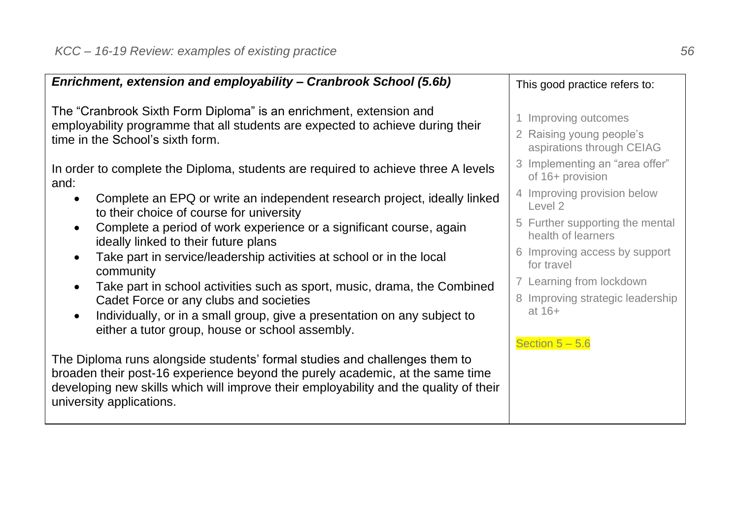| ***Enrichment, extension and employability – Cranbrook School (5.6b)*** | This good practice refers to: |
|---|---|
| The "Cranbrook Sixth Form Diploma" is an enrichment, extension and employability programme that all students are expected to achieve during their time in the School's sixth form.<br><br>In order to complete the Diploma, students are required to achieve three A levels and:<br>• Complete an EPQ or write an independent research project, ideally linked to their choice of course for university<br>• Complete a period of work experience or a significant course, again ideally linked to their future plans<br>• Take part in service/leadership activities at school or in the local community<br>• Take part in school activities such as sport, music, drama, the Combined Cadet Force or any clubs and societies<br>• Individually, or in a small group, give a presentation on any subject to either a tutor group, house or school assembly.<br><br>The Diploma runs alongside students' formal studies and challenges them to broaden their post-16 experience beyond the purely academic, at the same time developing new skills which will improve their employability and the quality of their university applications. | 1 Improving outcomes<br>2 Raising young people's aspirations through CEIAG<br>3 Implementing an "area offer" of 16+ provision<br>4 Improving provision below Level 2<br>5 Further supporting the mental health of learners<br>6 Improving access by support for travel<br>7 Learning from lockdown<br>8 Improving strategic leadership at 16+<br><br>Section 5 – 5.6 |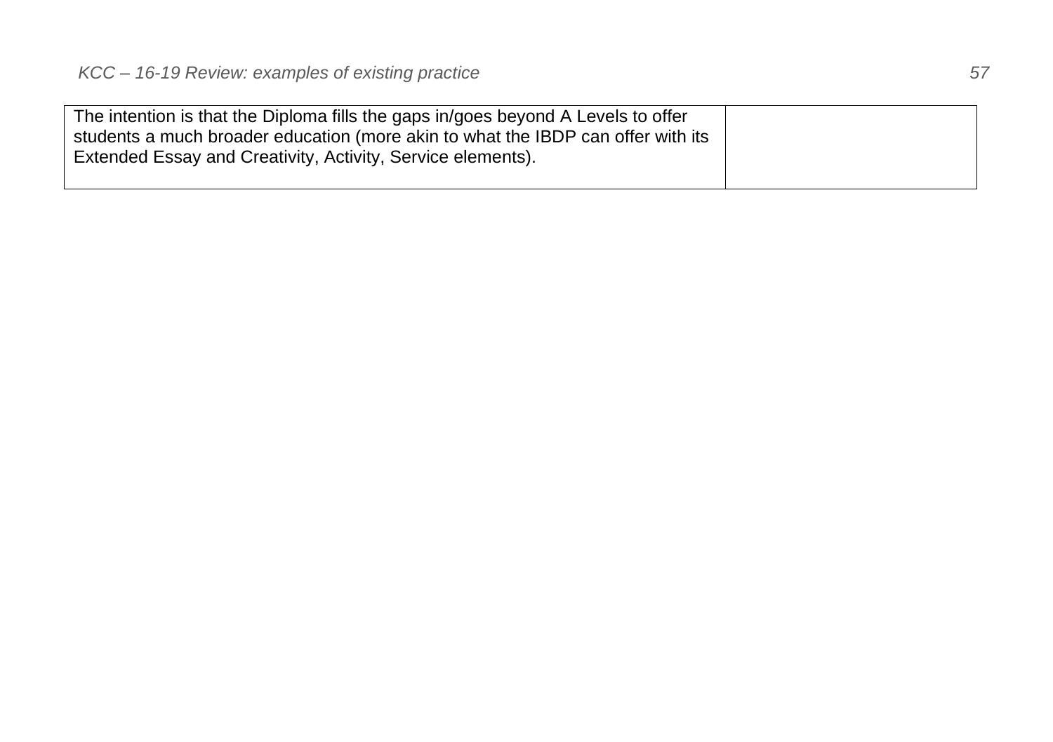| | |
|---|---|
| The intention is that the Diploma fills the gaps in/goes beyond A Levels to offer students a much broader education (more akin to what the IBDP can offer with its Extended Essay and Creativity, Activity, Service elements). | |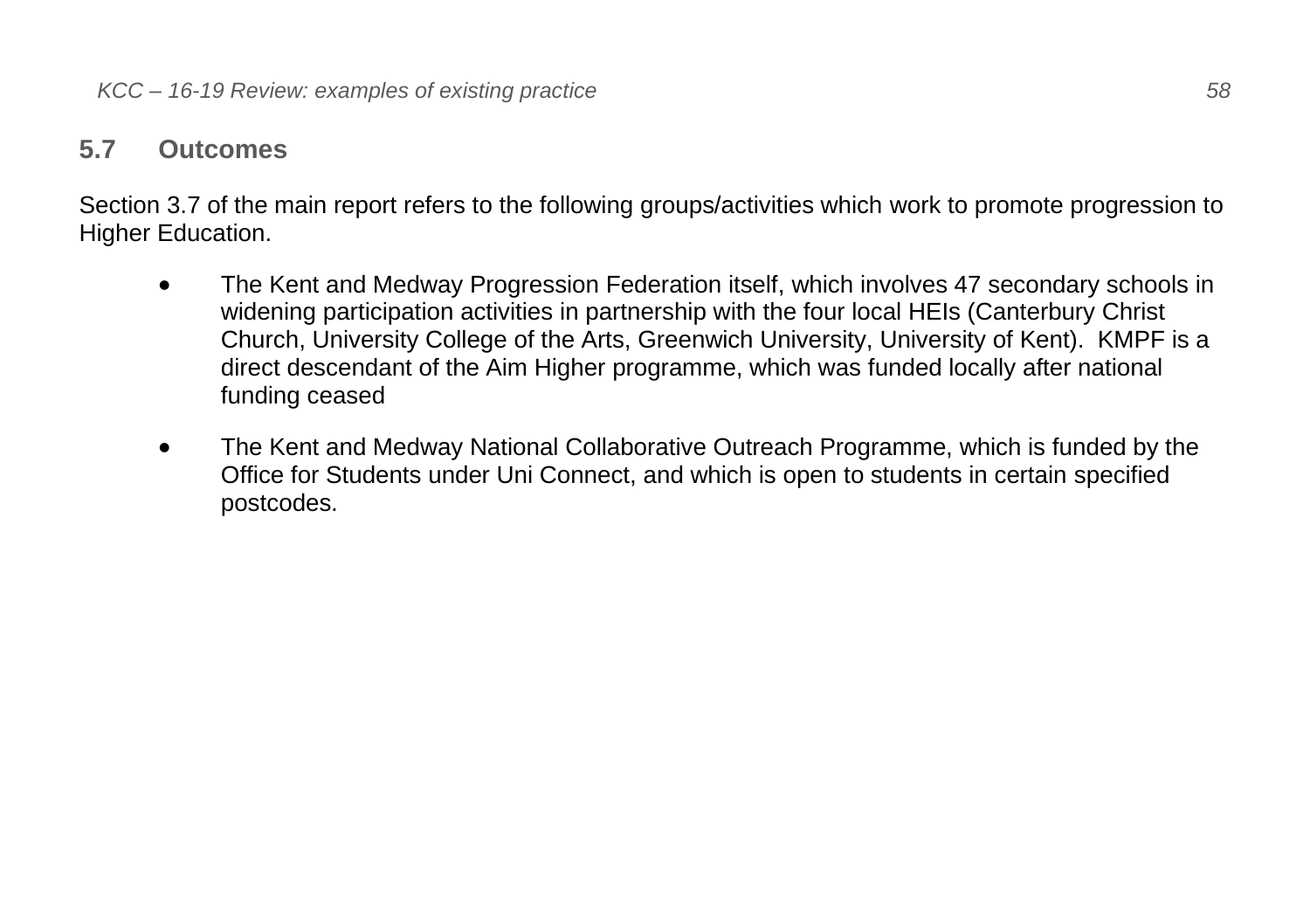## 5.7 Outcomes

Section 3.7 of the main report refers to the following groups/activities which work to promote progression to Higher Education.

- The Kent and Medway Progression Federation itself, which involves 47 secondary schools in widening participation activities in partnership with the four local HEIs (Canterbury Christ Church, University College of the Arts, Greenwich University, University of Kent). KMPF is a direct descendant of the Aim Higher programme, which was funded locally after national funding ceased

- The Kent and Medway National Collaborative Outreach Programme, which is funded by the Office for Students under Uni Connect, and which is open to students in certain specified postcodes.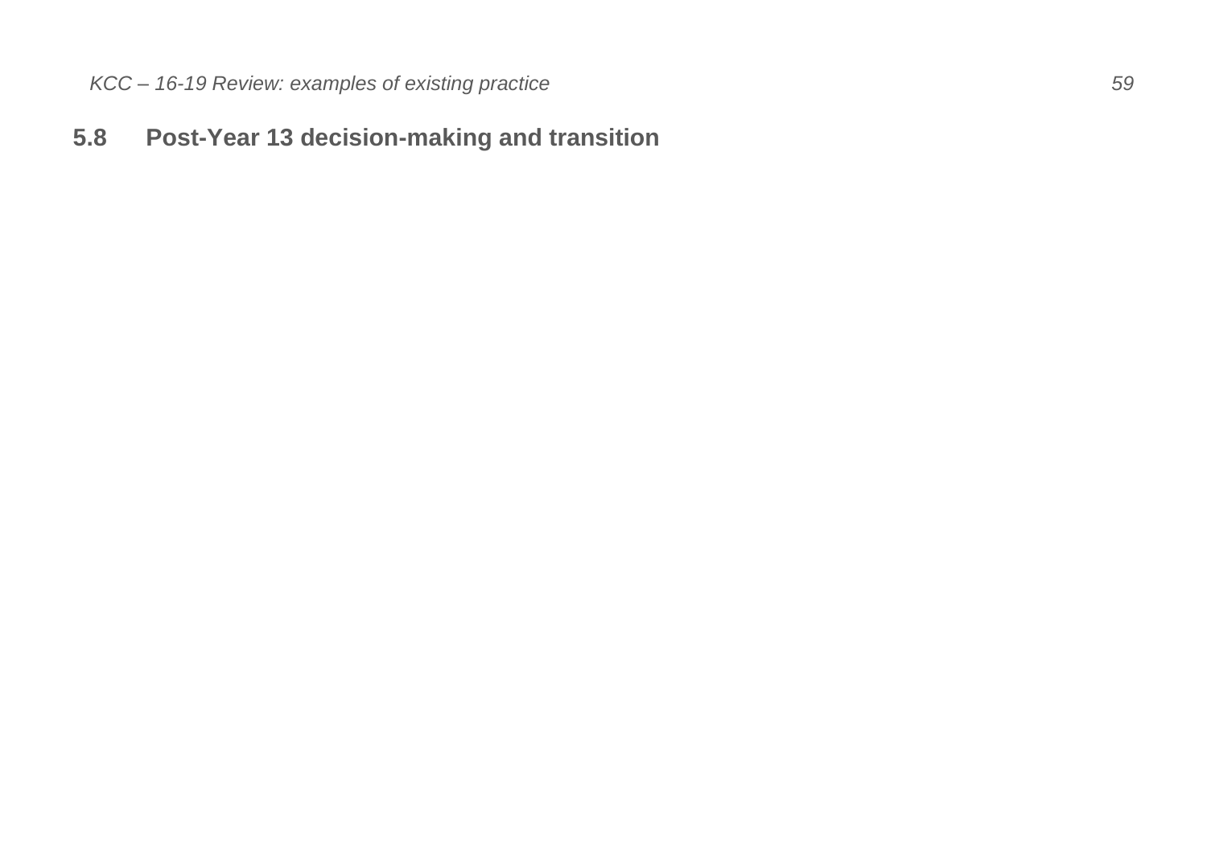## 5.8 Post-Year 13 decision-making and transition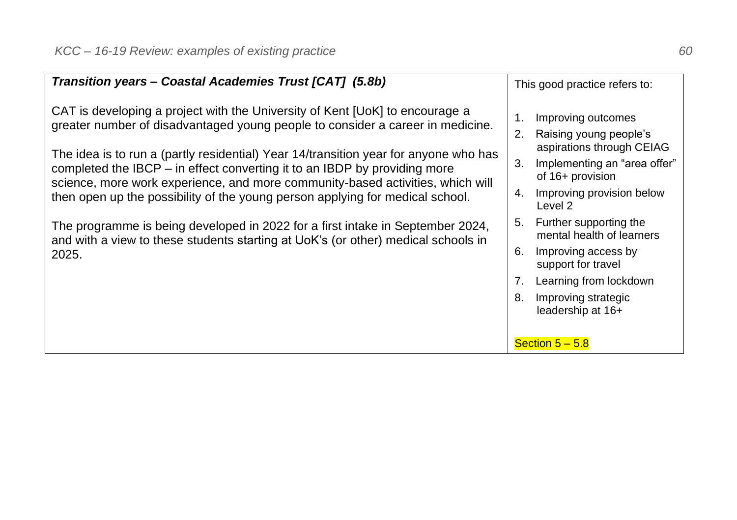| ***Transition years – Coastal Academies Trust [CAT] (5.8b)*** | This good practice refers to: |
|---|---|
| CAT is developing a project with the University of Kent [UoK] to encourage a greater number of disadvantaged young people to consider a career in medicine.<br><br>The idea is to run a (partly residential) Year 14/transition year for anyone who has completed the IBCP – in effect converting it to an IBDP by providing more science, more work experience, and more community-based activities, which will then open up the possibility of the young person applying for medical school.<br><br>The programme is being developed in 2022 for a first intake in September 2024, and with a view to these students starting at UoK's (or other) medical schools in 2025. | 1. Improving outcomes<br>2. Raising young people's aspirations through CEIAG<br>3. Implementing an "area offer" of 16+ provision<br>4. Improving provision below Level 2<br>5. Further supporting the mental health of learners<br>6. Improving access by support for travel<br>7. Learning from lockdown<br>8. Improving strategic leadership at 16+<br><br>Section 5 – 5.8 |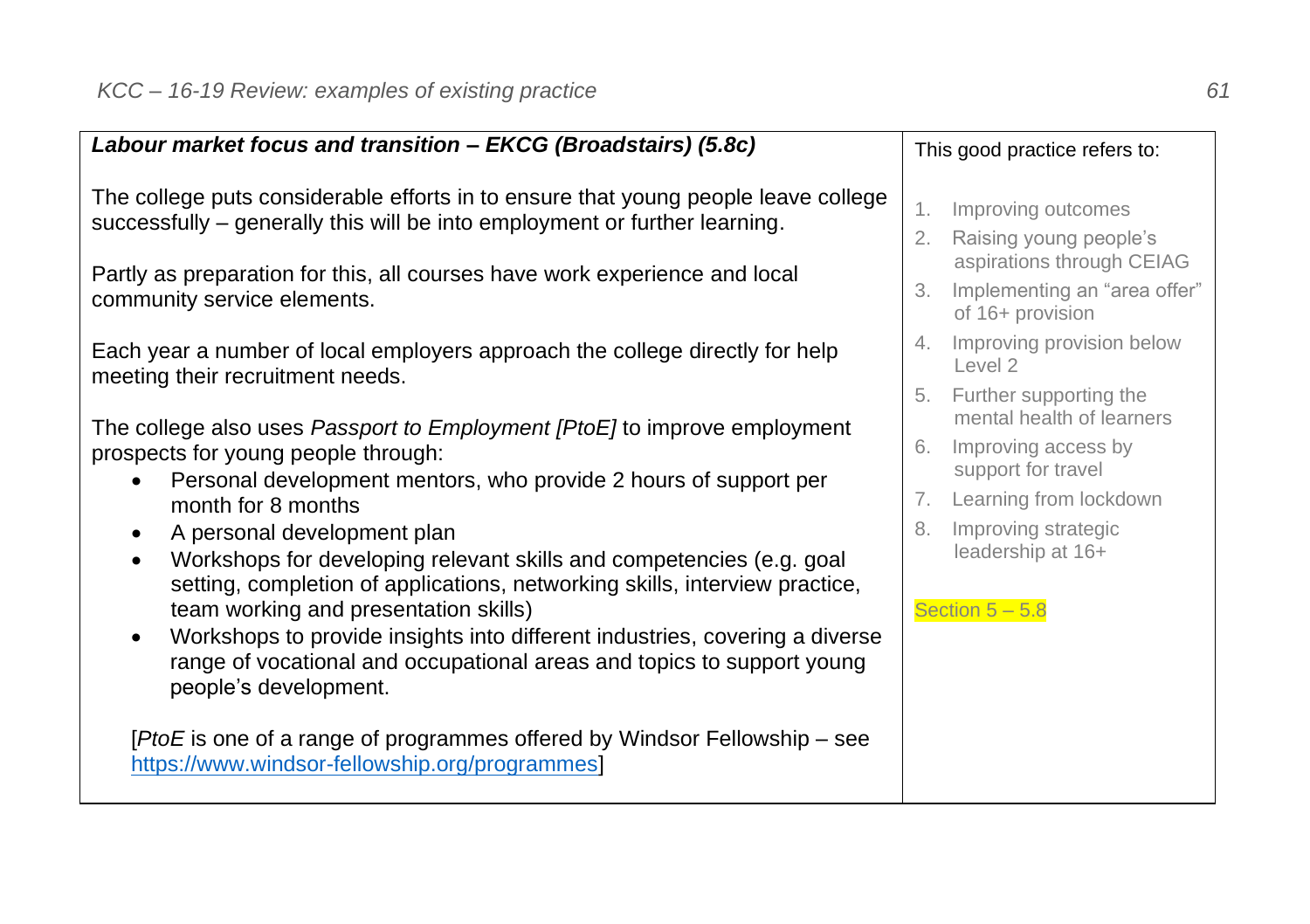**_Labour market focus and transition – EKCG (Broadstairs) (5.8c)_**

The college puts considerable efforts in to ensure that young people leave college successfully – generally this will be into employment or further learning.

Partly as preparation for this, all courses have work experience and local community service elements.

Each year a number of local employers approach the college directly for help meeting their recruitment needs.

The college also uses *Passport to Employment [PtoE]* to improve employment prospects for young people through:

- Personal development mentors, who provide 2 hours of support per month for 8 months
- A personal development plan
- Workshops for developing relevant skills and competencies (e.g. goal setting, completion of applications, networking skills, interview practice, team working and presentation skills)
- Workshops to provide insights into different industries, covering a diverse range of vocational and occupational areas and topics to support young people's development.

[*PtoE* is one of a range of programmes offered by Windsor Fellowship – see https://www.windsor-fellowship.org/programmes]

This good practice refers to:

1. Improving outcomes
2. Raising young people's aspirations through CEIAG
3. Implementing an "area offer" of 16+ provision
4. Improving provision below Level 2
5. Further supporting the mental health of learners
6. Improving access by support for travel
7. Learning from lockdown
8. Improving strategic leadership at 16+

Section 5 – 5.8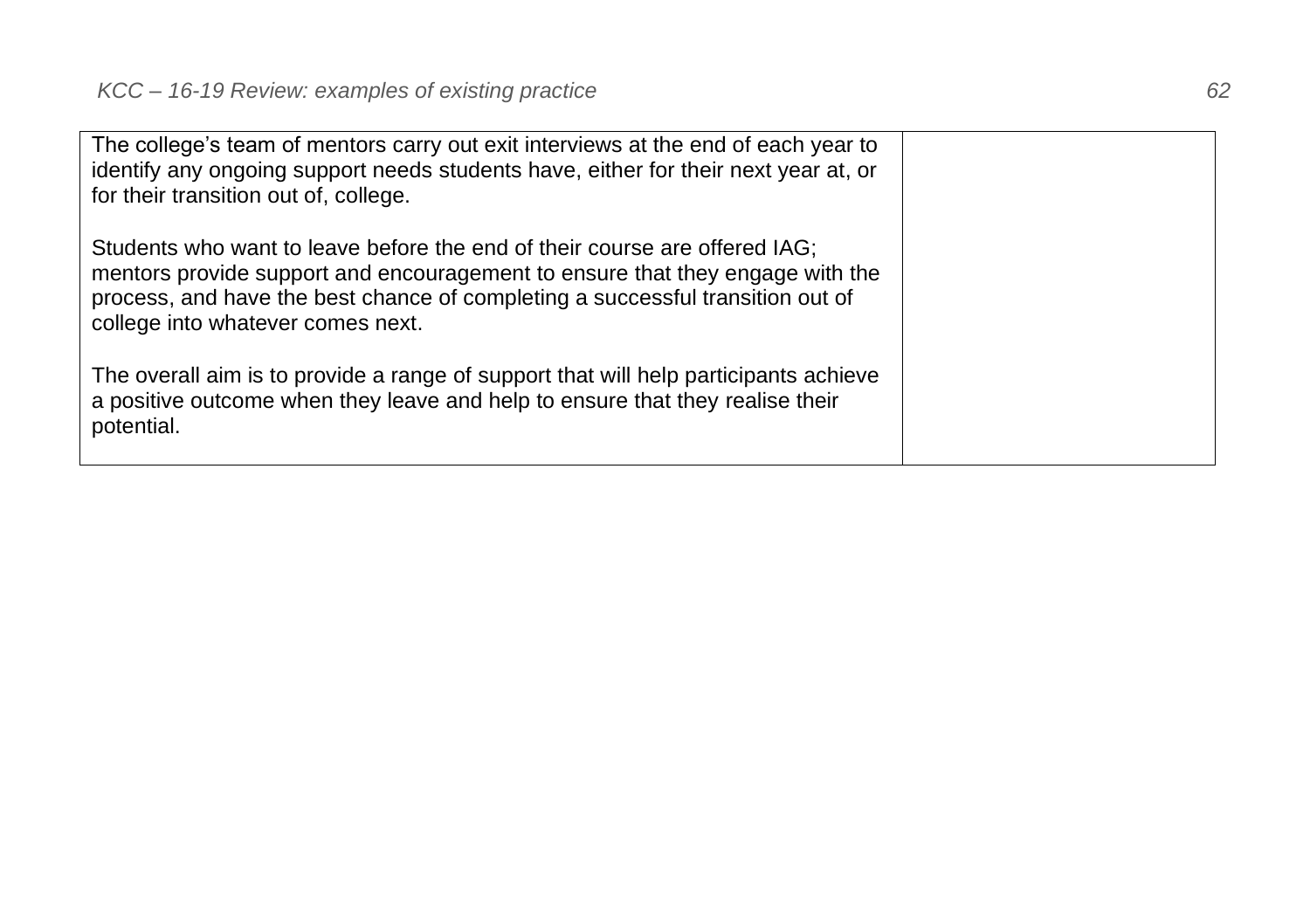| | |
|---|---|
| The college's team of mentors carry out exit interviews at the end of each year to identify any ongoing support needs students have, either for their next year at, or for their transition out of, college.<br><br>Students who want to leave before the end of their course are offered IAG; mentors provide support and encouragement to ensure that they engage with the process, and have the best chance of completing a successful transition out of college into whatever comes next.<br><br>The overall aim is to provide a range of support that will help participants achieve a positive outcome when they leave and help to ensure that they realise their potential. | |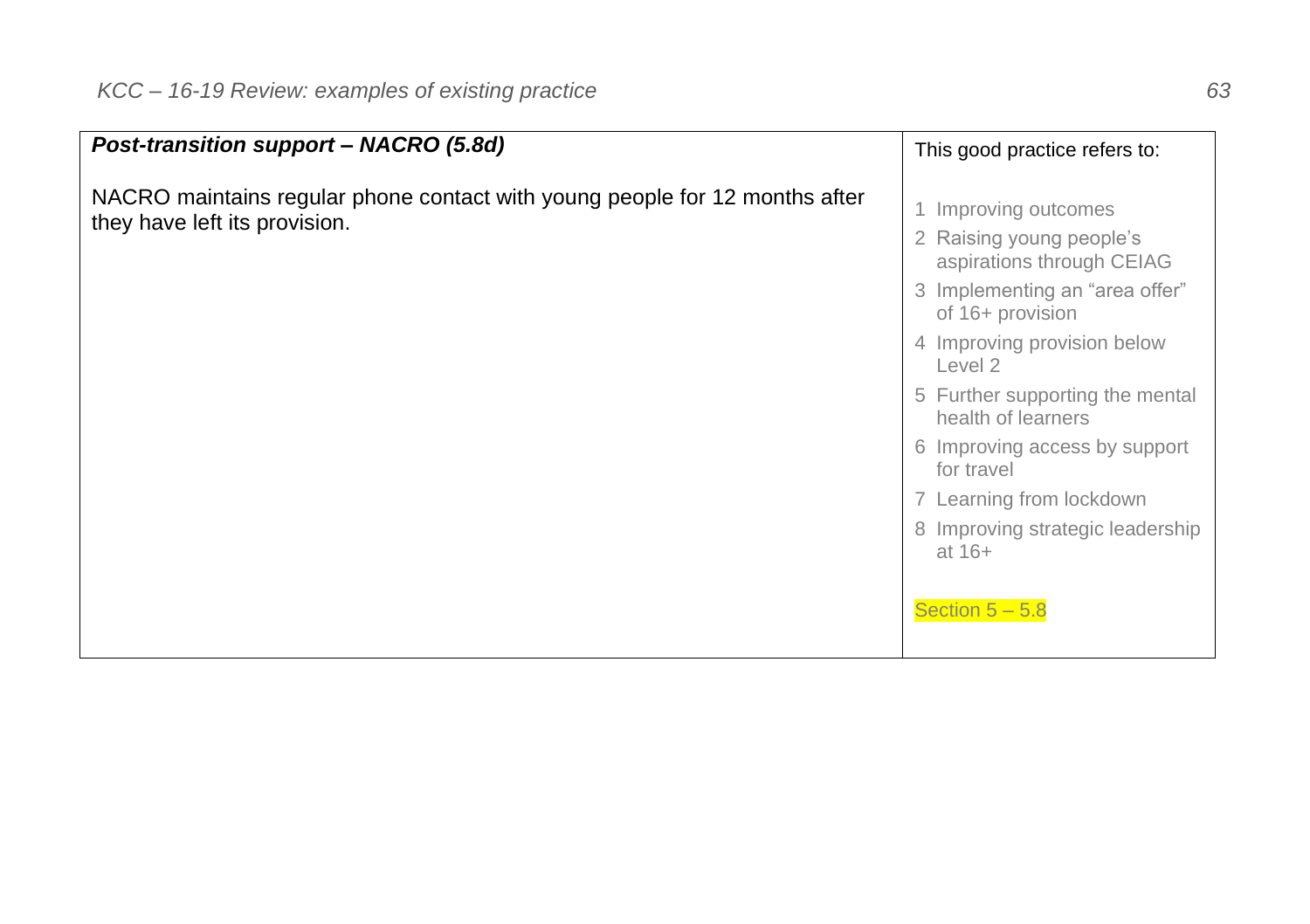| ***Post-transition support – NACRO (5.8d)***<br><br>NACRO maintains regular phone contact with young people for 12 months after they have left its provision. | This good practice refers to:<br><br>1 Improving outcomes<br>2 Raising young people's aspirations through CEIAG<br>3 Implementing an "area offer" of 16+ provision<br>4 Improving provision below Level 2<br>5 Further supporting the mental health of learners<br>6 Improving access by support for travel<br>7 Learning from lockdown<br>8 Improving strategic leadership at 16+<br><br>Section 5 – 5.8 |
|---|---|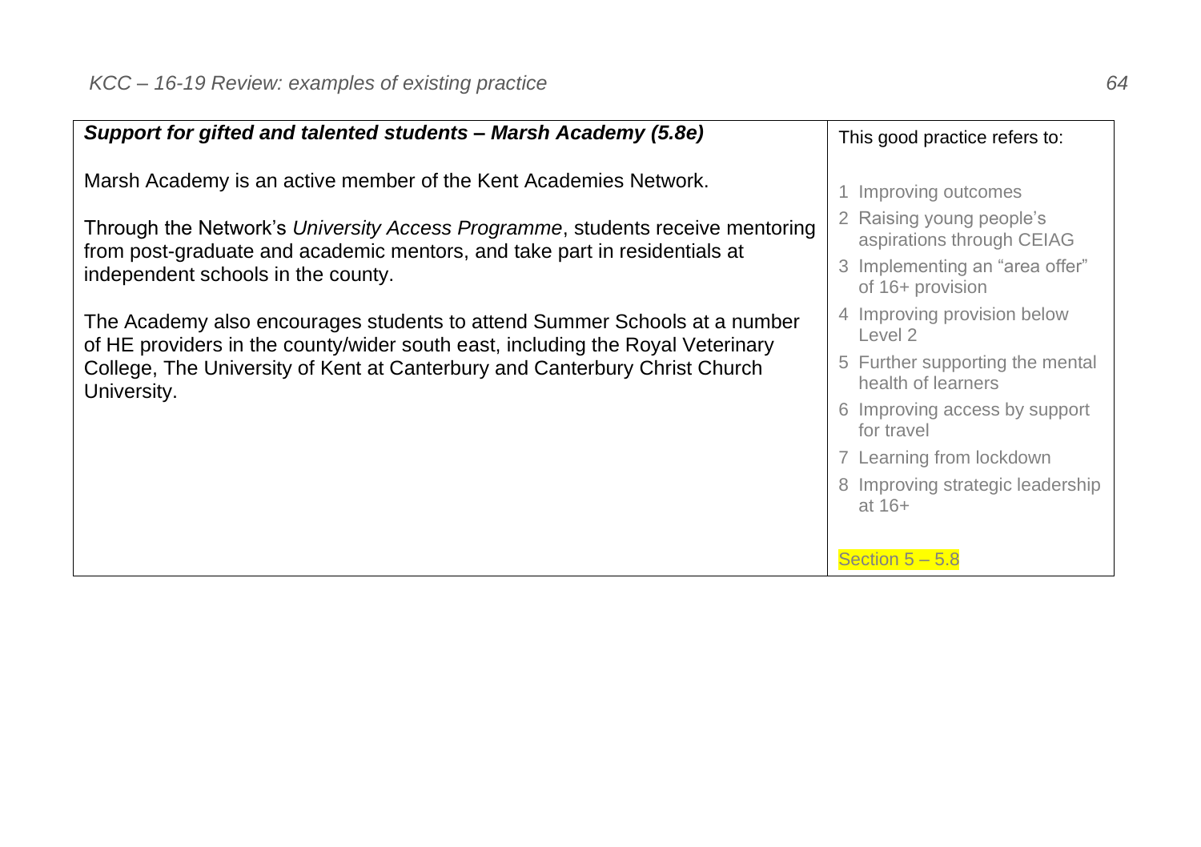| ***Support for gifted and talented students – Marsh Academy (5.8e)*** | This good practice refers to: |
|---|---|
| Marsh Academy is an active member of the Kent Academies Network.<br><br>Through the Network's *University Access Programme*, students receive mentoring from post-graduate and academic mentors, and take part in residentials at independent schools in the county.<br><br>The Academy also encourages students to attend Summer Schools at a number of HE providers in the county/wider south east, including the Royal Veterinary College, The University of Kent at Canterbury and Canterbury Christ Church University. | 1 Improving outcomes<br>2 Raising young people's aspirations through CEIAG<br>3 Implementing an "area offer" of 16+ provision<br>4 Improving provision below Level 2<br>5 Further supporting the mental health of learners<br>6 Improving access by support for travel<br>7 Learning from lockdown<br>8 Improving strategic leadership at 16+<br><br>Section 5 – 5.8 |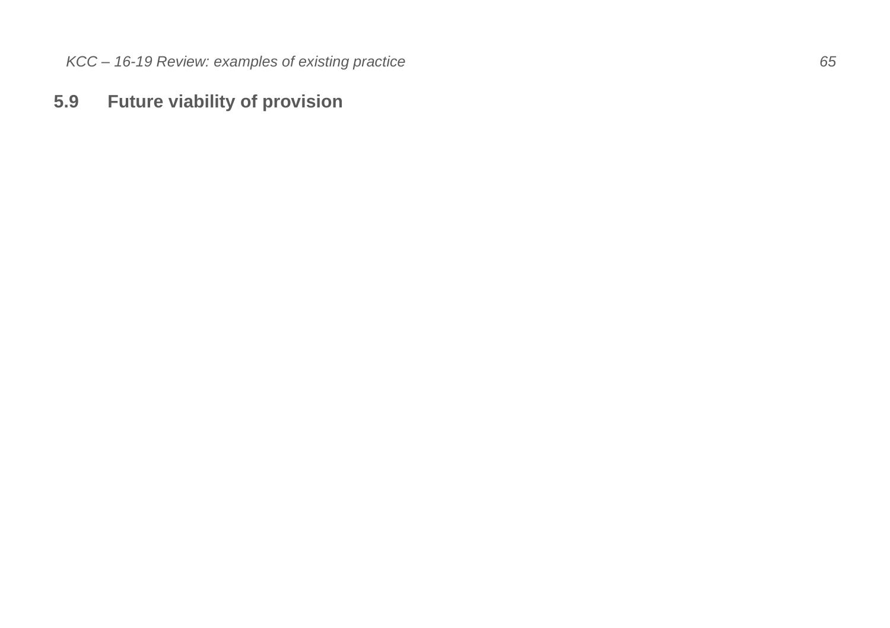## 5.9 Future viability of provision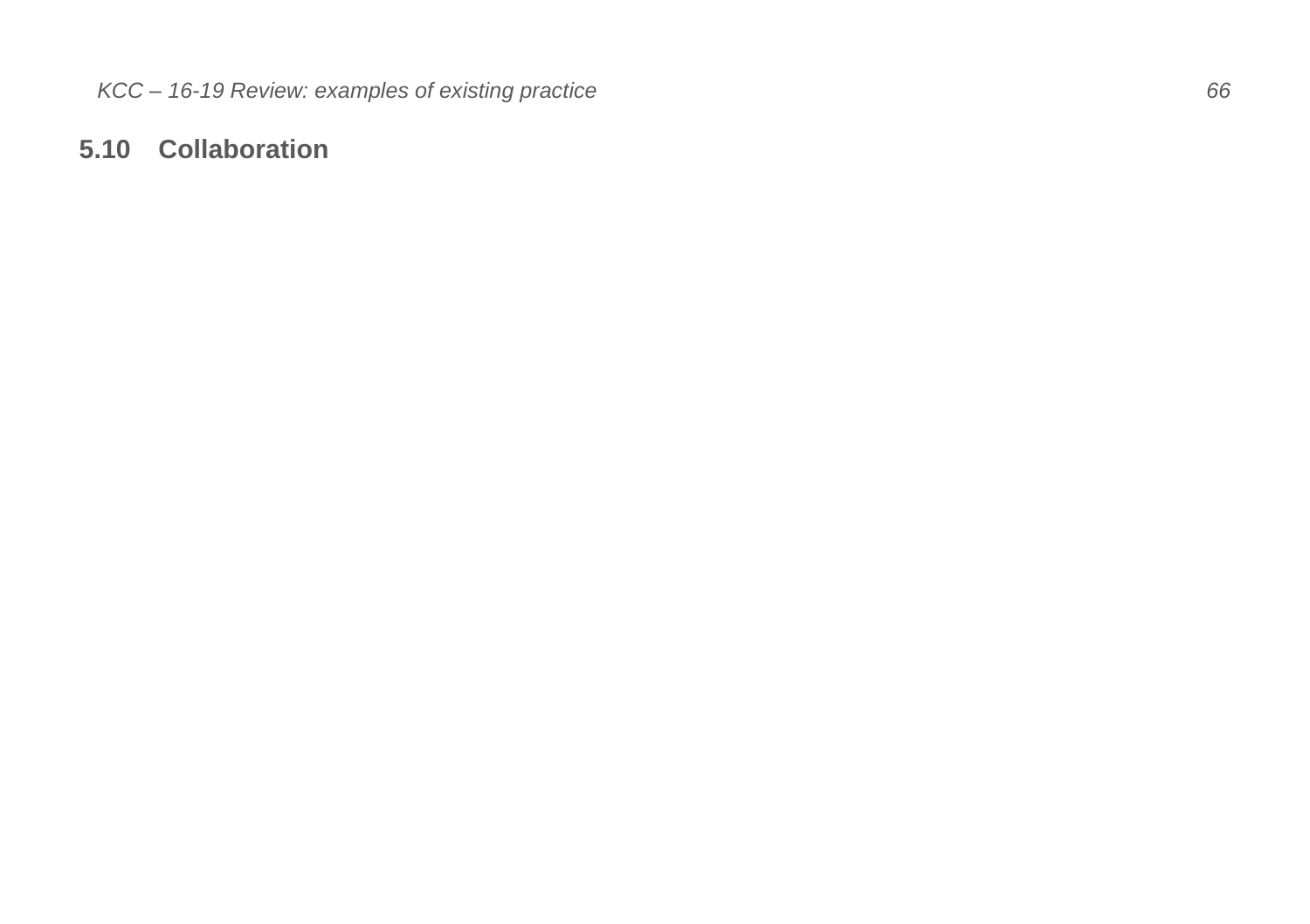## 5.10 Collaboration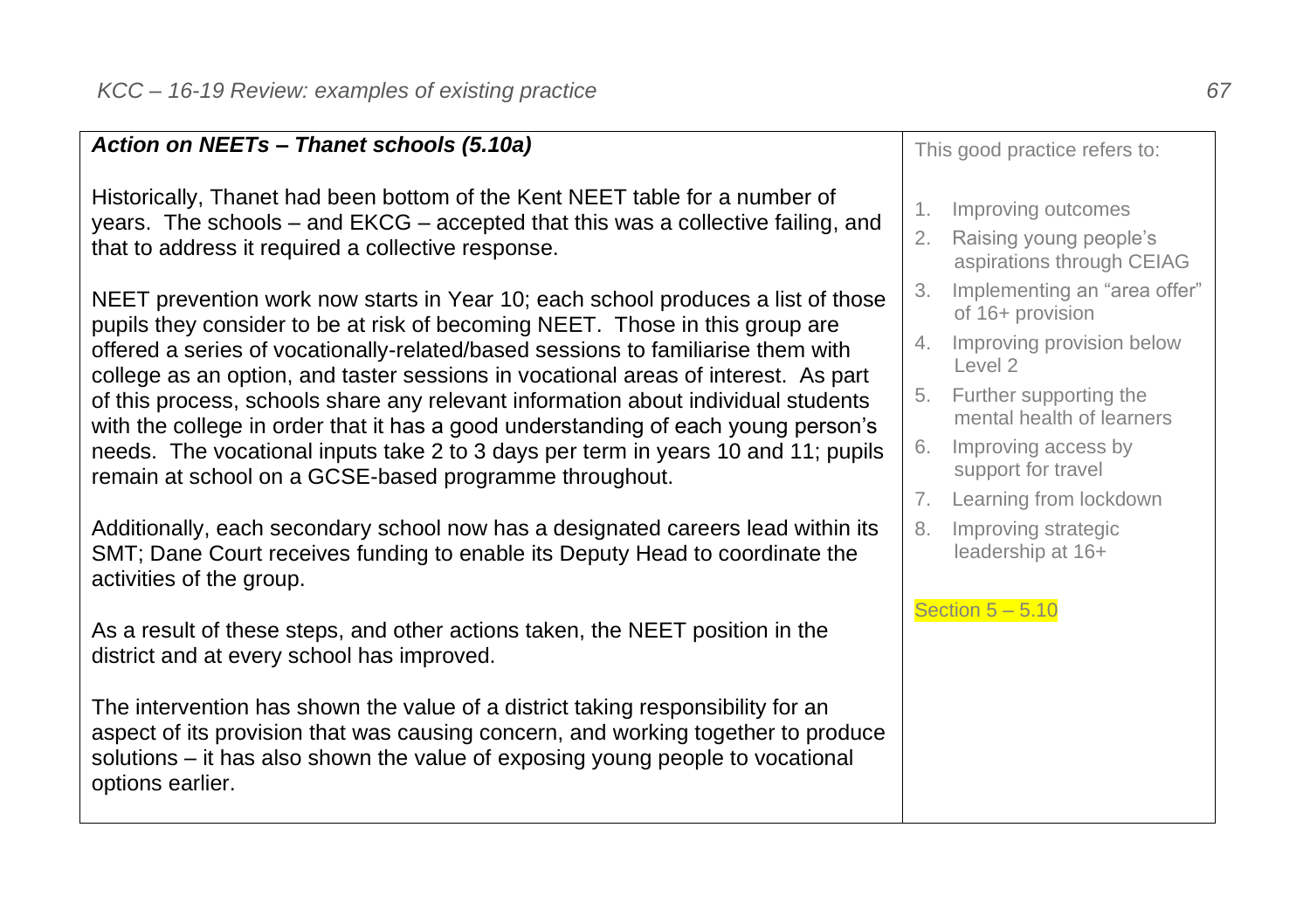| ***Action on NEETs – Thanet schools (5.10a)***<br><br>Historically, Thanet had been bottom of the Kent NEET table for a number of years. The schools – and EKCG – accepted that this was a collective failing, and that to address it required a collective response.<br><br>NEET prevention work now starts in Year 10; each school produces a list of those pupils they consider to be at risk of becoming NEET. Those in this group are offered a series of vocationally-related/based sessions to familiarise them with college as an option, and taster sessions in vocational areas of interest. As part of this process, schools share any relevant information about individual students with the college in order that it has a good understanding of each young person's needs. The vocational inputs take 2 to 3 days per term in years 10 and 11; pupils remain at school on a GCSE-based programme throughout.<br><br>Additionally, each secondary school now has a designated careers lead within its SMT; Dane Court receives funding to enable its Deputy Head to coordinate the activities of the group.<br><br>As a result of these steps, and other actions taken, the NEET position in the district and at every school has improved.<br><br>The intervention has shown the value of a district taking responsibility for an aspect of its provision that was causing concern, and working together to produce solutions – it has also shown the value of exposing young people to vocational options earlier. | This good practice refers to:<br><br>1. Improving outcomes<br>2. Raising young people's aspirations through CEIAG<br>3. Implementing an "area offer" of 16+ provision<br>4. Improving provision below Level 2<br>5. Further supporting the mental health of learners<br>6. Improving access by support for travel<br>7. Learning from lockdown<br>8. Improving strategic leadership at 16+<br><br>Section 5 – 5.10 |
|---|---|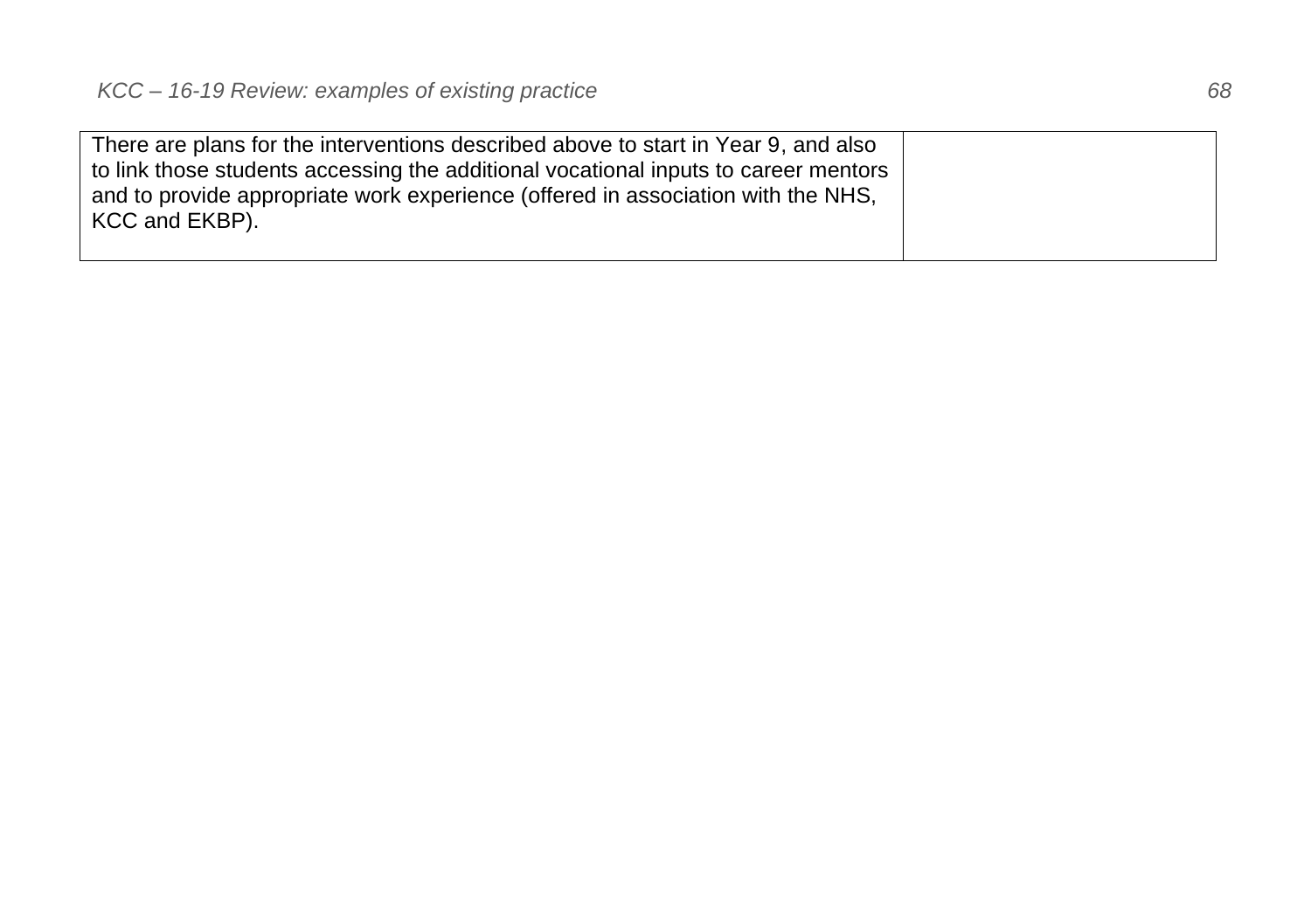| | |
|---|---|
| There are plans for the interventions described above to start in Year 9, and also to link those students accessing the additional vocational inputs to career mentors and to provide appropriate work experience (offered in association with the NHS, KCC and EKBP). | |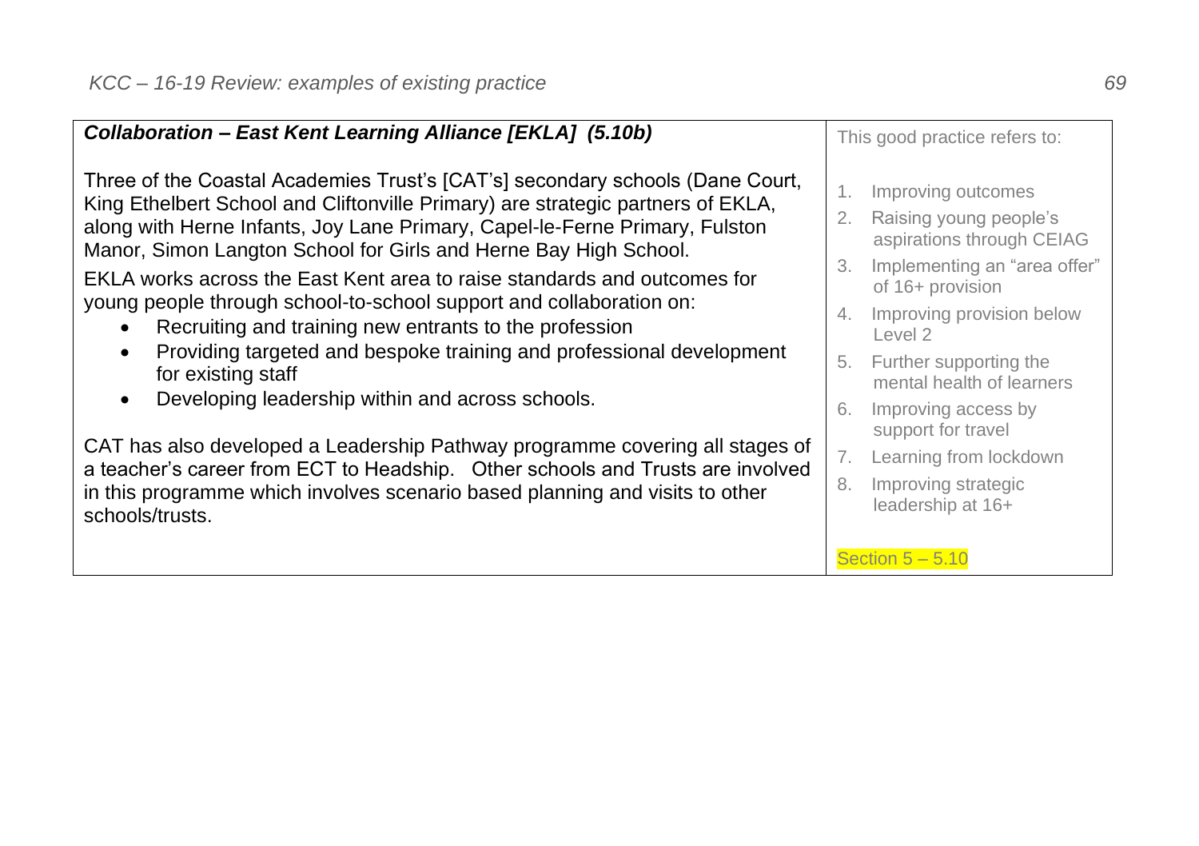## *Collaboration – East Kent Learning Alliance [EKLA] (5.10b)*

Three of the Coastal Academies Trust's [CAT's] secondary schools (Dane Court, King Ethelbert School and Cliftonville Primary) are strategic partners of EKLA, along with Herne Infants, Joy Lane Primary, Capel-le-Ferne Primary, Fulston Manor, Simon Langton School for Girls and Herne Bay High School.

EKLA works across the East Kent area to raise standards and outcomes for young people through school-to-school support and collaboration on:

- Recruiting and training new entrants to the profession
- Providing targeted and bespoke training and professional development for existing staff
- Developing leadership within and across schools.

CAT has also developed a Leadership Pathway programme covering all stages of a teacher's career from ECT to Headship. Other schools and Trusts are involved in this programme which involves scenario based planning and visits to other schools/trusts.

This good practice refers to:

1. Improving outcomes
2. Raising young people's aspirations through CEIAG
3. Implementing an "area offer" of 16+ provision
4. Improving provision below Level 2
5. Further supporting the mental health of learners
6. Improving access by support for travel
7. Learning from lockdown
8. Improving strategic leadership at 16+

Section 5 – 5.10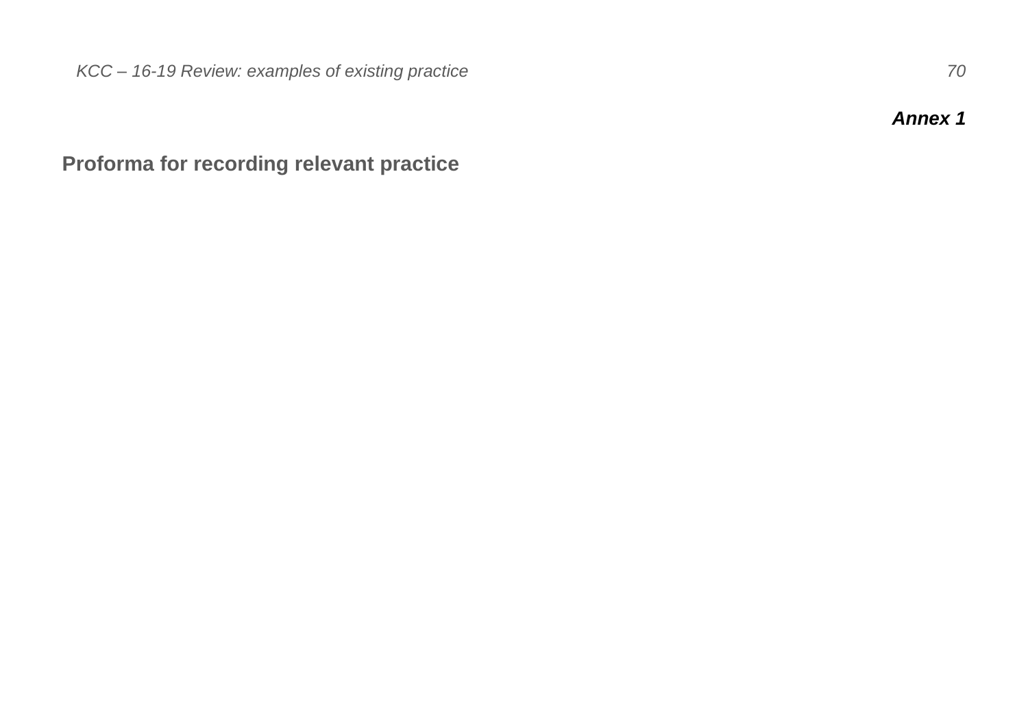***Annex 1***

## Proforma for recording relevant practice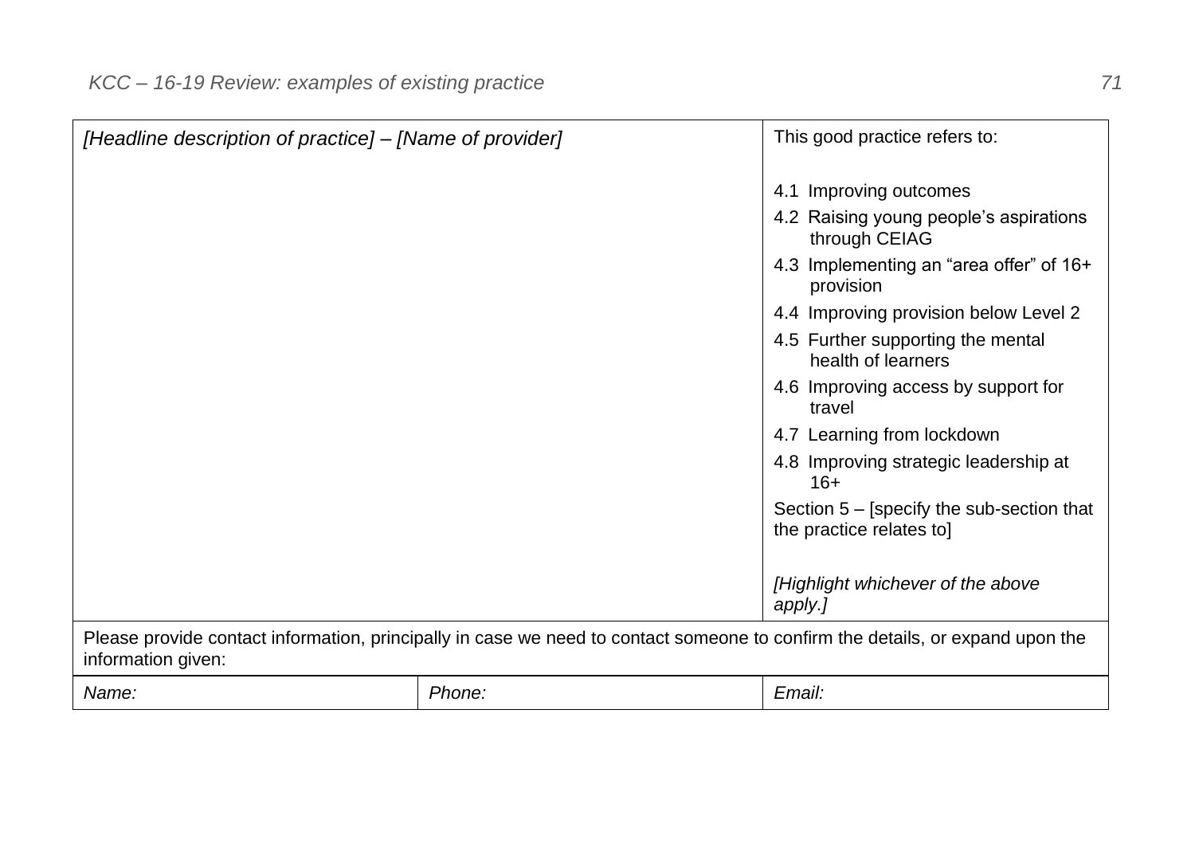| | | |
|---|---|---|
| *[Headline description of practice] – [Name of provider]* | | This good practice refers to:<br><br>4.1 Improving outcomes<br>4.2 Raising young people's aspirations through CEIAG<br>4.3 Implementing an "area offer" of 16+ provision<br>4.4 Improving provision below Level 2<br>4.5 Further supporting the mental health of learners<br>4.6 Improving access by support for travel<br>4.7 Learning from lockdown<br>4.8 Improving strategic leadership at 16+<br>Section 5 – [specify the sub-section that the practice relates to]<br><br>*[Highlight whichever of the above apply.]* |
| Please provide contact information, principally in case we need to contact someone to confirm the details, or expand upon the information given: | | |
| *Name:* | *Phone:* | *Email:* |